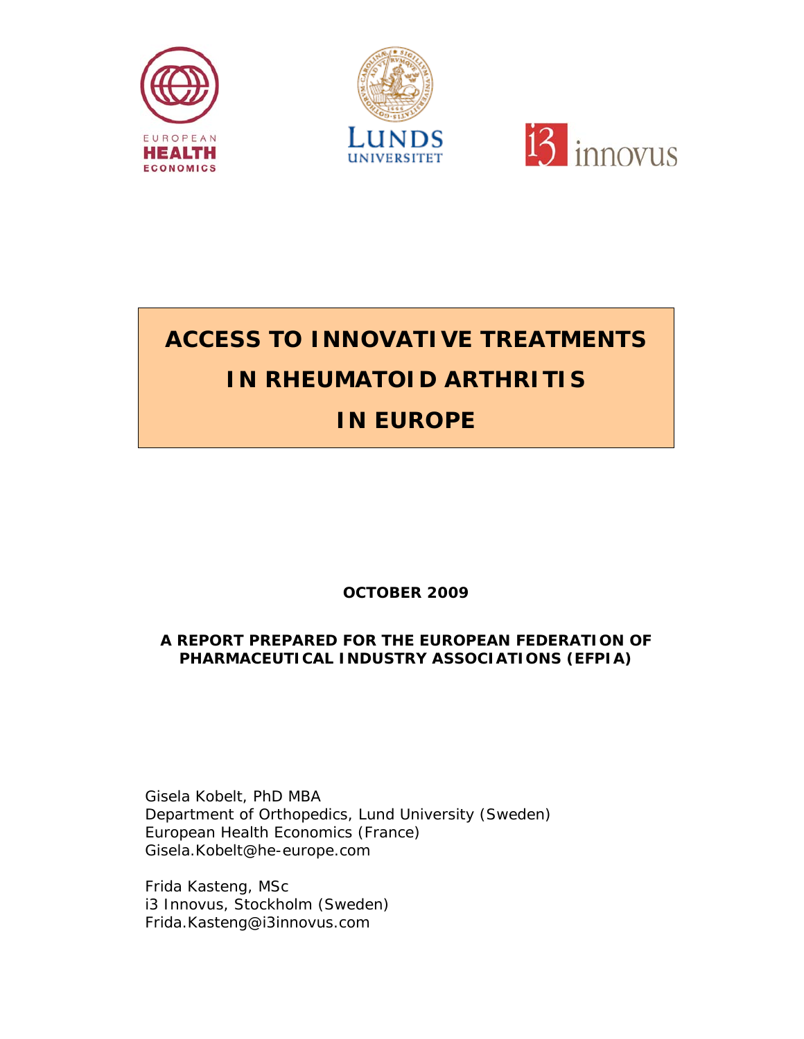EUROPEAN HEALTH ECONOMICS

LUNDS UNIVERSITET

i3 innovus

# ACCESS TO INNOVATIVE TREATMENTS IN RHEUMATOID ARTHRITIS IN EUROPE

**OCTOBER 2009**

**A REPORT PREPARED FOR THE EUROPEAN FEDERATION OF PHARMACEUTICAL INDUSTRY ASSOCIATIONS (EFPIA)**

Gisela Kobelt, PhD MBA
Department of Orthopedics, Lund University (Sweden)
European Health Economics (France)
Gisela.Kobelt@he-europe.com

Frida Kasteng, MSc
i3 Innovus, Stockholm (Sweden)
Frida.Kasteng@i3innovus.com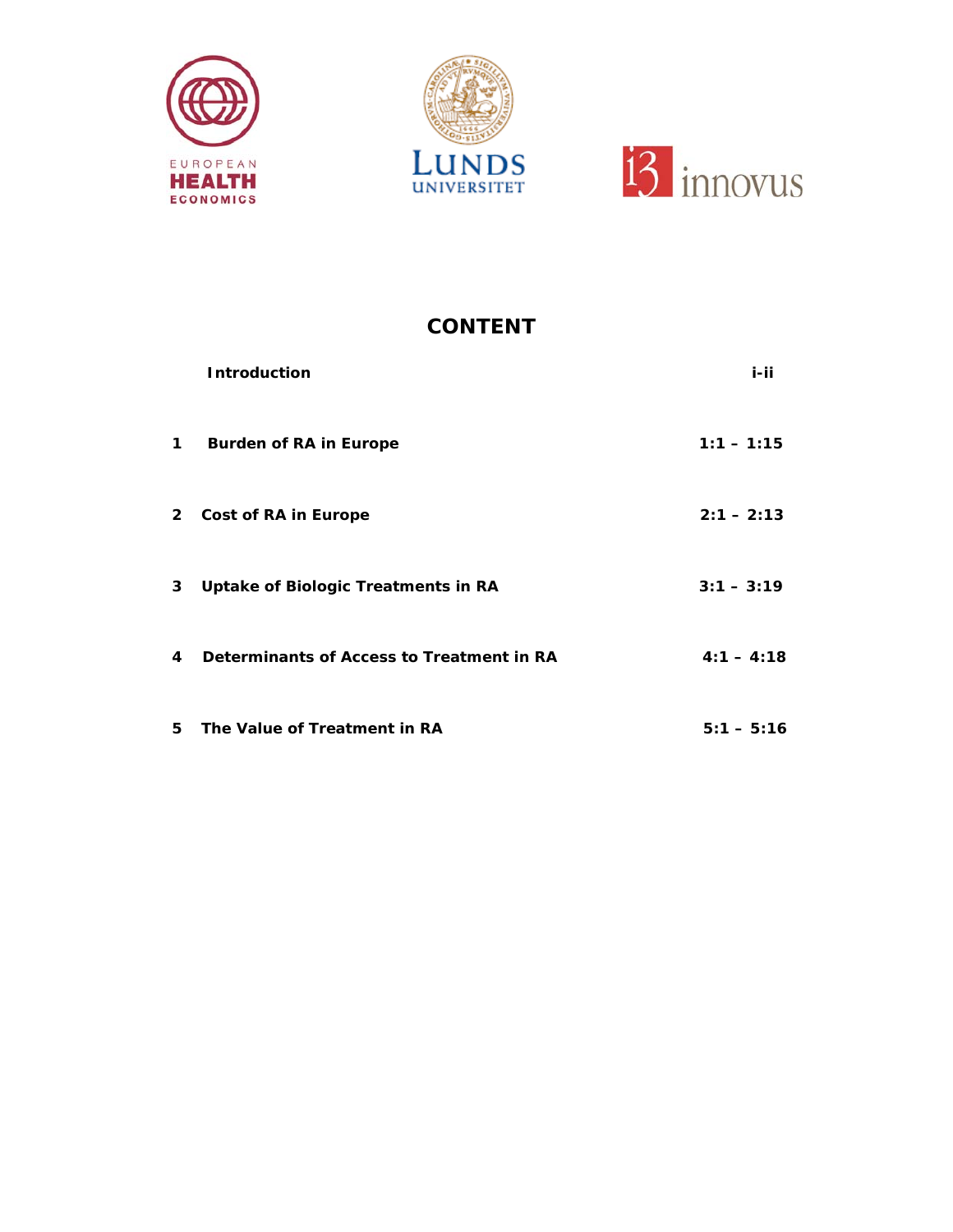EUROPEAN HEALTH ECONOMICS

LUNDS UNIVERSITET

i3 innovus

# CONTENT

| | | |
|---|---|---|
| | **Introduction** | **i-ii** |
| **1** | **Burden of RA in Europe** | **1:1 – 1:15** |
| **2** | **Cost of RA in Europe** | **2:1 – 2:13** |
| **3** | **Uptake of Biologic Treatments in RA** | **3:1 – 3:19** |
| **4** | **Determinants of Access to Treatment in RA** | **4:1 – 4:18** |
| **5** | **The Value of Treatment in RA** | **5:1 – 5:16** |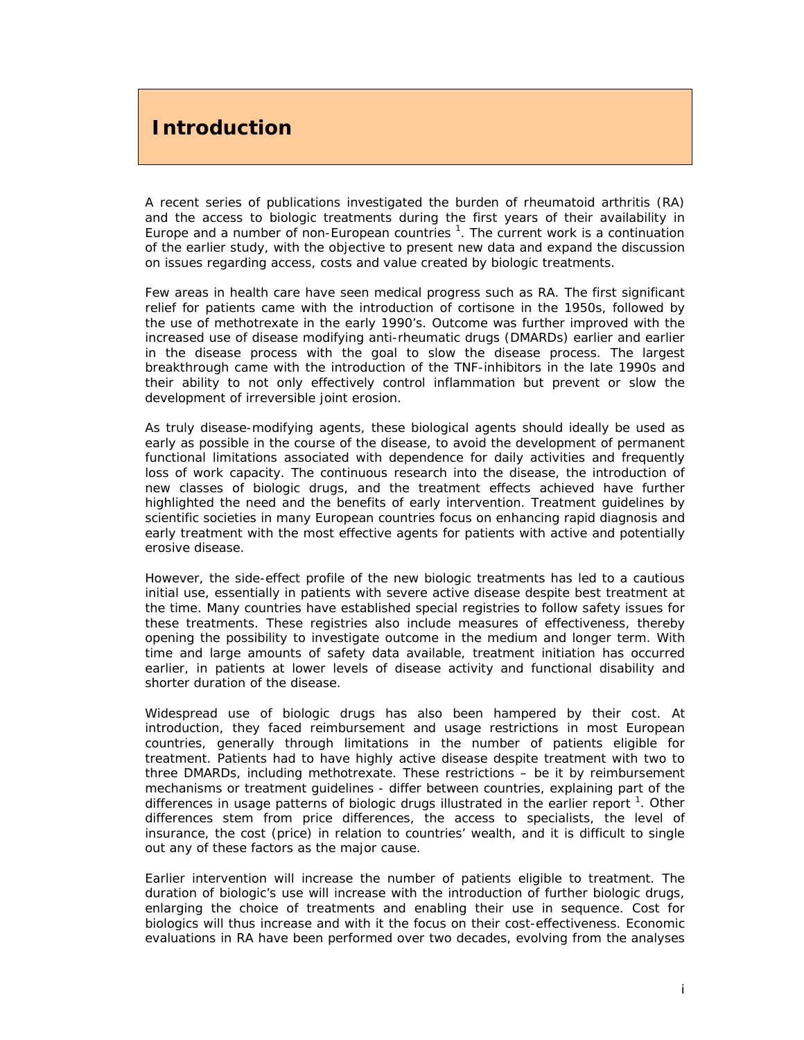# Introduction

A recent series of publications investigated the burden of rheumatoid arthritis (RA) and the access to biologic treatments during the first years of their availability in Europe and a number of non-European countries [1]. The current work is a continuation of the earlier study, with the objective to present new data and expand the discussion on issues regarding access, costs and value created by biologic treatments.

Few areas in health care have seen medical progress such as RA. The first significant relief for patients came with the introduction of cortisone in the 1950s, followed by the use of methotrexate in the early 1990's. Outcome was further improved with the increased use of disease modifying anti-rheumatic drugs (DMARDs) earlier and earlier in the disease process with the goal to slow the disease process. The largest breakthrough came with the introduction of the TNF-inhibitors in the late 1990s and their ability to not only effectively control inflammation but prevent or slow the development of irreversible joint erosion.

As truly disease-modifying agents, these biological agents should ideally be used as early as possible in the course of the disease, to avoid the development of permanent functional limitations associated with dependence for daily activities and frequently loss of work capacity. The continuous research into the disease, the introduction of new classes of biologic drugs, and the treatment effects achieved have further highlighted the need and the benefits of early intervention. Treatment guidelines by scientific societies in many European countries focus on enhancing rapid diagnosis and early treatment with the most effective agents for patients with active and potentially erosive disease.

However, the side-effect profile of the new biologic treatments has led to a cautious initial use, essentially in patients with severe active disease despite best treatment at the time. Many countries have established special registries to follow safety issues for these treatments. These registries also include measures of effectiveness, thereby opening the possibility to investigate outcome in the medium and longer term. With time and large amounts of safety data available, treatment initiation has occurred earlier, in patients at lower levels of disease activity and functional disability and shorter duration of the disease.

Widespread use of biologic drugs has also been hampered by their cost. At introduction, they faced reimbursement and usage restrictions in most European countries, generally through limitations in the number of patients eligible for treatment. Patients had to have highly active disease despite treatment with two to three DMARDs, including methotrexate. These restrictions – be it by reimbursement mechanisms or treatment guidelines - differ between countries, explaining part of the differences in usage patterns of biologic drugs illustrated in the earlier report [1]. Other differences stem from price differences, the access to specialists, the level of insurance, the cost (price) in relation to countries' wealth, and it is difficult to single out any of these factors as the major cause.

Earlier intervention will increase the number of patients eligible to treatment. The duration of biologic's use will increase with the introduction of further biologic drugs, enlarging the choice of treatments and enabling their use in sequence. Cost for biologics will thus increase and with it the focus on their cost-effectiveness. Economic evaluations in RA have been performed over two decades, evolving from the analyses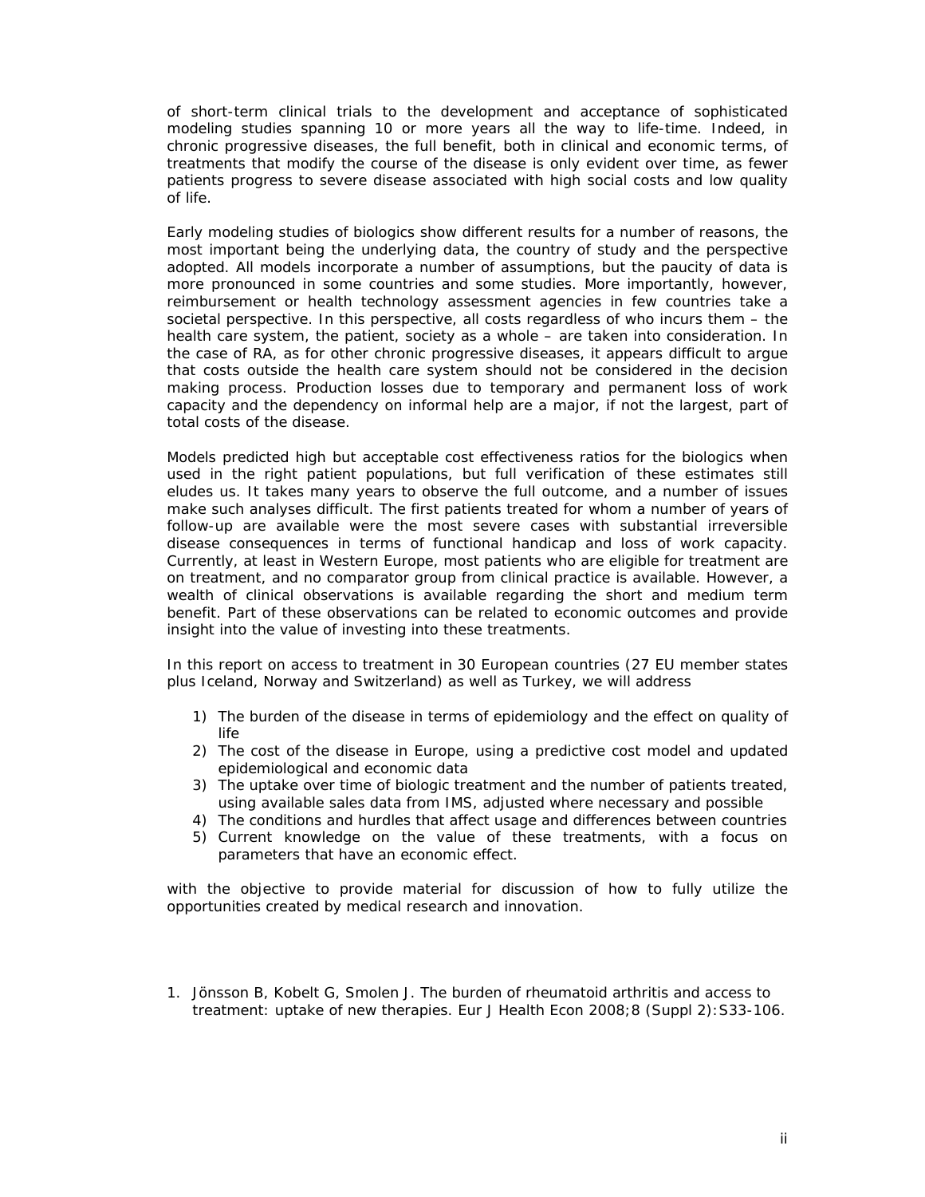of short-term clinical trials to the development and acceptance of sophisticated modeling studies spanning 10 or more years all the way to life-time. Indeed, in chronic progressive diseases, the full benefit, both in clinical and economic terms, of treatments that modify the course of the disease is only evident over time, as fewer patients progress to severe disease associated with high social costs and low quality of life.

Early modeling studies of biologics show different results for a number of reasons, the most important being the underlying data, the country of study and the perspective adopted. All models incorporate a number of assumptions, but the paucity of data is more pronounced in some countries and some studies. More importantly, however, reimbursement or health technology assessment agencies in few countries take a societal perspective. In this perspective, all costs regardless of who incurs them – the health care system, the patient, society as a whole – are taken into consideration. In the case of RA, as for other chronic progressive diseases, it appears difficult to argue that costs outside the health care system should not be considered in the decision making process. Production losses due to temporary and permanent loss of work capacity and the dependency on informal help are a major, if not the largest, part of total costs of the disease.

Models predicted high but acceptable cost effectiveness ratios for the biologics when used in the right patient populations, but full verification of these estimates still eludes us. It takes many years to observe the full outcome, and a number of issues make such analyses difficult. The first patients treated for whom a number of years of follow-up are available were the most severe cases with substantial irreversible disease consequences in terms of functional handicap and loss of work capacity. Currently, at least in Western Europe, most patients who are eligible for treatment are on treatment, and no comparator group from clinical practice is available. However, a wealth of clinical observations is available regarding the short and medium term benefit. Part of these observations can be related to economic outcomes and provide insight into the value of investing into these treatments.

In this report on access to treatment in 30 European countries (27 EU member states plus Iceland, Norway and Switzerland) as well as Turkey, we will address

1) The burden of the disease in terms of epidemiology and the effect on quality of life
2) The cost of the disease in Europe, using a predictive cost model and updated epidemiological and economic data
3) The uptake over time of biologic treatment and the number of patients treated, using available sales data from IMS, adjusted where necessary and possible
4) The conditions and hurdles that affect usage and differences between countries
5) Current knowledge on the value of these treatments, with a focus on parameters that have an economic effect.

with the objective to provide material for discussion of how to fully utilize the opportunities created by medical research and innovation.

1. Jönsson B, Kobelt G, Smolen J. The burden of rheumatoid arthritis and access to treatment: uptake of new therapies. Eur J Health Econ 2008;8 (Suppl 2):S33-106.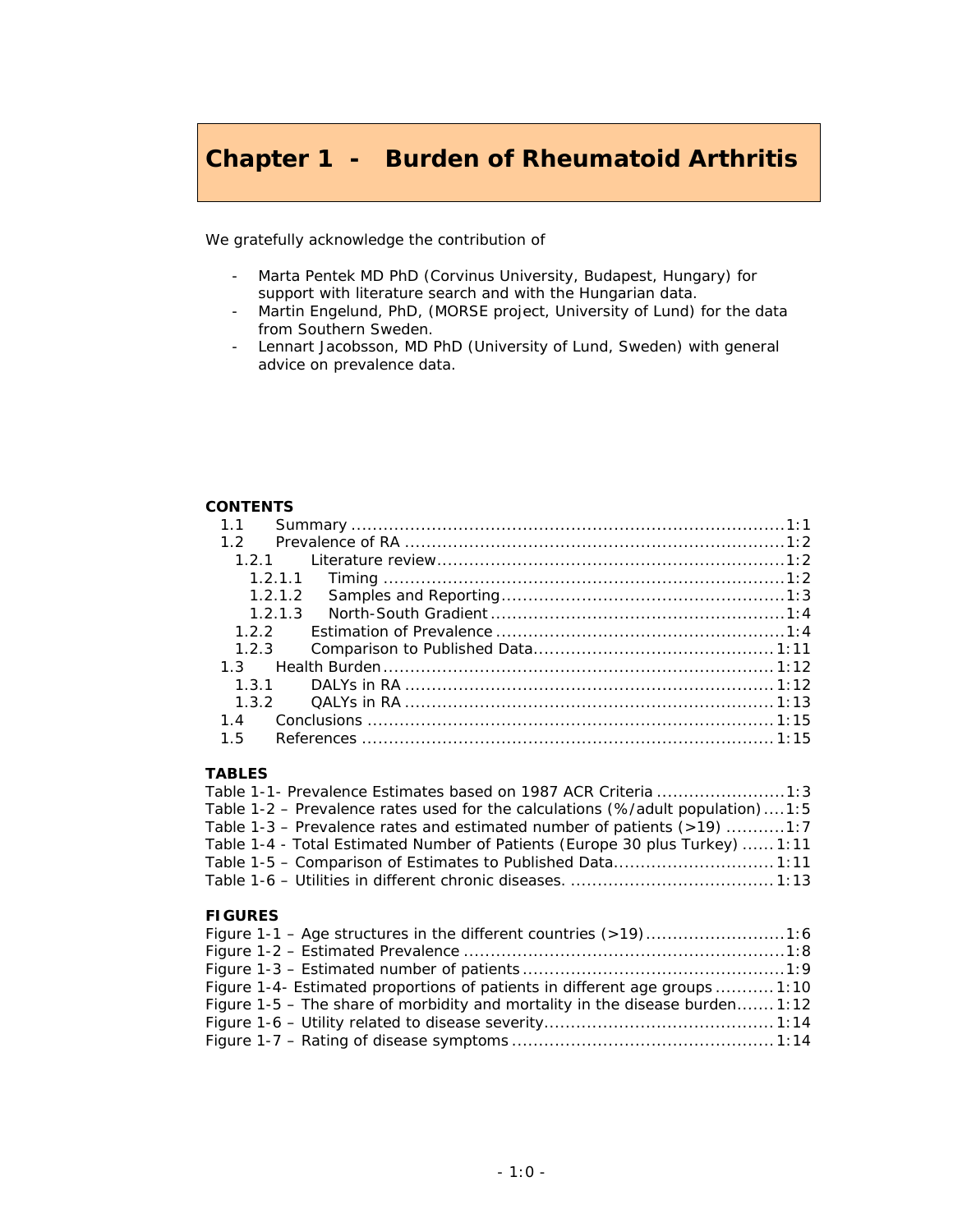# Chapter 1 - Burden of Rheumatoid Arthritis

We gratefully acknowledge the contribution of

- Marta Pentek MD PhD (Corvinus University, Budapest, Hungary) for support with literature search and with the Hungarian data.
- Martin Engelund, PhD, (MORSE project, University of Lund) for the data from Southern Sweden.
- Lennart Jacobsson, MD PhD (University of Lund, Sweden) with general advice on prevalence data.

**CONTENTS**

- 1.1 Summary ....................................................................................1:1
- 1.2 Prevalence of RA ........................................................................1:2
  - 1.2.1 Literature review..................................................................1:2
    - 1.2.1.1 Timing ...........................................................................1:2
    - 1.2.1.2 Samples and Reporting.....................................................1:3
    - 1.2.1.3 North-South Gradient .......................................................1:4
  - 1.2.2 Estimation of Prevalence ......................................................1:4
  - 1.2.3 Comparison to Published Data.............................................1:11
- 1.3 Health Burden...........................................................................1:12
  - 1.3.1 DALYs in RA .....................................................................1:12
  - 1.3.2 QALYs in RA .....................................................................1:13
- 1.4 Conclusions .............................................................................1:15
- 1.5 References ..............................................................................1:15

**TABLES**

Table 1-1- Prevalence Estimates based on 1987 ACR Criteria ........................1:3
Table 1-2 – Prevalence rates used for the calculations (%/adult population)....1:5
Table 1-3 – Prevalence rates and estimated number of patients (>19) ...........1:7
Table 1-4 - Total Estimated Number of Patients (Europe 30 plus Turkey) ......1:11
Table 1-5 – Comparison of Estimates to Published Data..............................1:11
Table 1-6 – Utilities in different chronic diseases. ......................................1:13

**FIGURES**

Figure 1-1 – Age structures in the different countries (>19)..........................1:6
Figure 1-2 – Estimated Prevalence ............................................................1:8
Figure 1-3 – Estimated number of patients .................................................1:9
Figure 1-4- Estimated proportions of patients in different age groups ...........1:10
Figure 1-5 – The share of morbidity and mortality in the disease burden.......1:12
Figure 1-6 – Utility related to disease severity...........................................1:14
Figure 1-7 – Rating of disease symptoms ..................................................1:14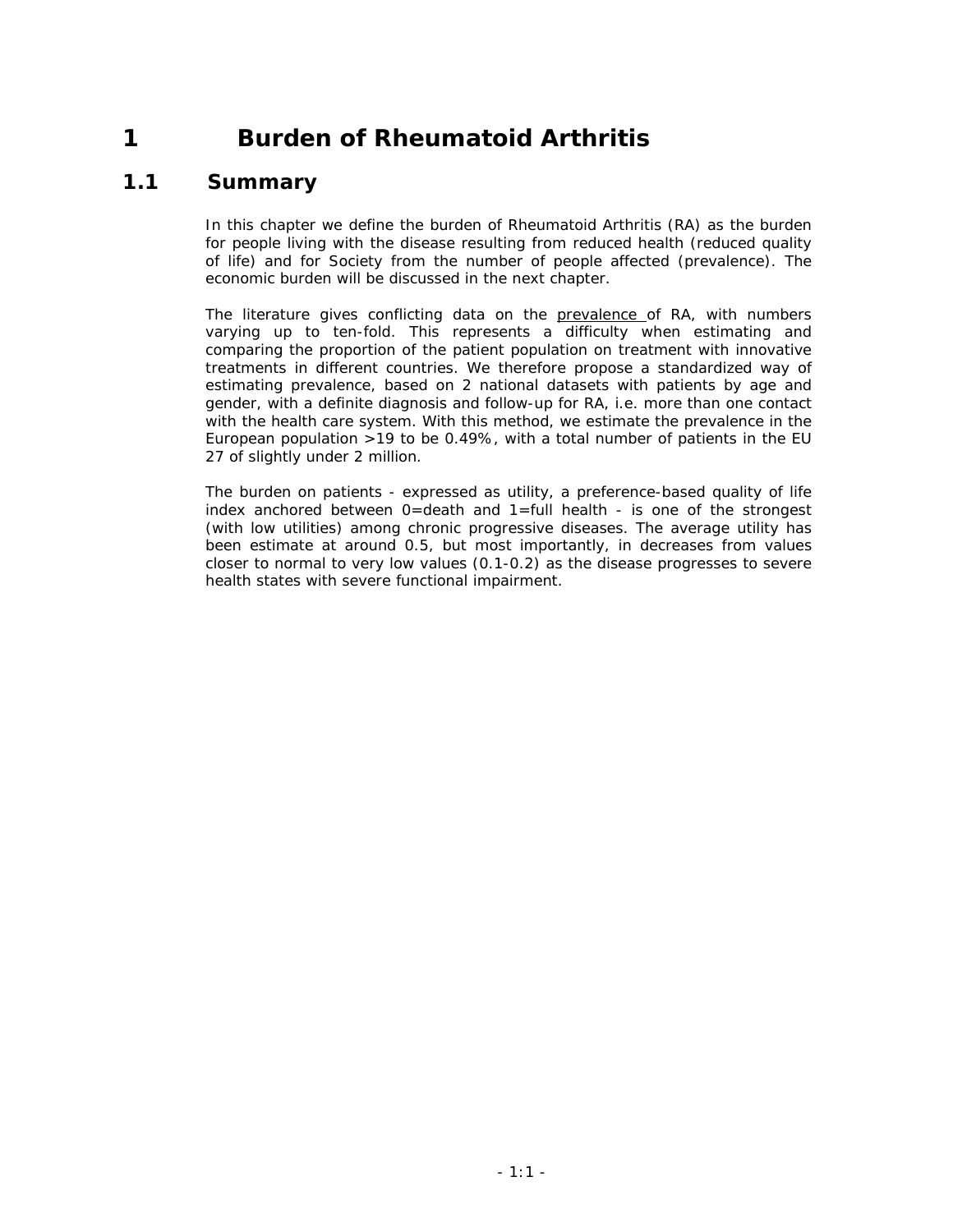# 1 Burden of Rheumatoid Arthritis

## 1.1 Summary

In this chapter we define the burden of Rheumatoid Arthritis (RA) as the burden for people living with the disease resulting from reduced health (reduced quality of life) and for Society from the number of people affected (prevalence). The economic burden will be discussed in the next chapter.

The literature gives conflicting data on the prevalence of RA, with numbers varying up to ten-fold. This represents a difficulty when estimating and comparing the proportion of the patient population on treatment with innovative treatments in different countries. We therefore propose a standardized way of estimating prevalence, based on 2 national datasets with patients by age and gender, with a definite diagnosis and follow-up for RA, i.e. more than one contact with the health care system. With this method, we estimate the prevalence in the European population >19 to be 0.49%, with a total number of patients in the EU 27 of slightly under 2 million.

The burden on patients - expressed as utility, a preference-based quality of life index anchored between 0=death and 1=full health - is one of the strongest (with low utilities) among chronic progressive diseases. The average utility has been estimate at around 0.5, but most importantly, in decreases from values closer to normal to very low values (0.1-0.2) as the disease progresses to severe health states with severe functional impairment.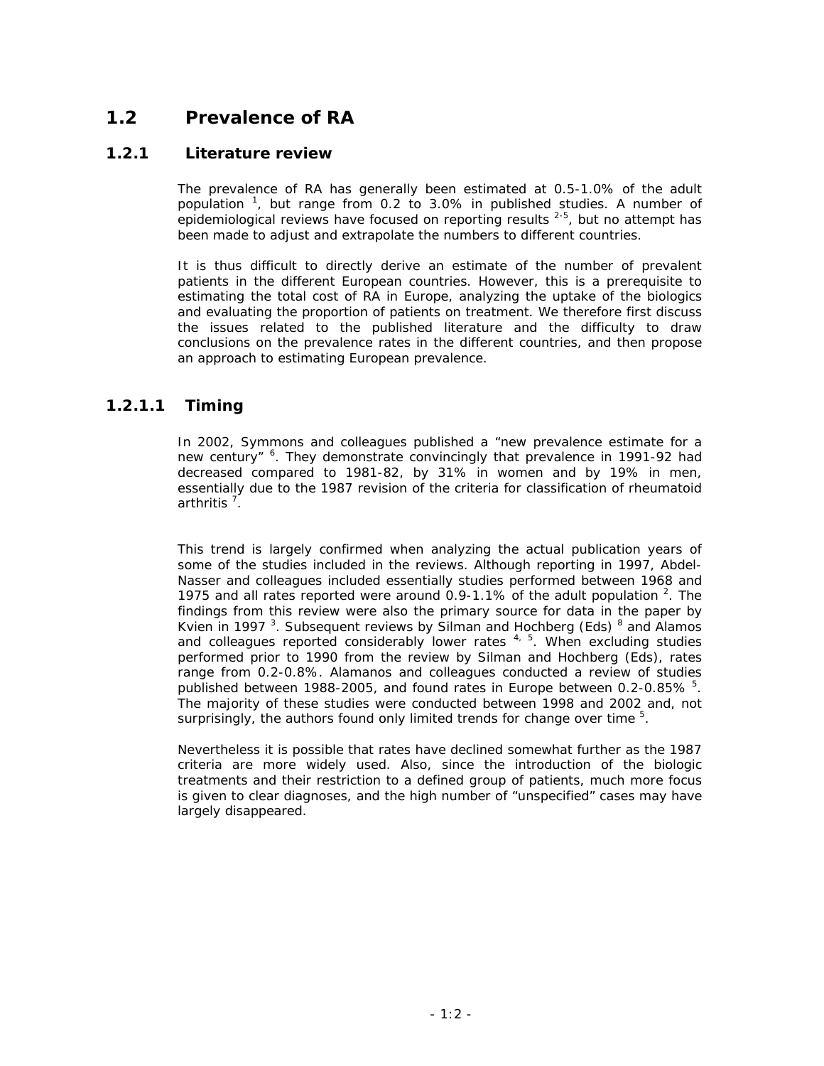## 1.2 Prevalence of RA

### 1.2.1 Literature review

The prevalence of RA has generally been estimated at 0.5-1.0% of the adult population [1], but range from 0.2 to 3.0% in published studies. A number of epidemiological reviews have focused on reporting results [2-5], but no attempt has been made to adjust and extrapolate the numbers to different countries.

It is thus difficult to directly derive an estimate of the number of prevalent patients in the different European countries. However, this is a prerequisite to estimating the total cost of RA in Europe, analyzing the uptake of the biologics and evaluating the proportion of patients on treatment. We therefore first discuss the issues related to the published literature and the difficulty to draw conclusions on the prevalence rates in the different countries, and then propose an approach to estimating European prevalence.

#### 1.2.1.1 Timing

In 2002, Symmons and colleagues published a "new prevalence estimate for a new century" [6]. They demonstrate convincingly that prevalence in 1991-92 had decreased compared to 1981-82, by 31% in women and by 19% in men, essentially due to the 1987 revision of the criteria for classification of rheumatoid arthritis [7].

This trend is largely confirmed when analyzing the actual publication years of some of the studies included in the reviews. Although reporting in 1997, Abdel-Nasser and colleagues included essentially studies performed between 1968 and 1975 and all rates reported were around 0.9-1.1% of the adult population [2]. The findings from this review were also the primary source for data in the paper by Kvien in 1997 [3]. Subsequent reviews by Silman and Hochberg (Eds) [8] and Alamos and colleagues reported considerably lower rates [4, 5]. When excluding studies performed prior to 1990 from the review by Silman and Hochberg (Eds), rates range from 0.2-0.8%. Alamanos and colleagues conducted a review of studies published between 1988-2005, and found rates in Europe between 0.2-0.85% [5]. The majority of these studies were conducted between 1998 and 2002 and, not surprisingly, the authors found only limited trends for change over time [5].

Nevertheless it is possible that rates have declined somewhat further as the 1987 criteria are more widely used. Also, since the introduction of the biologic treatments and their restriction to a defined group of patients, much more focus is given to clear diagnoses, and the high number of "unspecified" cases may have largely disappeared.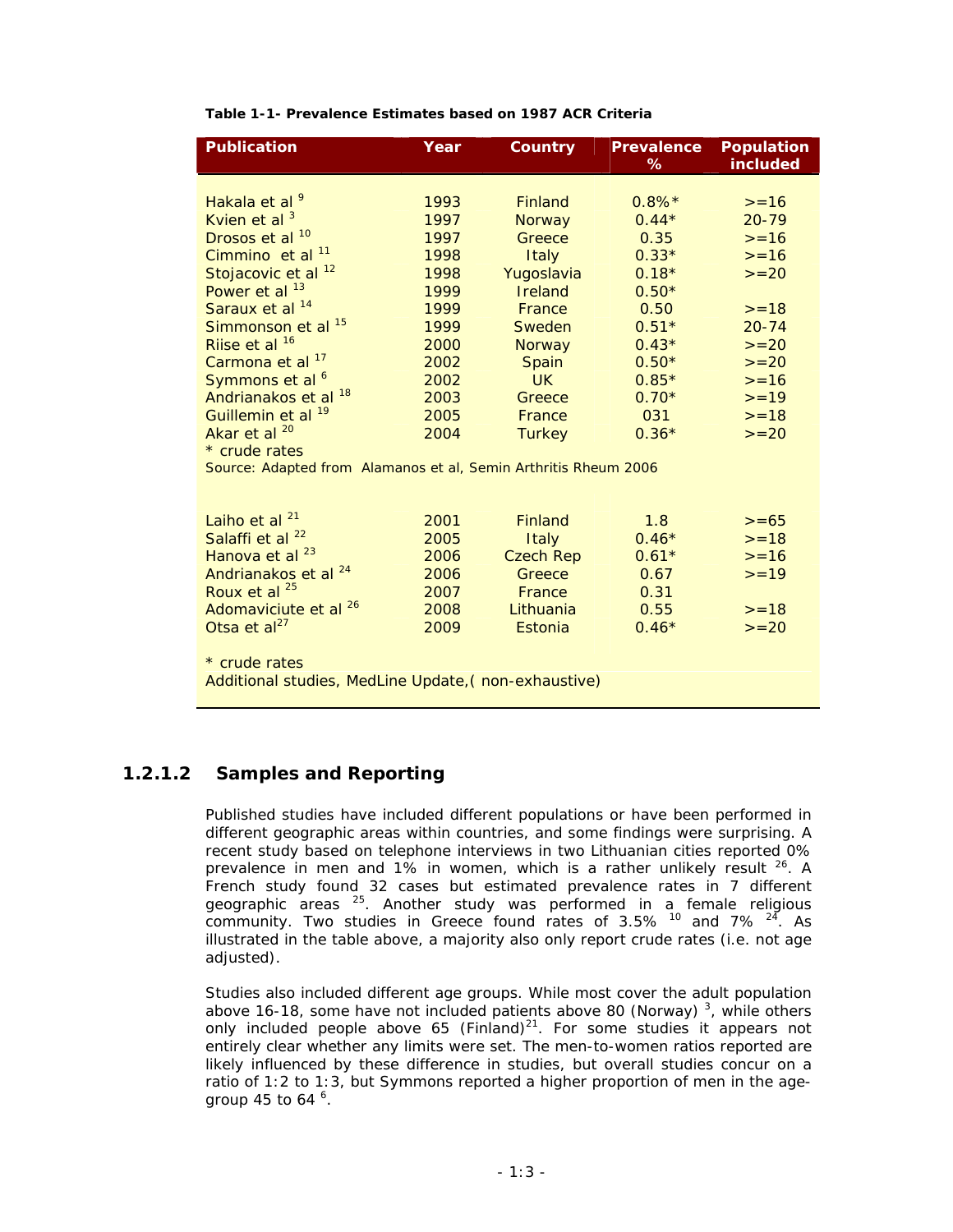**Table 1-1- Prevalence Estimates based on 1987 ACR Criteria**

| Publication | Year | Country | Prevalence % | Population included |
|---|---|---|---|---|
| Hakala et al [9] | 1993 | Finland | 0.8%* | >=16 |
| Kvien et al [3] | 1997 | Norway | 0.44* | 20-79 |
| Drosos et al [10] | 1997 | Greece | 0.35 | >=16 |
| Cimmino et al [11] | 1998 | Italy | 0.33* | >=16 |
| Stojacovic et al [12] | 1998 | Yugoslavia | 0.18* | >=20 |
| Power et al [13] | 1999 | Ireland | 0.50* | |
| Saraux et al [14] | 1999 | France | 0.50 | >=18 |
| Simmonson et al [15] | 1999 | Sweden | 0.51* | 20-74 |
| Riise et al [16] | 2000 | Norway | 0.43* | >=20 |
| Carmona et al [17] | 2002 | Spain | 0.50* | >=20 |
| Symmons et al [6] | 2002 | UK | 0.85* | >=16 |
| Andrianakos et al [18] | 2003 | Greece | 0.70* | >=19 |
| Guillemin et al [19] | 2005 | France | 031 | >=18 |
| Akar et al [20] | 2004 | Turkey | 0.36* | >=20 |
| * crude rates | | | | |
| Source: Adapted from Alamanos et al, Semin Arthritis Rheum 2006 | | | | |
| Laiho et al [21] | 2001 | Finland | 1.8 | >=65 |
| Salaffi et al [22] | 2005 | Italy | 0.46* | >=18 |
| Hanova et al [23] | 2006 | Czech Rep | 0.61* | >=16 |
| Andrianakos et al [24] | 2006 | Greece | 0.67 | >=19 |
| Roux et al [25] | 2007 | France | 0.31 | |
| Adomaviciute et al [26] | 2008 | Lithuania | 0.55 | >=18 |
| Otsa et al[27] | 2009 | Estonia | 0.46* | >=20 |
| * crude rates | | | | |
| Additional studies, MedLine Update,( non-exhaustive) | | | | |

### 1.2.1.2 Samples and Reporting

Published studies have included different populations or have been performed in different geographic areas within countries, and some findings were surprising. A recent study based on telephone interviews in two Lithuanian cities reported 0% prevalence in men and 1% in women, which is a rather unlikely result [26]. A French study found 32 cases but estimated prevalence rates in 7 different geographic areas [25]. Another study was performed in a female religious community. Two studies in Greece found rates of 3.5% [10] and 7% [24]. As illustrated in the table above, a majority also only report crude rates (i.e. not age adjusted).

Studies also included different age groups. While most cover the adult population above 16-18, some have not included patients above 80 (Norway) [3], while others only included people above 65 (Finland)[21]. For some studies it appears not entirely clear whether any limits were set. The men-to-women ratios reported are likely influenced by these difference in studies, but overall studies concur on a ratio of 1:2 to 1:3, but Symmons reported a higher proportion of men in the age-group 45 to 64 [6].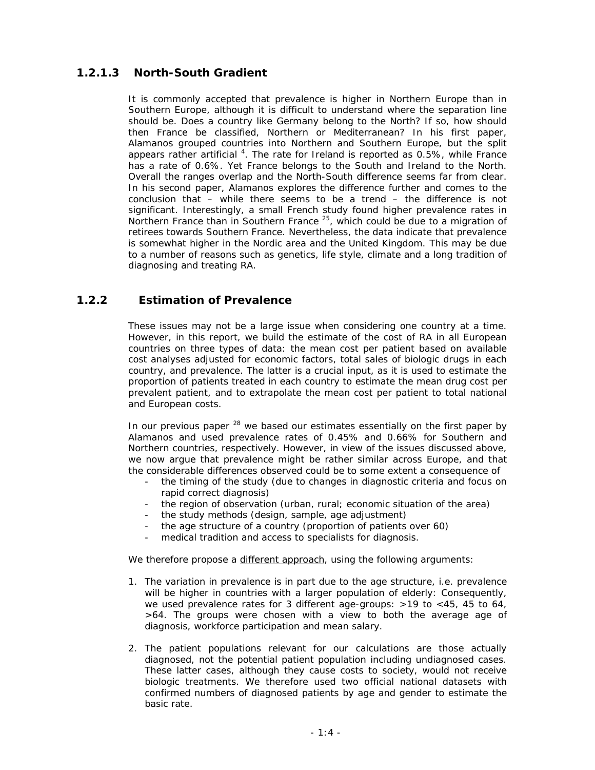#### 1.2.1.3 North-South Gradient

It is commonly accepted that prevalence is higher in Northern Europe than in Southern Europe, although it is difficult to understand where the separation line should be. Does a country like Germany belong to the North? If so, how should then France be classified, Northern or Mediterranean? In his first paper, Alamanos grouped countries into Northern and Southern Europe, but the split appears rather artificial [4]. The rate for Ireland is reported as 0.5%, while France has a rate of 0.6%. Yet France belongs to the South and Ireland to the North. Overall the ranges overlap and the North-South difference seems far from clear. In his second paper, Alamanos explores the difference further and comes to the conclusion that – while there seems to be a trend – the difference is not significant. Interestingly, a small French study found higher prevalence rates in Northern France than in Southern France [25], which could be due to a migration of retirees towards Southern France. Nevertheless, the data indicate that prevalence is somewhat higher in the Nordic area and the United Kingdom. This may be due to a number of reasons such as genetics, life style, climate and a long tradition of diagnosing and treating RA.

### 1.2.2 Estimation of Prevalence

These issues may not be a large issue when considering one country at a time. However, in this report, we build the estimate of the cost of RA in all European countries on three types of data: the mean cost per patient based on available cost analyses adjusted for economic factors, total sales of biologic drugs in each country, and prevalence. The latter is a crucial input, as it is used to estimate the proportion of patients treated in each country to estimate the mean drug cost per prevalent patient, and to extrapolate the mean cost per patient to total national and European costs.

In our previous paper [28] we based our estimates essentially on the first paper by Alamanos and used prevalence rates of 0.45% and 0.66% for Southern and Northern countries, respectively. However, in view of the issues discussed above, we now argue that prevalence might be rather similar across Europe, and that the considerable differences observed could be to some extent a consequence of

- the timing of the study (due to changes in diagnostic criteria and focus on rapid correct diagnosis)
- the region of observation (urban, rural; economic situation of the area)
- the study methods (design, sample, age adjustment)
- the age structure of a country (proportion of patients over 60)
- medical tradition and access to specialists for diagnosis.

We therefore propose a <u>different approach</u>, using the following arguments:

1. The variation in prevalence is in part due to the age structure, i.e. prevalence will be higher in countries with a larger population of elderly: Consequently, we used prevalence rates for 3 different age-groups: >19 to <45, 45 to 64, >64. The groups were chosen with a view to both the average age of diagnosis, workforce participation and mean salary.

2. The patient populations relevant for our calculations are those actually diagnosed, not the potential patient population including undiagnosed cases. These latter cases, although they cause costs to society, would not receive biologic treatments. We therefore used two official national datasets with confirmed numbers of diagnosed patients by age and gender to estimate the basic rate.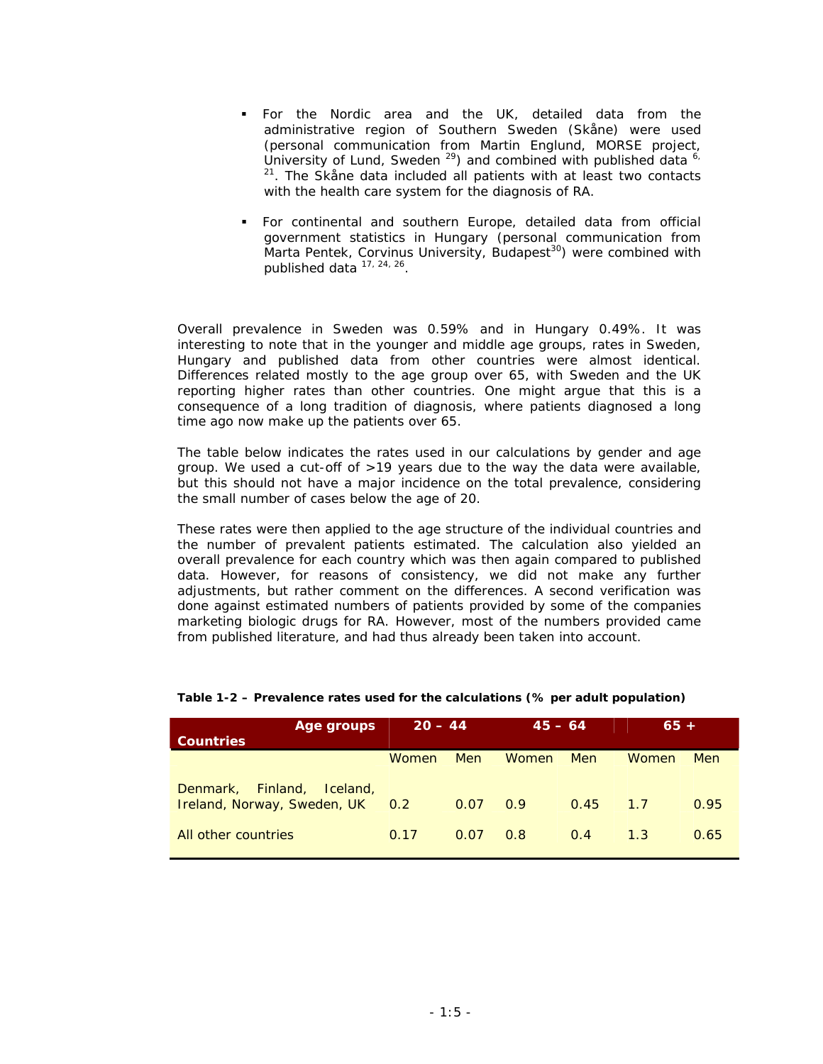- For the Nordic area and the UK, detailed data from the administrative region of Southern Sweden (Skåne) were used (personal communication from Martin Englund, MORSE project, University of Lund, Sweden [29]) and combined with published data [6, 21]. The Skåne data included all patients with at least two contacts with the health care system for the diagnosis of RA.

- For continental and southern Europe, detailed data from official government statistics in Hungary (personal communication from Marta Pentek, Corvinus University, Budapest[30]) were combined with published data [17, 24, 26].

Overall prevalence in Sweden was 0.59% and in Hungary 0.49%. It was interesting to note that in the younger and middle age groups, rates in Sweden, Hungary and published data from other countries were almost identical. Differences related mostly to the age group over 65, with Sweden and the UK reporting higher rates than other countries. One might argue that this is a consequence of a long tradition of diagnosis, where patients diagnosed a long time ago now make up the patients over 65.

The table below indicates the rates used in our calculations by gender and age group. We used a cut-off of >19 years due to the way the data were available, but this should not have a major incidence on the total prevalence, considering the small number of cases below the age of 20.

These rates were then applied to the age structure of the individual countries and the number of prevalent patients estimated. The calculation also yielded an overall prevalence for each country which was then again compared to published data. However, for reasons of consistency, we did not make any further adjustments, but rather comment on the differences. A second verification was done against estimated numbers of patients provided by some of the companies marketing biologic drugs for RA. However, most of the numbers provided came from published literature, and had thus already been taken into account.

**Table 1-2 – Prevalence rates used for the calculations (% per adult population)**

| Countries / Age groups | 20 – 44 | | 45 – 64 | | 65 + | |
|---|---|---|---|---|---|---|
| | Women | Men | Women | Men | Women | Men |
| Denmark, Finland, Iceland, Ireland, Norway, Sweden, UK | 0.2 | 0.07 | 0.9 | 0.45 | 1.7 | 0.95 |
| All other countries | 0.17 | 0.07 | 0.8 | 0.4 | 1.3 | 0.65 |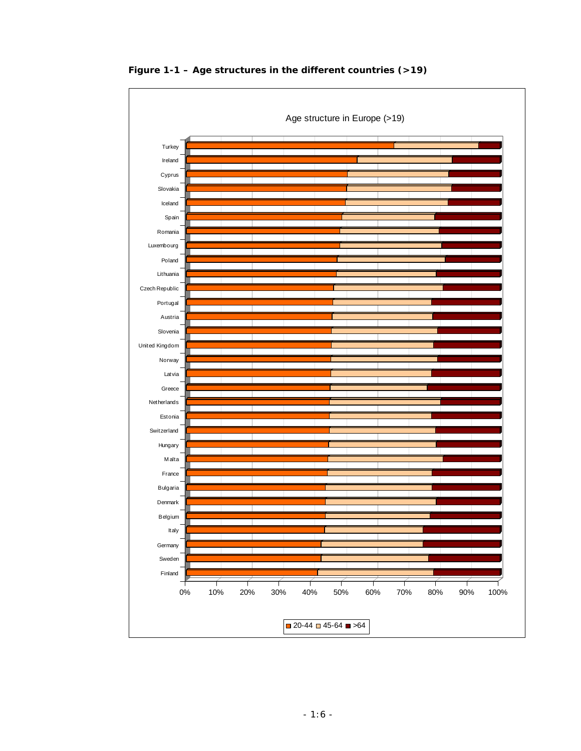**Figure 1-1 – Age structures in the different countries (>19)**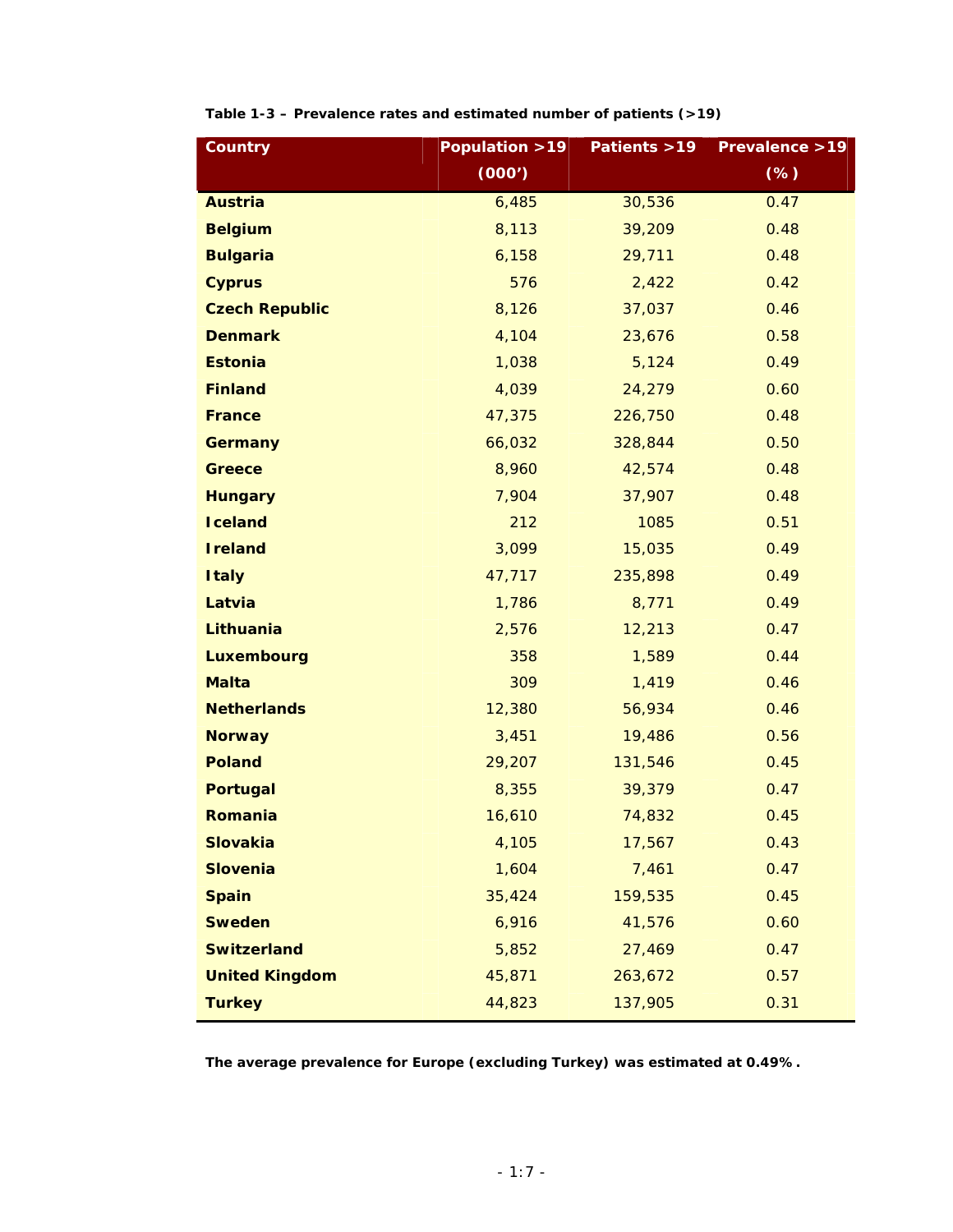**Table 1-3 – Prevalence rates and estimated number of patients (>19)**

| Country | Population >19 (000') | Patients >19 | Prevalence >19 (%) |
|---|---|---|---|
| **Austria** | 6,485 | 30,536 | 0.47 |
| **Belgium** | 8,113 | 39,209 | 0.48 |
| **Bulgaria** | 6,158 | 29,711 | 0.48 |
| **Cyprus** | 576 | 2,422 | 0.42 |
| **Czech Republic** | 8,126 | 37,037 | 0.46 |
| **Denmark** | 4,104 | 23,676 | 0.58 |
| **Estonia** | 1,038 | 5,124 | 0.49 |
| **Finland** | 4,039 | 24,279 | 0.60 |
| **France** | 47,375 | 226,750 | 0.48 |
| **Germany** | 66,032 | 328,844 | 0.50 |
| **Greece** | 8,960 | 42,574 | 0.48 |
| **Hungary** | 7,904 | 37,907 | 0.48 |
| **Iceland** | 212 | 1085 | 0.51 |
| **Ireland** | 3,099 | 15,035 | 0.49 |
| **Italy** | 47,717 | 235,898 | 0.49 |
| **Latvia** | 1,786 | 8,771 | 0.49 |
| **Lithuania** | 2,576 | 12,213 | 0.47 |
| **Luxembourg** | 358 | 1,589 | 0.44 |
| **Malta** | 309 | 1,419 | 0.46 |
| **Netherlands** | 12,380 | 56,934 | 0.46 |
| **Norway** | 3,451 | 19,486 | 0.56 |
| **Poland** | 29,207 | 131,546 | 0.45 |
| **Portugal** | 8,355 | 39,379 | 0.47 |
| **Romania** | 16,610 | 74,832 | 0.45 |
| **Slovakia** | 4,105 | 17,567 | 0.43 |
| **Slovenia** | 1,604 | 7,461 | 0.47 |
| **Spain** | 35,424 | 159,535 | 0.45 |
| **Sweden** | 6,916 | 41,576 | 0.60 |
| **Switzerland** | 5,852 | 27,469 | 0.47 |
| **United Kingdom** | 45,871 | 263,672 | 0.57 |
| **Turkey** | 44,823 | 137,905 | 0.31 |

**The average prevalence for Europe (excluding Turkey) was estimated at 0.49%.**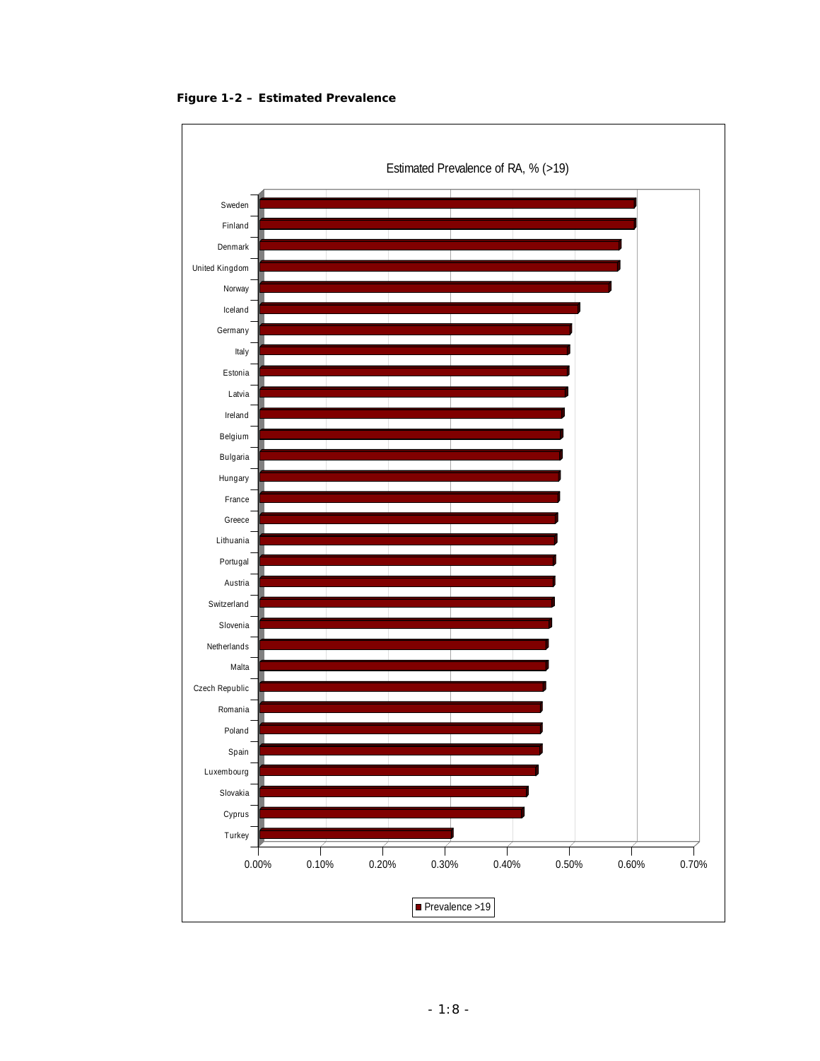**Figure 1-2 – Estimated Prevalence**

Estimated Prevalence of RA, % (>19)

| Country | Prevalence >19 |
|---|---|
| Sweden | |
| Finland | |
| Denmark | |
| United Kingdom | |
| Norway | |
| Iceland | |
| Germany | |
| Italy | |
| Estonia | |
| Latvia | |
| Ireland | |
| Belgium | |
| Bulgaria | |
| Hungary | |
| France | |
| Greece | |
| Lithuania | |
| Portugal | |
| Austria | |
| Switzerland | |
| Slovenia | |
| Netherlands | |
| Malta | |
| Czech Republic | |
| Romania | |
| Poland | |
| Spain | |
| Luxembourg | |
| Slovakia | |
| Cyprus | |
| Turkey | |

Axis: 0.00% 0.10% 0.20% 0.30% 0.40% 0.50% 0.60% 0.70%

■ Prevalence >19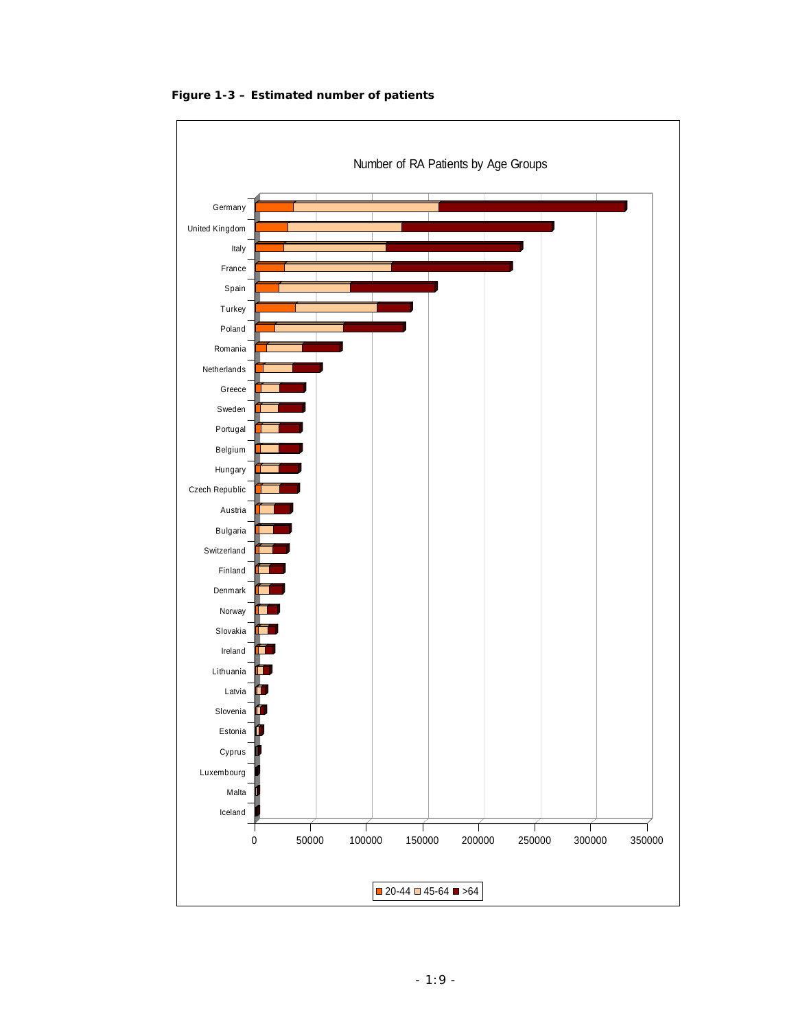**Figure 1-3 – Estimated number of patients**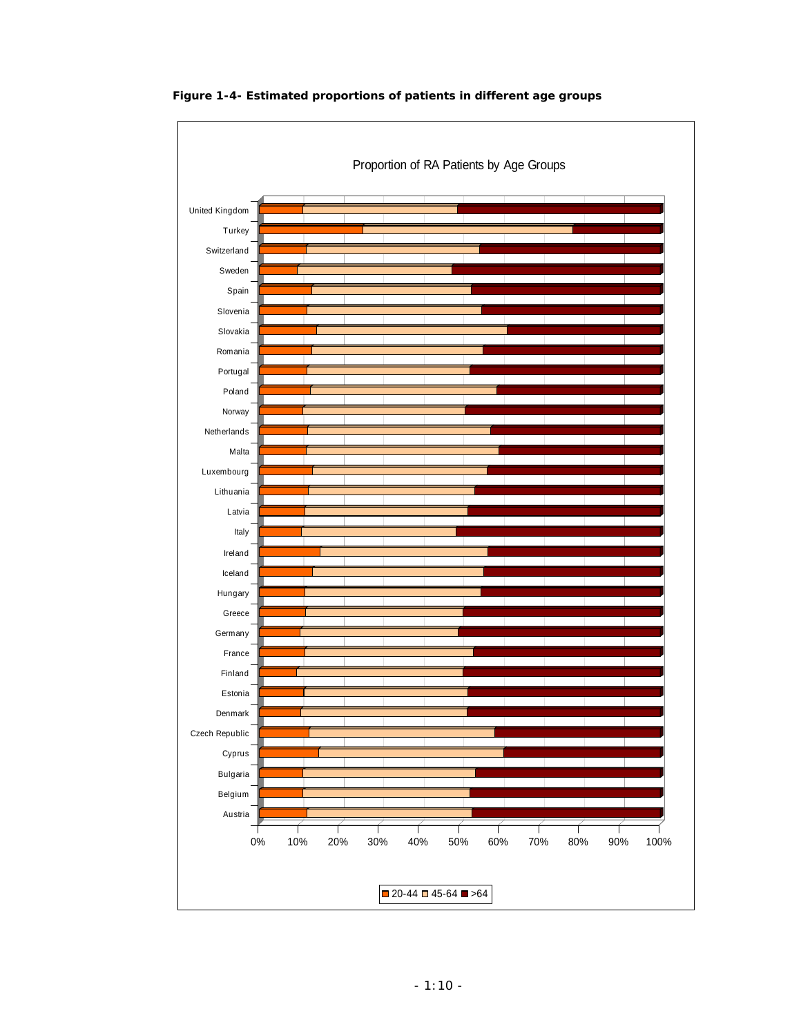**Figure 1-4- Estimated proportions of patients in different age groups**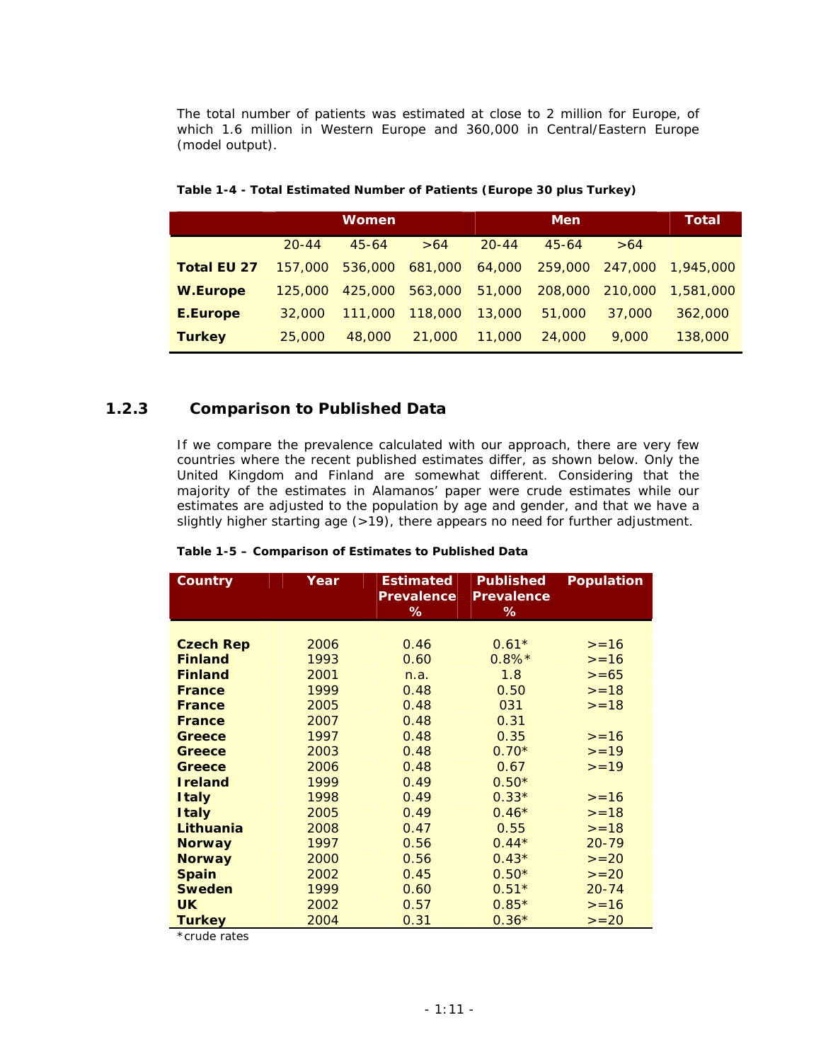The total number of patients was estimated at close to 2 million for Europe, of which 1.6 million in Western Europe and 360,000 in Central/Eastern Europe (model output).

**Table 1-4 - Total Estimated Number of Patients (Europe 30 plus Turkey)**

| | Women | | | Men | | | Total |
|---|---|---|---|---|---|---|---|
| | 20-44 | 45-64 | >64 | 20-44 | 45-64 | >64 | |
| **Total EU 27** | 157,000 | 536,000 | 681,000 | 64,000 | 259,000 | 247,000 | 1,945,000 |
| **W.Europe** | 125,000 | 425,000 | 563,000 | 51,000 | 208,000 | 210,000 | 1,581,000 |
| **E.Europe** | 32,000 | 111,000 | 118,000 | 13,000 | 51,000 | 37,000 | 362,000 |
| **Turkey** | 25,000 | 48,000 | 21,000 | 11,000 | 24,000 | 9,000 | 138,000 |

### 1.2.3 Comparison to Published Data

If we compare the prevalence calculated with our approach, there are very few countries where the recent published estimates differ, as shown below. Only the United Kingdom and Finland are somewhat different. Considering that the majority of the estimates in Alamanos' paper were crude estimates while our estimates are adjusted to the population by age and gender, and that we have a slightly higher starting age (>19), there appears no need for further adjustment.

**Table 1-5 – Comparison of Estimates to Published Data**

| Country | Year | Estimated Prevalence % | Published Prevalence % | Population |
|---|---|---|---|---|
| **Czech Rep** | 2006 | 0.46 | 0.61* | >=16 |
| **Finland** | 1993 | 0.60 | 0.8%* | >=16 |
| **Finland** | 2001 | n.a. | 1.8 | >=65 |
| **France** | 1999 | 0.48 | 0.50 | >=18 |
| **France** | 2005 | 0.48 | 031 | >=18 |
| **France** | 2007 | 0.48 | 0.31 | |
| **Greece** | 1997 | 0.48 | 0.35 | >=16 |
| **Greece** | 2003 | 0.48 | 0.70* | >=19 |
| **Greece** | 2006 | 0.48 | 0.67 | >=19 |
| **Ireland** | 1999 | 0.49 | 0.50* | |
| **Italy** | 1998 | 0.49 | 0.33* | >=16 |
| **Italy** | 2005 | 0.49 | 0.46* | >=18 |
| **Lithuania** | 2008 | 0.47 | 0.55 | >=18 |
| **Norway** | 1997 | 0.56 | 0.44* | 20-79 |
| **Norway** | 2000 | 0.56 | 0.43* | >=20 |
| **Spain** | 2002 | 0.45 | 0.50* | >=20 |
| **Sweden** | 1999 | 0.60 | 0.51* | 20-74 |
| **UK** | 2002 | 0.57 | 0.85* | >=16 |
| **Turkey** | 2004 | 0.31 | 0.36* | >=20 |

*crude rates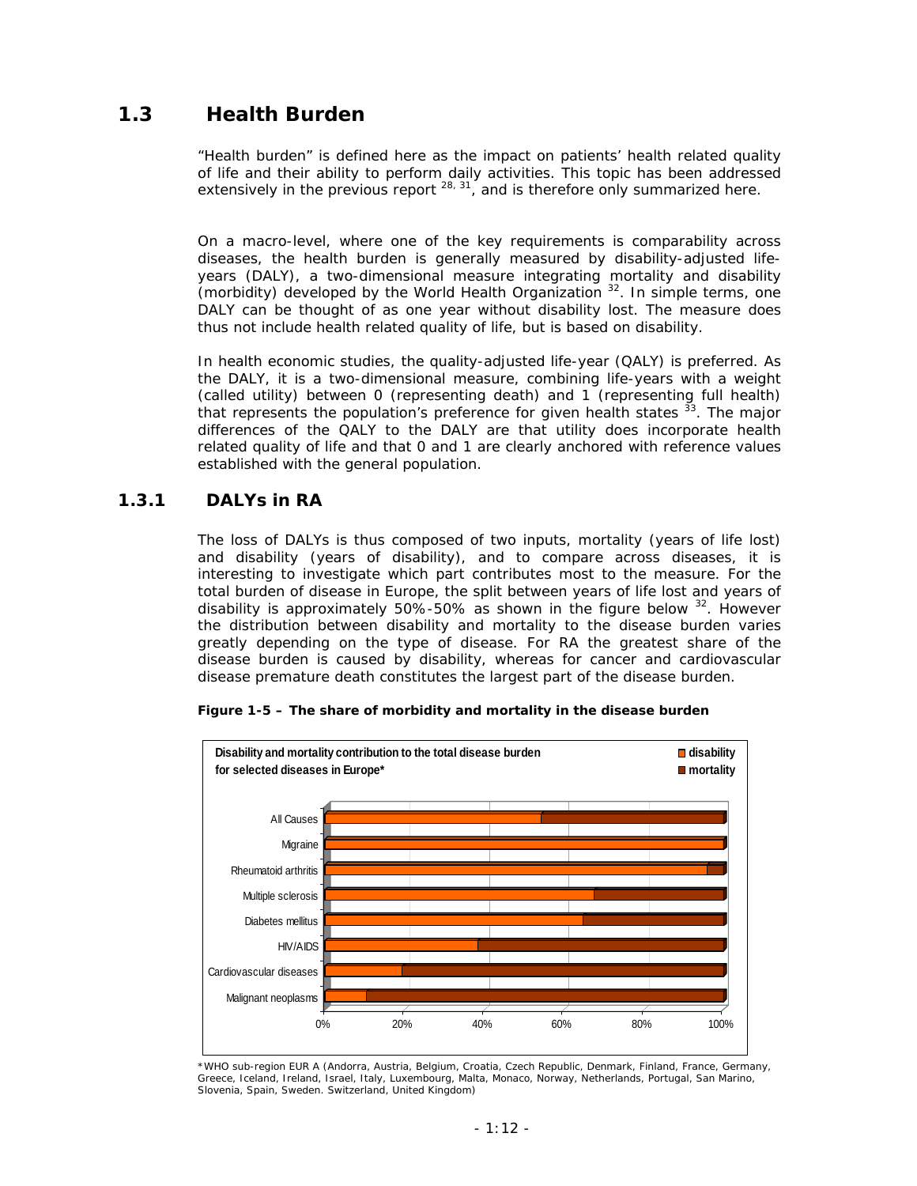## 1.3 Health Burden

"Health burden" is defined here as the impact on patients' health related quality of life and their ability to perform daily activities. This topic has been addressed extensively in the previous report [28, 31], and is therefore only summarized here.

On a macro-level, where one of the key requirements is comparability across diseases, the health burden is generally measured by disability-adjusted life-years (DALY), a two-dimensional measure integrating mortality and disability (morbidity) developed by the World Health Organization [32]. In simple terms, one DALY can be thought of as one year without disability lost. The measure does thus not include health related quality of life, but is based on disability.

In health economic studies, the quality-adjusted life-year (QALY) is preferred. As the DALY, it is a two-dimensional measure, combining life-years with a weight (called utility) between 0 (representing death) and 1 (representing full health) that represents the population's preference for given health states [33]. The major differences of the QALY to the DALY are that utility does incorporate health related quality of life and that 0 and 1 are clearly anchored with reference values established with the general population.

### 1.3.1 DALYs in RA

The loss of DALYs is thus composed of two inputs, mortality (years of life lost) and disability (years of disability), and to compare across diseases, it is interesting to investigate which part contributes most to the measure. For the total burden of disease in Europe, the split between years of life lost and years of disability is approximately 50%-50% as shown in the figure below [32]. However the distribution between disability and mortality to the disease burden varies greatly depending on the type of disease. For RA the greatest share of the disease burden is caused by disability, whereas for cancer and cardiovascular disease premature death constitutes the largest part of the disease burden.

**Figure 1-5 – The share of morbidity and mortality in the disease burden**

\*WHO sub-region EUR A (Andorra, Austria, Belgium, Croatia, Czech Republic, Denmark, Finland, France, Germany, Greece, Iceland, Ireland, Israel, Italy, Luxembourg, Malta, Monaco, Norway, Netherlands, Portugal, San Marino, Slovenia, Spain, Sweden. Switzerland, United Kingdom)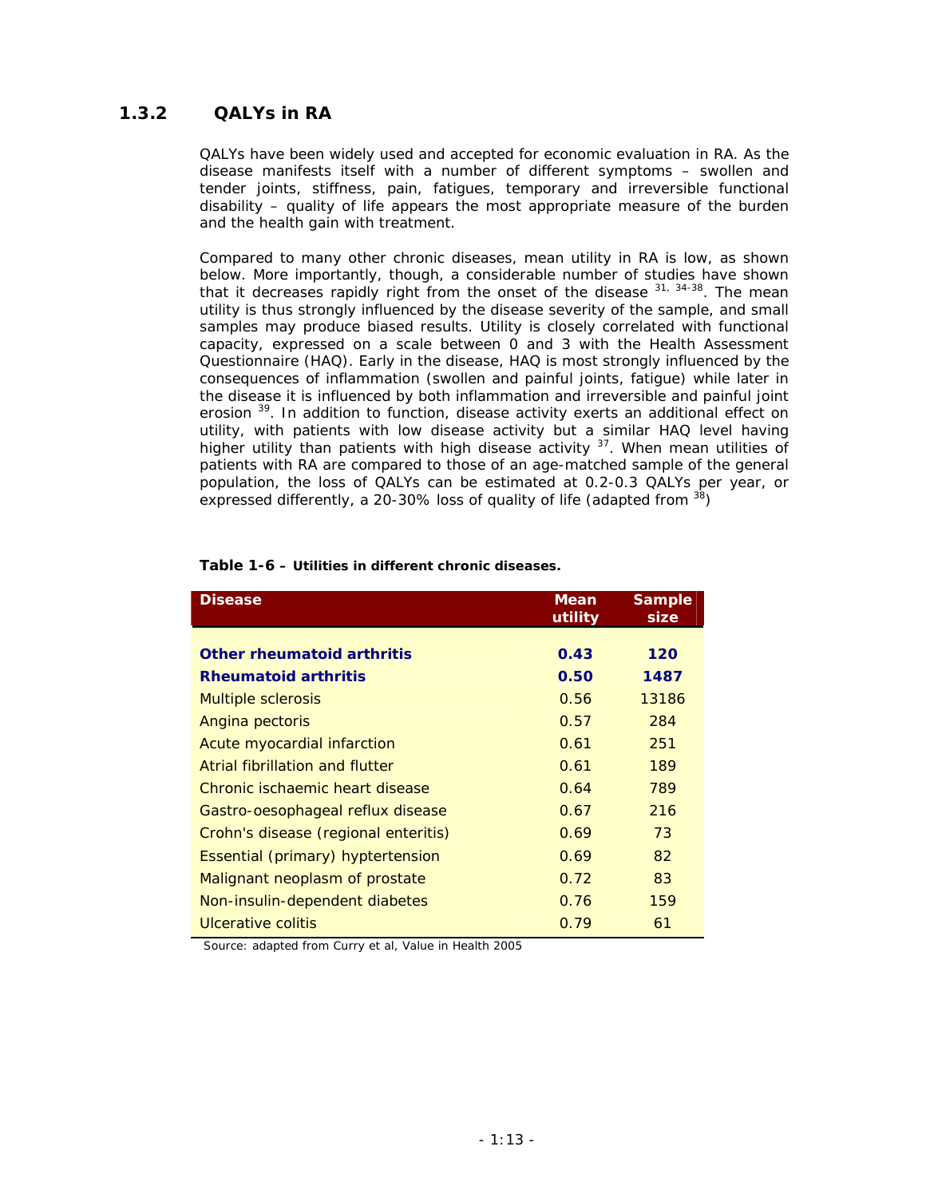### 1.3.2 QALYs in RA

QALYs have been widely used and accepted for economic evaluation in RA. As the disease manifests itself with a number of different symptoms – swollen and tender joints, stiffness, pain, fatigues, temporary and irreversible functional disability – quality of life appears the most appropriate measure of the burden and the health gain with treatment.

Compared to many other chronic diseases, mean utility in RA is low, as shown below. More importantly, though, a considerable number of studies have shown that it decreases rapidly right from the onset of the disease [31, 34-38]. The mean utility is thus strongly influenced by the disease severity of the sample, and small samples may produce biased results. Utility is closely correlated with functional capacity, expressed on a scale between 0 and 3 with the Health Assessment Questionnaire (HAQ). Early in the disease, HAQ is most strongly influenced by the consequences of inflammation (swollen and painful joints, fatigue) while later in the disease it is influenced by both inflammation and irreversible and painful joint erosion [39]. In addition to function, disease activity exerts an additional effect on utility, with patients with low disease activity but a similar HAQ level having higher utility than patients with high disease activity [37]. When mean utilities of patients with RA are compared to those of an age-matched sample of the general population, the loss of QALYs can be estimated at 0.2-0.3 QALYs per year, or expressed differently, a 20-30% loss of quality of life (adapted from [38])

**Table 1-6 – Utilities in different chronic diseases.**

| Disease | Mean utility | Sample size |
|---|---|---|
| **Other rheumatoid arthritis** | **0.43** | **120** |
| **Rheumatoid arthritis** | **0.50** | **1487** |
| Multiple sclerosis | 0.56 | 13186 |
| Angina pectoris | 0.57 | 284 |
| Acute myocardial infarction | 0.61 | 251 |
| Atrial fibrillation and flutter | 0.61 | 189 |
| Chronic ischaemic heart disease | 0.64 | 789 |
| Gastro-oesophageal reflux disease | 0.67 | 216 |
| Crohn's disease (regional enteritis) | 0.69 | 73 |
| Essential (primary) hyptertension | 0.69 | 82 |
| Malignant neoplasm of prostate | 0.72 | 83 |
| Non-insulin-dependent diabetes | 0.76 | 159 |
| Ulcerative colitis | 0.79 | 61 |

Source: adapted from Curry et al, Value in Health 2005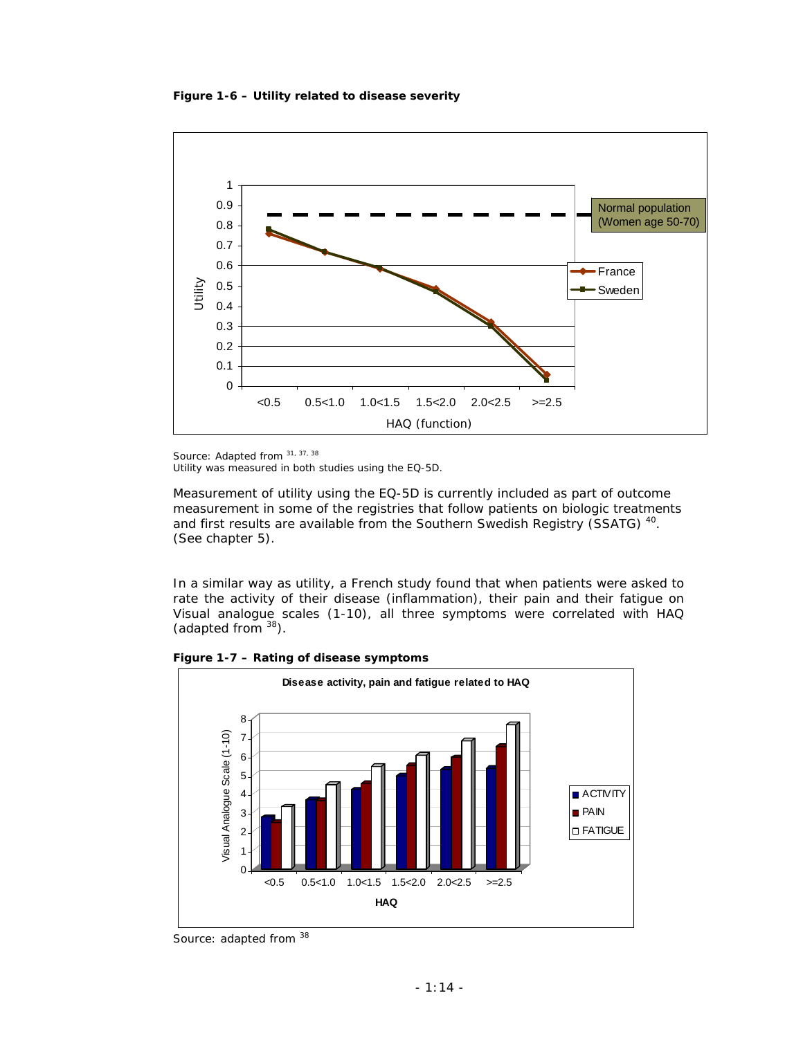**Figure 1-6 – Utility related to disease severity**

Source: Adapted from [31, 37, 38]
Utility was measured in both studies using the EQ-5D.

Measurement of utility using the EQ-5D is currently included as part of outcome measurement in some of the registries that follow patients on biologic treatments and first results are available from the Southern Swedish Registry (SSATG) [40]. (See chapter 5).

In a similar way as utility, a French study found that when patients were asked to rate the activity of their disease (inflammation), their pain and their fatigue on Visual analogue scales (1-10), all three symptoms were correlated with HAQ (adapted from [38]).

**Figure 1-7 – Rating of disease symptoms**

Source: adapted from [38]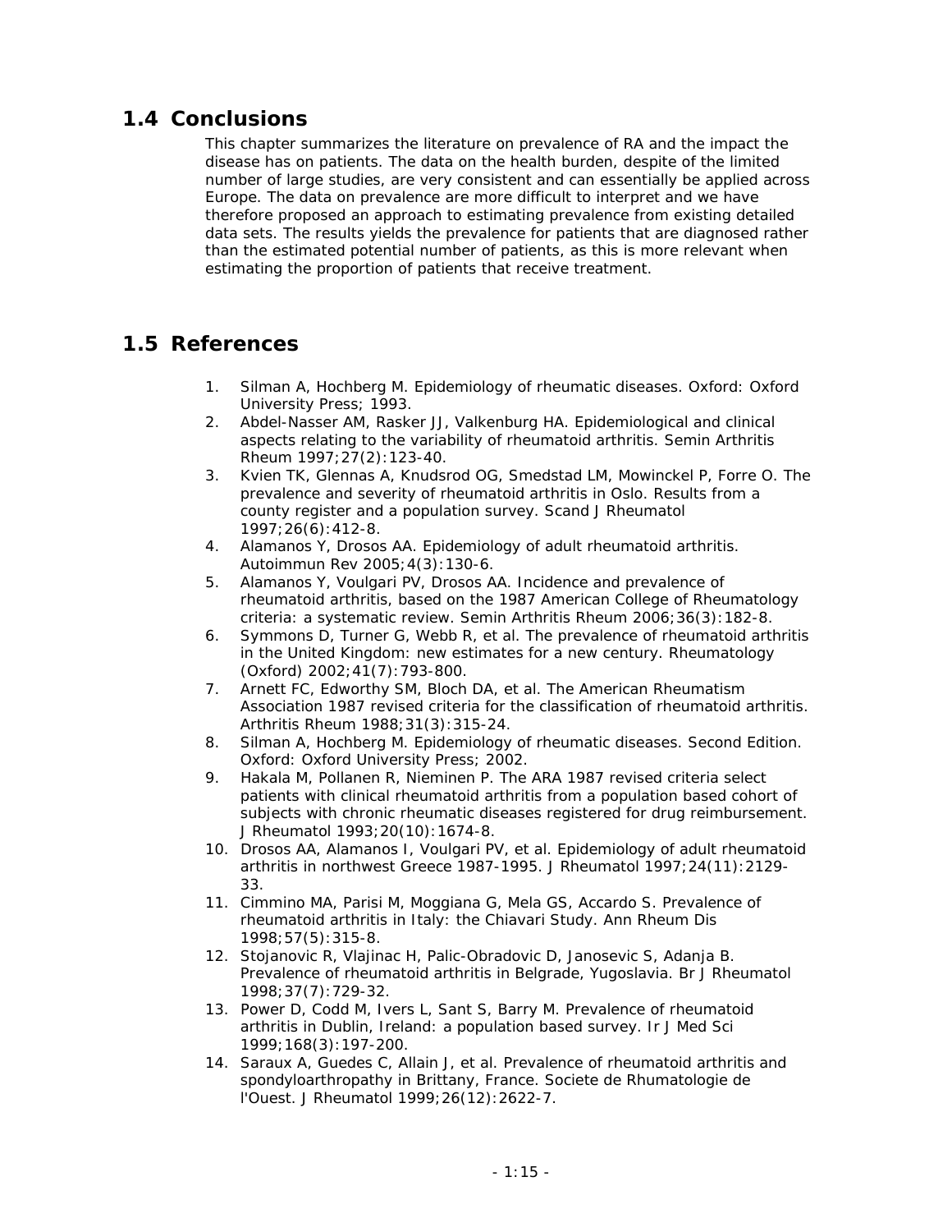## 1.4 Conclusions

This chapter summarizes the literature on prevalence of RA and the impact the disease has on patients. The data on the health burden, despite of the limited number of large studies, are very consistent and can essentially be applied across Europe. The data on prevalence are more difficult to interpret and we have therefore proposed an approach to estimating prevalence from existing detailed data sets. The results yields the prevalence for patients that are diagnosed rather than the estimated potential number of patients, as this is more relevant when estimating the proportion of patients that receive treatment.

## 1.5 References

1. Silman A, Hochberg M. Epidemiology of rheumatic diseases. Oxford: Oxford University Press; 1993.
2. Abdel-Nasser AM, Rasker JJ, Valkenburg HA. Epidemiological and clinical aspects relating to the variability of rheumatoid arthritis. Semin Arthritis Rheum 1997;27(2):123-40.
3. Kvien TK, Glennas A, Knudsrod OG, Smedstad LM, Mowinckel P, Forre O. The prevalence and severity of rheumatoid arthritis in Oslo. Results from a county register and a population survey. Scand J Rheumatol 1997;26(6):412-8.
4. Alamanos Y, Drosos AA. Epidemiology of adult rheumatoid arthritis. Autoimmun Rev 2005;4(3):130-6.
5. Alamanos Y, Voulgari PV, Drosos AA. Incidence and prevalence of rheumatoid arthritis, based on the 1987 American College of Rheumatology criteria: a systematic review. Semin Arthritis Rheum 2006;36(3):182-8.
6. Symmons D, Turner G, Webb R, et al. The prevalence of rheumatoid arthritis in the United Kingdom: new estimates for a new century. Rheumatology (Oxford) 2002;41(7):793-800.
7. Arnett FC, Edworthy SM, Bloch DA, et al. The American Rheumatism Association 1987 revised criteria for the classification of rheumatoid arthritis. Arthritis Rheum 1988;31(3):315-24.
8. Silman A, Hochberg M. Epidemiology of rheumatic diseases. Second Edition. Oxford: Oxford University Press; 2002.
9. Hakala M, Pollanen R, Nieminen P. The ARA 1987 revised criteria select patients with clinical rheumatoid arthritis from a population based cohort of subjects with chronic rheumatic diseases registered for drug reimbursement. J Rheumatol 1993;20(10):1674-8.
10. Drosos AA, Alamanos I, Voulgari PV, et al. Epidemiology of adult rheumatoid arthritis in northwest Greece 1987-1995. J Rheumatol 1997;24(11):2129-33.
11. Cimmino MA, Parisi M, Moggiana G, Mela GS, Accardo S. Prevalence of rheumatoid arthritis in Italy: the Chiavari Study. Ann Rheum Dis 1998;57(5):315-8.
12. Stojanovic R, Vlajinac H, Palic-Obradovic D, Janosevic S, Adanja B. Prevalence of rheumatoid arthritis in Belgrade, Yugoslavia. Br J Rheumatol 1998;37(7):729-32.
13. Power D, Codd M, Ivers L, Sant S, Barry M. Prevalence of rheumatoid arthritis in Dublin, Ireland: a population based survey. Ir J Med Sci 1999;168(3):197-200.
14. Saraux A, Guedes C, Allain J, et al. Prevalence of rheumatoid arthritis and spondyloarthropathy in Brittany, France. Societe de Rhumatologie de l'Ouest. J Rheumatol 1999;26(12):2622-7.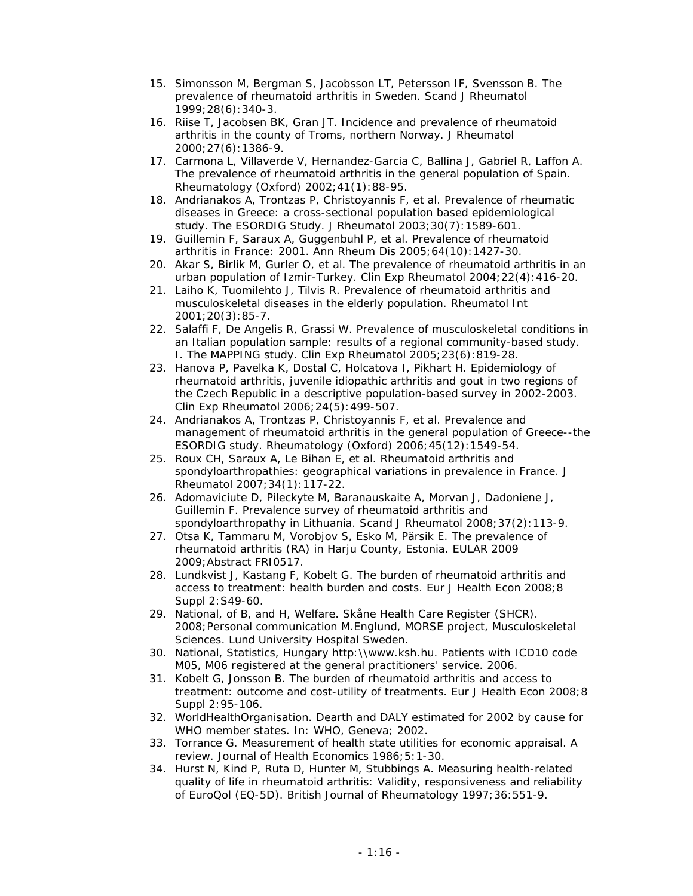15. Simonsson M, Bergman S, Jacobsson LT, Petersson IF, Svensson B. The prevalence of rheumatoid arthritis in Sweden. Scand J Rheumatol 1999;28(6):340-3.
16. Riise T, Jacobsen BK, Gran JT. Incidence and prevalence of rheumatoid arthritis in the county of Troms, northern Norway. J Rheumatol 2000;27(6):1386-9.
17. Carmona L, Villaverde V, Hernandez-Garcia C, Ballina J, Gabriel R, Laffon A. The prevalence of rheumatoid arthritis in the general population of Spain. Rheumatology (Oxford) 2002;41(1):88-95.
18. Andrianakos A, Trontzas P, Christoyannis F, et al. Prevalence of rheumatic diseases in Greece: a cross-sectional population based epidemiological study. The ESORDIG Study. J Rheumatol 2003;30(7):1589-601.
19. Guillemin F, Saraux A, Guggenbuhl P, et al. Prevalence of rheumatoid arthritis in France: 2001. Ann Rheum Dis 2005;64(10):1427-30.
20. Akar S, Birlik M, Gurler O, et al. The prevalence of rheumatoid arthritis in an urban population of Izmir-Turkey. Clin Exp Rheumatol 2004;22(4):416-20.
21. Laiho K, Tuomilehto J, Tilvis R. Prevalence of rheumatoid arthritis and musculoskeletal diseases in the elderly population. Rheumatol Int 2001;20(3):85-7.
22. Salaffi F, De Angelis R, Grassi W. Prevalence of musculoskeletal conditions in an Italian population sample: results of a regional community-based study. I. The MAPPING study. Clin Exp Rheumatol 2005;23(6):819-28.
23. Hanova P, Pavelka K, Dostal C, Holcatova I, Pikhart H. Epidemiology of rheumatoid arthritis, juvenile idiopathic arthritis and gout in two regions of the Czech Republic in a descriptive population-based survey in 2002-2003. Clin Exp Rheumatol 2006;24(5):499-507.
24. Andrianakos A, Trontzas P, Christoyannis F, et al. Prevalence and management of rheumatoid arthritis in the general population of Greece--the ESORDIG study. Rheumatology (Oxford) 2006;45(12):1549-54.
25. Roux CH, Saraux A, Le Bihan E, et al. Rheumatoid arthritis and spondyloarthropathies: geographical variations in prevalence in France. J Rheumatol 2007;34(1):117-22.
26. Adomaviciute D, Pileckyte M, Baranauskaite A, Morvan J, Dadoniene J, Guillemin F. Prevalence survey of rheumatoid arthritis and spondyloarthropathy in Lithuania. Scand J Rheumatol 2008;37(2):113-9.
27. Otsa K, Tammaru M, Vorobjov S, Esko M, Pärsik E. The prevalence of rheumatoid arthritis (RA) in Harju County, Estonia. EULAR 2009 2009;Abstract FRI0517.
28. Lundkvist J, Kastang F, Kobelt G. The burden of rheumatoid arthritis and access to treatment: health burden and costs. Eur J Health Econ 2008;8 Suppl 2:S49-60.
29. National, of B, and H, Welfare. Skåne Health Care Register (SHCR). 2008;Personal communication M.Englund, MORSE project, Musculoskeletal Sciences. Lund University Hospital Sweden.
30. National, Statistics, Hungary http:\\www.ksh.hu. Patients with ICD10 code M05, M06 registered at the general practitioners' service. 2006.
31. Kobelt G, Jonsson B. The burden of rheumatoid arthritis and access to treatment: outcome and cost-utility of treatments. Eur J Health Econ 2008;8 Suppl 2:95-106.
32. WorldHealthOrganisation. Dearth and DALY estimated for 2002 by cause for WHO member states. In: WHO, Geneva; 2002.
33. Torrance G. Measurement of health state utilities for economic appraisal. A review. Journal of Health Economics 1986;5:1-30.
34. Hurst N, Kind P, Ruta D, Hunter M, Stubbings A. Measuring health-related quality of life in rheumatoid arthritis: Validity, responsiveness and reliability of EuroQol (EQ-5D). British Journal of Rheumatology 1997;36:551-9.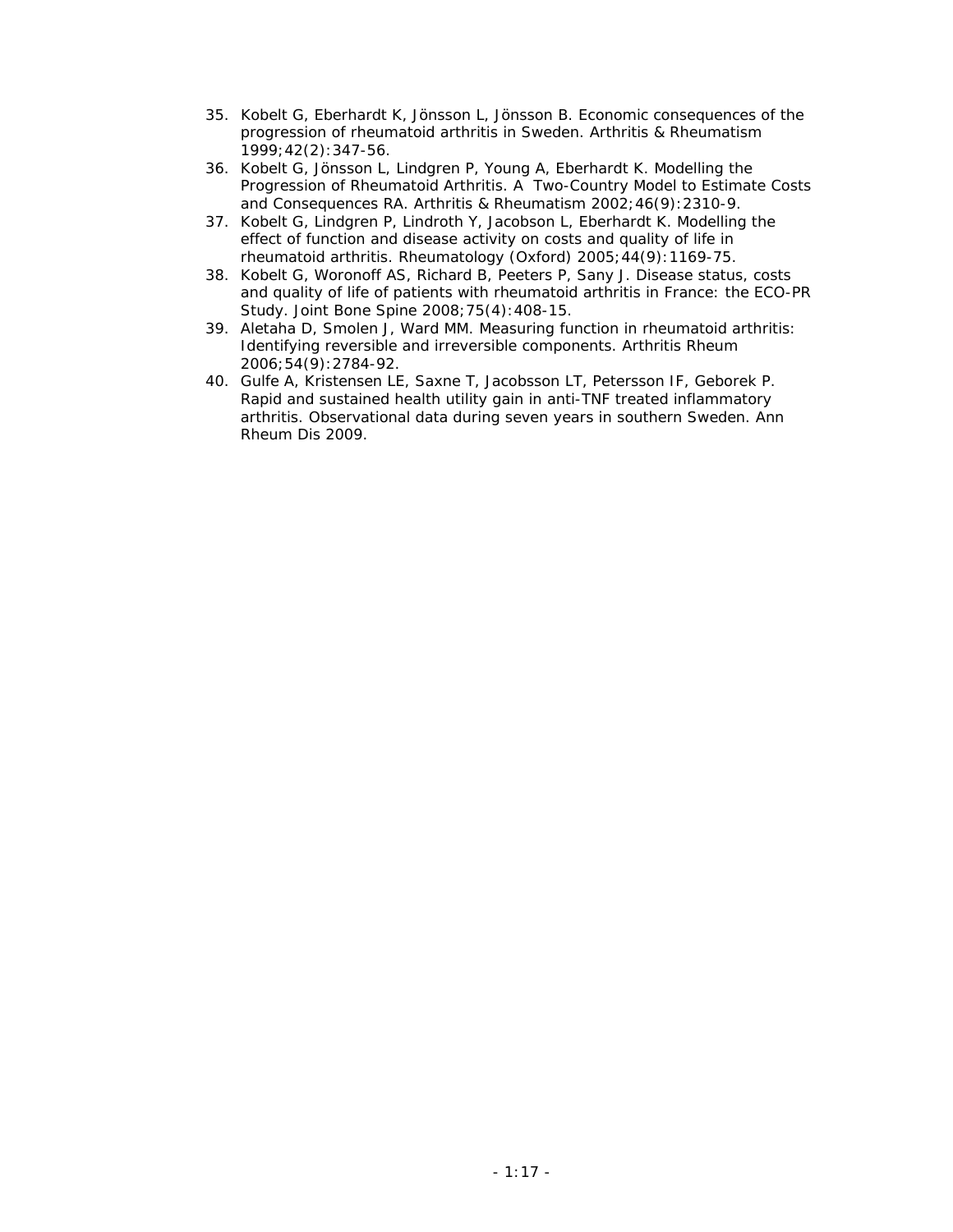35. Kobelt G, Eberhardt K, Jönsson L, Jönsson B. Economic consequences of the progression of rheumatoid arthritis in Sweden. Arthritis & Rheumatism 1999;42(2):347-56.
36. Kobelt G, Jönsson L, Lindgren P, Young A, Eberhardt K. Modelling the Progression of Rheumatoid Arthritis. A Two-Country Model to Estimate Costs and Consequences RA. Arthritis & Rheumatism 2002;46(9):2310-9.
37. Kobelt G, Lindgren P, Lindroth Y, Jacobson L, Eberhardt K. Modelling the effect of function and disease activity on costs and quality of life in rheumatoid arthritis. Rheumatology (Oxford) 2005;44(9):1169-75.
38. Kobelt G, Woronoff AS, Richard B, Peeters P, Sany J. Disease status, costs and quality of life of patients with rheumatoid arthritis in France: the ECO-PR Study. Joint Bone Spine 2008;75(4):408-15.
39. Aletaha D, Smolen J, Ward MM. Measuring function in rheumatoid arthritis: Identifying reversible and irreversible components. Arthritis Rheum 2006;54(9):2784-92.
40. Gulfe A, Kristensen LE, Saxne T, Jacobsson LT, Petersson IF, Geborek P. Rapid and sustained health utility gain in anti-TNF treated inflammatory arthritis. Observational data during seven years in southern Sweden. Ann Rheum Dis 2009.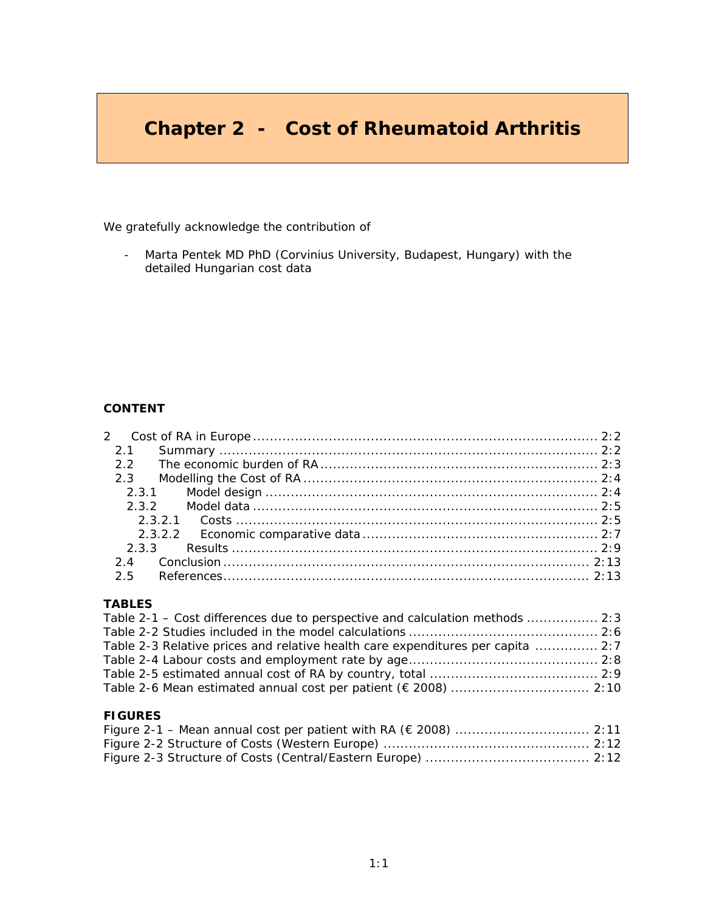# Chapter 2 - Cost of Rheumatoid Arthritis

We gratefully acknowledge the contribution of

- Marta Pentek MD PhD (Corvinius University, Budapest, Hungary) with the detailed Hungarian cost data

**CONTENT**

2 Cost of RA in Europe ........................................................................ 2:2
- 2.1 Summary ........................................................................ 2:2
- 2.2 The economic burden of RA ........................................................................ 2:3
- 2.3 Modelling the Cost of RA ........................................................................ 2:4
  - 2.3.1 Model design ........................................................................ 2:4
  - 2.3.2 Model data ........................................................................ 2:5
    - 2.3.2.1 Costs ........................................................................ 2:5
    - 2.3.2.2 Economic comparative data ........................................................................ 2:7
  - 2.3.3 Results ........................................................................ 2:9
- 2.4 Conclusion ........................................................................ 2:13
- 2.5 References ........................................................................ 2:13

**TABLES**

Table 2-1 – Cost differences due to perspective and calculation methods ................. 2:3
Table 2-2 Studies included in the model calculations ........................................ 2:6
Table 2-3 Relative prices and relative health care expenditures per capita ............... 2:7
Table 2-4 Labour costs and employment rate by age ........................................ 2:8
Table 2-5 estimated annual cost of RA by country, total ........................................ 2:9
Table 2-6 Mean estimated annual cost per patient (€ 2008) ................................. 2:10

**FIGURES**

Figure 2-1 – Mean annual cost per patient with RA (€ 2008) ................................ 2:11
Figure 2-2 Structure of Costs (Western Europe) ................................................ 2:12
Figure 2-3 Structure of Costs (Central/Eastern Europe) ....................................... 2:12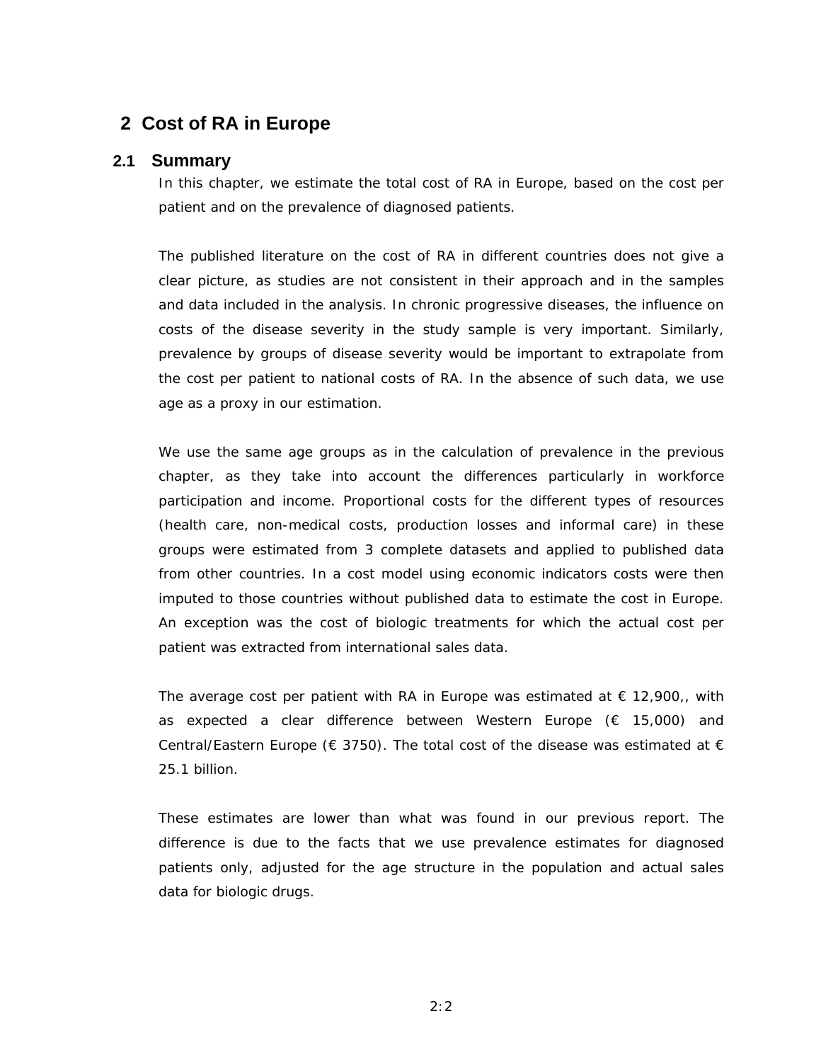# 2 Cost of RA in Europe

## 2.1 Summary

In this chapter, we estimate the total cost of RA in Europe, based on the cost per patient and on the prevalence of diagnosed patients.

The published literature on the cost of RA in different countries does not give a clear picture, as studies are not consistent in their approach and in the samples and data included in the analysis. In chronic progressive diseases, the influence on costs of the disease severity in the study sample is very important. Similarly, prevalence by groups of disease severity would be important to extrapolate from the cost per patient to national costs of RA. In the absence of such data, we use age as a proxy in our estimation.

We use the same age groups as in the calculation of prevalence in the previous chapter, as they take into account the differences particularly in workforce participation and income. Proportional costs for the different types of resources (health care, non-medical costs, production losses and informal care) in these groups were estimated from 3 complete datasets and applied to published data from other countries. In a cost model using economic indicators costs were then imputed to those countries without published data to estimate the cost in Europe. An exception was the cost of biologic treatments for which the actual cost per patient was extracted from international sales data.

The average cost per patient with RA in Europe was estimated at € 12,900,, with as expected a clear difference between Western Europe (€ 15,000) and Central/Eastern Europe (€ 3750). The total cost of the disease was estimated at € 25.1 billion.

These estimates are lower than what was found in our previous report. The difference is due to the facts that we use prevalence estimates for diagnosed patients only, adjusted for the age structure in the population and actual sales data for biologic drugs.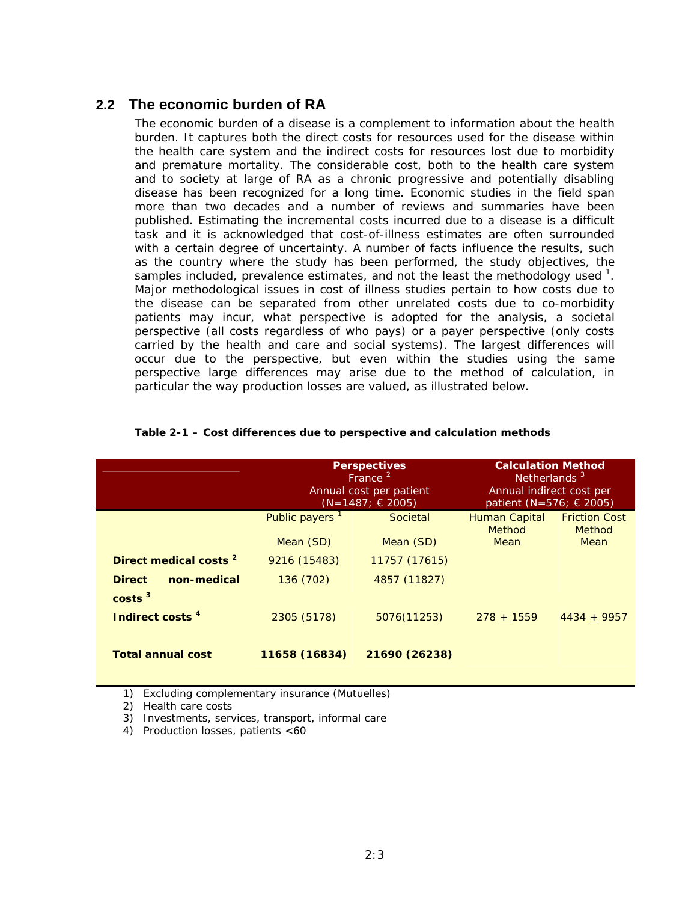## 2.2 The economic burden of RA

The economic burden of a disease is a complement to information about the health burden. It captures both the direct costs for resources used for the disease within the health care system and the indirect costs for resources lost due to morbidity and premature mortality. The considerable cost, both to the health care system and to society at large of RA as a chronic progressive and potentially disabling disease has been recognized for a long time. Economic studies in the field span more than two decades and a number of reviews and summaries have been published. Estimating the incremental costs incurred due to a disease is a difficult task and it is acknowledged that cost-of-illness estimates are often surrounded with a certain degree of uncertainty. A number of facts influence the results, such as the country where the study has been performed, the study objectives, the samples included, prevalence estimates, and not the least the methodology used [1]. Major methodological issues in cost of illness studies pertain to how costs due to the disease can be separated from other unrelated costs due to co-morbidity patients may incur, what perspective is adopted for the analysis, a societal perspective (all costs regardless of who pays) or a payer perspective (only costs carried by the health and care and social systems). The largest differences will occur due to the perspective, but even within the studies using the same perspective large differences may arise due to the method of calculation, in particular the way production losses are valued, as illustrated below.

**Table 2-1 – Cost differences due to perspective and calculation methods**

| | **Perspectives** France [2] Annual cost per patient (N=1487; € 2005) | | **Calculation Method** Netherlands [3] Annual indirect cost per patient (N=576; € 2005) | |
|---|---|---|---|---|
| | Public payers [1] Mean (SD) | Societal Mean (SD) | Human Capital Method Mean | Friction Cost Method Mean |
| **Direct medical costs [2]** | 9216 (15483) | 11757 (17615) | | |
| **Direct non-medical costs [3]** | 136 (702) | 4857 (11827) | | |
| **Indirect costs [4]** | 2305 (5178) | 5076(11253) | 278 ± 1559 | 4434 ± 9957 |
| **Total annual cost** | **11658 (16834)** | **21690 (26238)** | | |

1) Excluding complementary insurance (Mutuelles)
2) Health care costs
3) Investments, services, transport, informal care
4) Production losses, patients <60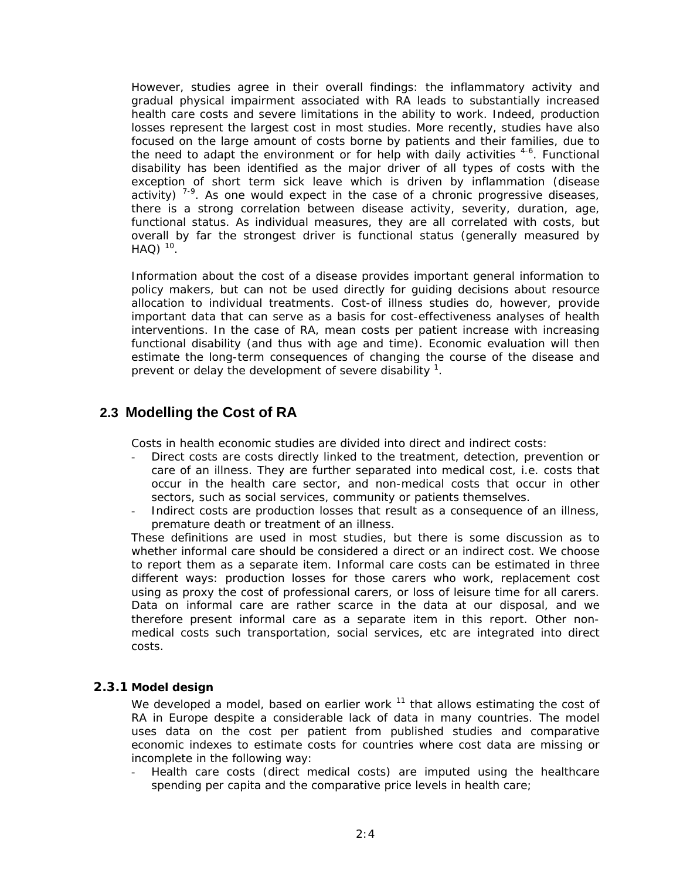However, studies agree in their overall findings: the inflammatory activity and gradual physical impairment associated with RA leads to substantially increased health care costs and severe limitations in the ability to work. Indeed, production losses represent the largest cost in most studies. More recently, studies have also focused on the large amount of costs borne by patients and their families, due to the need to adapt the environment or for help with daily activities [4-6]. Functional disability has been identified as the major driver of all types of costs with the exception of short term sick leave which is driven by inflammation (disease activity) [7-9]. As one would expect in the case of a chronic progressive diseases, there is a strong correlation between disease activity, severity, duration, age, functional status. As individual measures, they are all correlated with costs, but overall by far the strongest driver is functional status (generally measured by HAQ) [10].

Information about the cost of a disease provides important general information to policy makers, but can not be used directly for guiding decisions about resource allocation to individual treatments. Cost-of illness studies do, however, provide important data that can serve as a basis for cost-effectiveness analyses of health interventions. In the case of RA, mean costs per patient increase with increasing functional disability (and thus with age and time). Economic evaluation will then estimate the long-term consequences of changing the course of the disease and prevent or delay the development of severe disability [1].

## 2.3 Modelling the Cost of RA

Costs in health economic studies are divided into direct and indirect costs:

- Direct costs are costs directly linked to the treatment, detection, prevention or care of an illness. They are further separated into medical cost, i.e. costs that occur in the health care sector, and non-medical costs that occur in other sectors, such as social services, community or patients themselves.
- Indirect costs are production losses that result as a consequence of an illness, premature death or treatment of an illness.

These definitions are used in most studies, but there is some discussion as to whether informal care should be considered a direct or an indirect cost. We choose to report them as a separate item. Informal care costs can be estimated in three different ways: production losses for those carers who work, replacement cost using as proxy the cost of professional carers, or loss of leisure time for all carers. Data on informal care are rather scarce in the data at our disposal, and we therefore present informal care as a separate item in this report. Other non-medical costs such transportation, social services, etc are integrated into direct costs.

### 2.3.1 Model design

We developed a model, based on earlier work [11] that allows estimating the cost of RA in Europe despite a considerable lack of data in many countries. The model uses data on the cost per patient from published studies and comparative economic indexes to estimate costs for countries where cost data are missing or incomplete in the following way:

- Health care costs (direct medical costs) are imputed using the healthcare spending per capita and the comparative price levels in health care;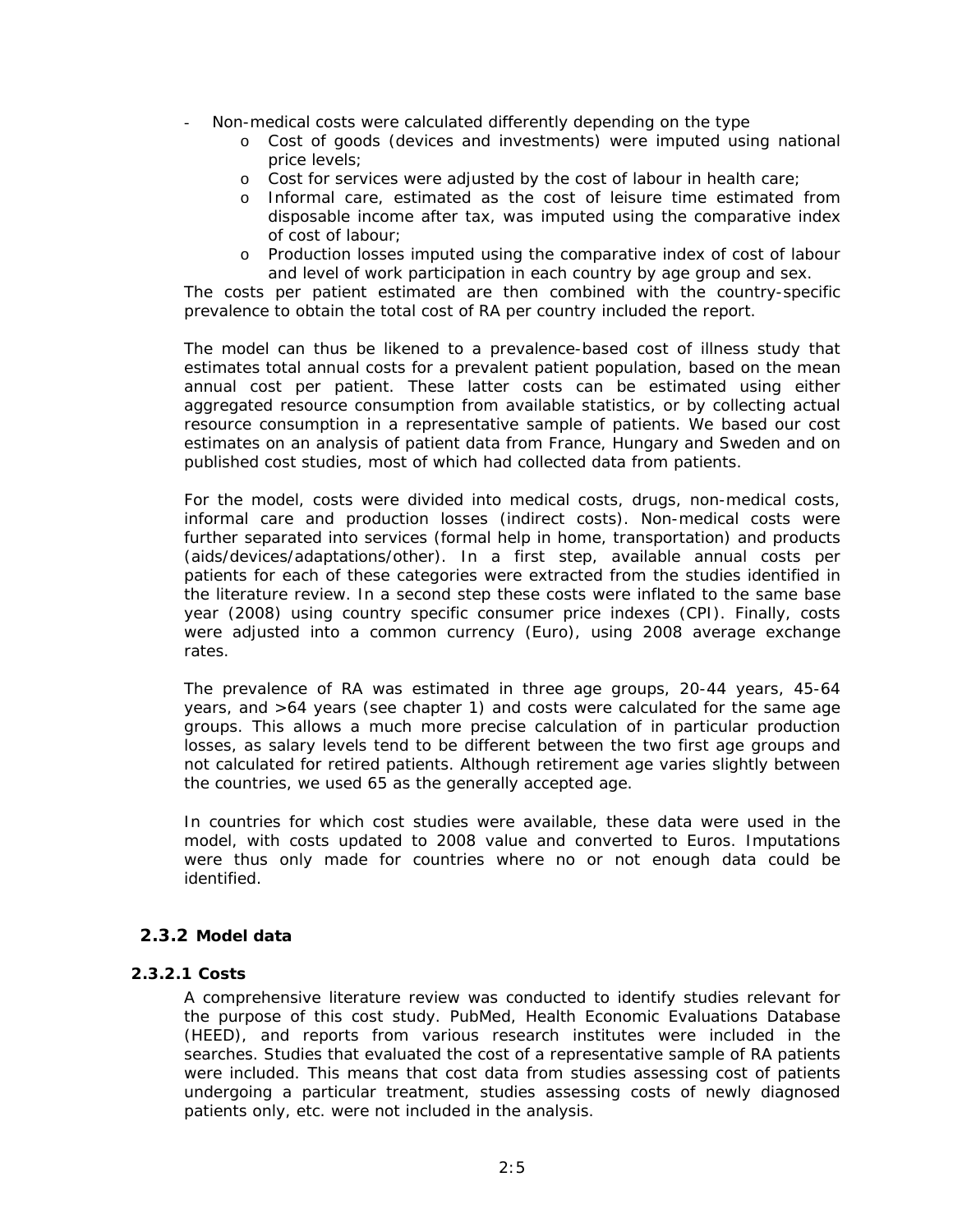- Non-medical costs were calculated differently depending on the type
  - Cost of goods (devices and investments) were imputed using national price levels;
  - Cost for services were adjusted by the cost of labour in health care;
  - Informal care, estimated as the cost of leisure time estimated from disposable income after tax, was imputed using the comparative index of cost of labour;
  - Production losses imputed using the comparative index of cost of labour and level of work participation in each country by age group and sex.

The costs per patient estimated are then combined with the country-specific prevalence to obtain the total cost of RA per country included the report.

The model can thus be likened to a prevalence-based cost of illness study that estimates total annual costs for a prevalent patient population, based on the mean annual cost per patient. These latter costs can be estimated using either aggregated resource consumption from available statistics, or by collecting actual resource consumption in a representative sample of patients. We based our cost estimates on an analysis of patient data from France, Hungary and Sweden and on published cost studies, most of which had collected data from patients.

For the model, costs were divided into medical costs, drugs, non-medical costs, informal care and production losses (indirect costs). Non-medical costs were further separated into services (formal help in home, transportation) and products (aids/devices/adaptations/other). In a first step, available annual costs per patients for each of these categories were extracted from the studies identified in the literature review. In a second step these costs were inflated to the same base year (2008) using country specific consumer price indexes (CPI). Finally, costs were adjusted into a common currency (Euro), using 2008 average exchange rates.

The prevalence of RA was estimated in three age groups, 20-44 years, 45-64 years, and >64 years (see chapter 1) and costs were calculated for the same age groups. This allows a much more precise calculation of in particular production losses, as salary levels tend to be different between the two first age groups and not calculated for retired patients. Although retirement age varies slightly between the countries, we used 65 as the generally accepted age.

In countries for which cost studies were available, these data were used in the model, with costs updated to 2008 value and converted to Euros. Imputations were thus only made for countries where no or not enough data could be identified.

### 2.3.2 Model data

#### 2.3.2.1 Costs

A comprehensive literature review was conducted to identify studies relevant for the purpose of this cost study. PubMed, Health Economic Evaluations Database (HEED), and reports from various research institutes were included in the searches. Studies that evaluated the cost of a representative sample of RA patients were included. This means that cost data from studies assessing cost of patients undergoing a particular treatment, studies assessing costs of newly diagnosed patients only, etc. were not included in the analysis.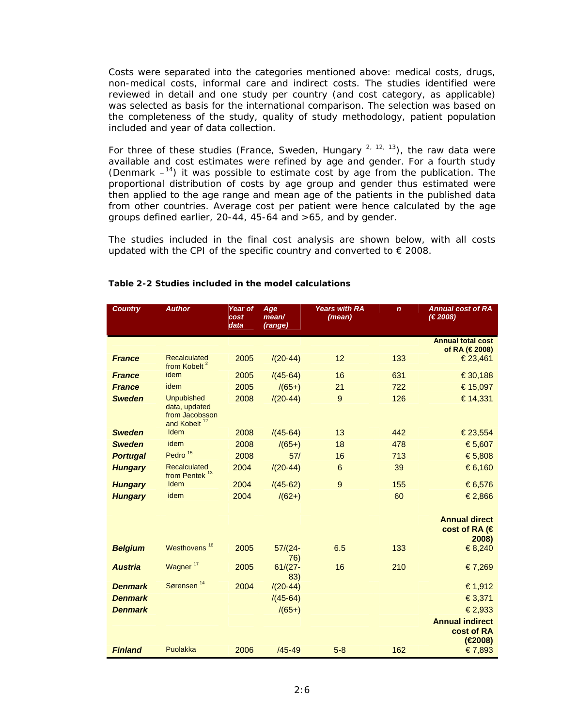Costs were separated into the categories mentioned above: medical costs, drugs, non-medical costs, informal care and indirect costs. The studies identified were reviewed in detail and one study per country (and cost category, as applicable) was selected as basis for the international comparison. The selection was based on the completeness of the study, quality of study methodology, patient population included and year of data collection.

For three of these studies (France, Sweden, Hungary [2, 12, 13]), the raw data were available and cost estimates were refined by age and gender. For a fourth study (Denmark –[14]) it was possible to estimate cost by age from the publication. The proportional distribution of costs by age group and gender thus estimated were then applied to the age range and mean age of the patients in the published data from other countries. Average cost per patient were hence calculated by the age groups defined earlier, 20-44, 45-64 and >65, and by gender.

The studies included in the final cost analysis are shown below, with all costs updated with the CPI of the specific country and converted to € 2008.

**Table 2-2 Studies included in the model calculations**

| Country | Author | Year of cost data | Age mean/ (range) | Years with RA (mean) | n | Annual cost of RA (€ 2008) |
|---|---|---|---|---|---|---|
| | | | | | | **Annual total cost of RA (€ 2008)** |
| ***France*** | Recalculated from Kobelt [2] | 2005 | /(20-44) | 12 | 133 | € 23,461 |
| ***France*** | idem | 2005 | /(45-64) | 16 | 631 | € 30,188 |
| ***France*** | idem | 2005 | /(65+) | 21 | 722 | € 15,097 |
| ***Sweden*** | Unpubished data, updated from Jacobsson and Kobelt [12] | 2008 | /(20-44) | 9 | 126 | € 14,331 |
| ***Sweden*** | Idem | 2008 | /(45-64) | 13 | 442 | € 23,554 |
| ***Sweden*** | idem | 2008 | /(65+) | 18 | 478 | € 5,607 |
| ***Portugal*** | Pedro [15] | 2008 | 57/ | 16 | 713 | € 5,808 |
| ***Hungary*** | Recalculated from Pentek [13] | 2004 | /(20-44) | 6 | 39 | € 6,160 |
| ***Hungary*** | Idem | 2004 | /(45-62) | 9 | 155 | € 6,576 |
| ***Hungary*** | idem | 2004 | /(62+) | | 60 | € 2,866 |
| | | | | | | **Annual direct cost of RA (€ 2008)** |
| ***Belgium*** | Westhovens [16] | 2005 | 57/(24-76) | 6.5 | 133 | € 8,240 |
| ***Austria*** | Wagner [17] | 2005 | 61/(27-83) | 16 | 210 | € 7,269 |
| ***Denmark*** | Sørensen [14] | 2004 | /(20-44) | | | € 1,912 |
| ***Denmark*** | | | /(45-64) | | | € 3,371 |
| ***Denmark*** | | | /(65+) | | | € 2,933 |
| | | | | | | **Annual indirect cost of RA (€2008)** |
| ***Finland*** | Puolakka | 2006 | /45-49 | 5-8 | 162 | € 7,893 |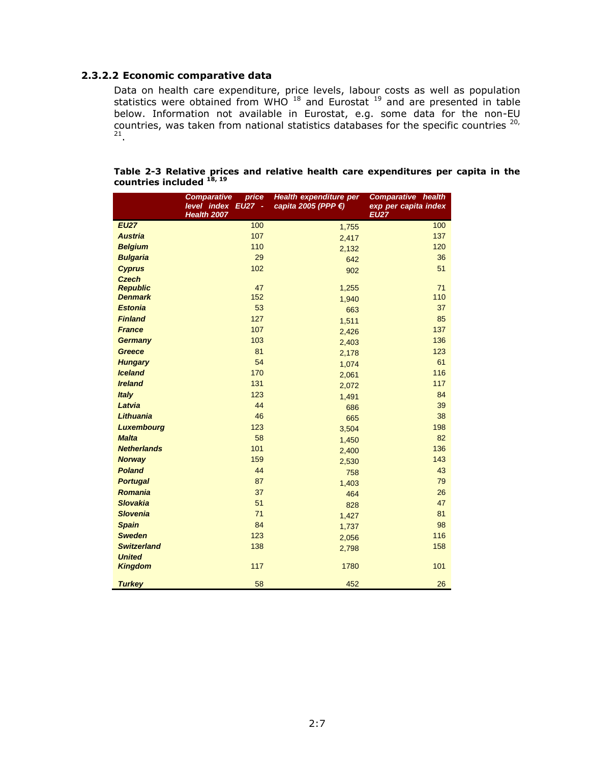#### 2.3.2.2 Economic comparative data

Data on health care expenditure, price levels, labour costs as well as population statistics were obtained from WHO [18] and Eurostat [19] and are presented in table below. Information not available in Eurostat, e.g. some data for the non-EU countries, was taken from national statistics databases for the specific countries [20, 21].

**Table 2-3 Relative prices and relative health care expenditures per capita in the countries included [18, 19]**

| | *Comparative price level index EU27 - Health 2007* | *Health expenditure per capita 2005 (PPP €)* | *Comparative health exp per capita index EU27* |
|---|---|---|---|
| ***EU27*** | 100 | 1,755 | 100 |
| ***Austria*** | 107 | 2,417 | 137 |
| ***Belgium*** | 110 | 2,132 | 120 |
| ***Bulgaria*** | 29 | 642 | 36 |
| ***Cyprus*** | 102 | 902 | 51 |
| ***Czech Republic*** | 47 | 1,255 | 71 |
| ***Denmark*** | 152 | 1,940 | 110 |
| ***Estonia*** | 53 | 663 | 37 |
| ***Finland*** | 127 | 1,511 | 85 |
| ***France*** | 107 | 2,426 | 137 |
| ***Germany*** | 103 | 2,403 | 136 |
| ***Greece*** | 81 | 2,178 | 123 |
| ***Hungary*** | 54 | 1,074 | 61 |
| ***Iceland*** | 170 | 2,061 | 116 |
| ***Ireland*** | 131 | 2,072 | 117 |
| ***Italy*** | 123 | 1,491 | 84 |
| ***Latvia*** | 44 | 686 | 39 |
| ***Lithuania*** | 46 | 665 | 38 |
| ***Luxembourg*** | 123 | 3,504 | 198 |
| ***Malta*** | 58 | 1,450 | 82 |
| ***Netherlands*** | 101 | 2,400 | 136 |
| ***Norway*** | 159 | 2,530 | 143 |
| ***Poland*** | 44 | 758 | 43 |
| ***Portugal*** | 87 | 1,403 | 79 |
| ***Romania*** | 37 | 464 | 26 |
| ***Slovakia*** | 51 | 828 | 47 |
| ***Slovenia*** | 71 | 1,427 | 81 |
| ***Spain*** | 84 | 1,737 | 98 |
| ***Sweden*** | 123 | 2,056 | 116 |
| ***Switzerland*** | 138 | 2,798 | 158 |
| ***United Kingdom*** | 117 | 1780 | 101 |
| ***Turkey*** | 58 | 452 | 26 |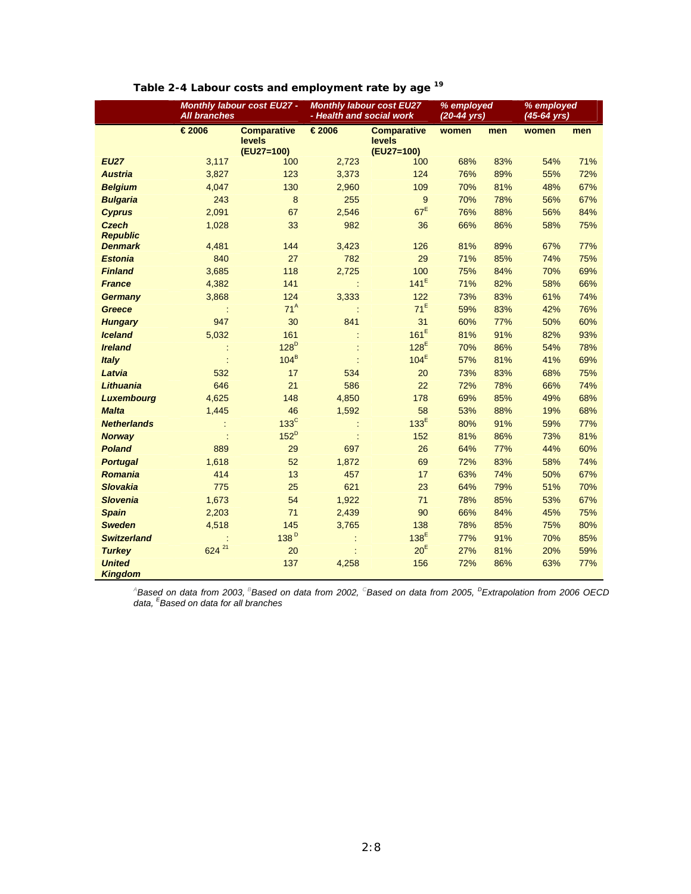**Table 2-4 Labour costs and employment rate by age [19]**

| | *Monthly labour cost EU27 - All branches* | | *Monthly labour cost EU27 - Health and social work* | | *% employed (20-44 yrs)* | | *% employed (45-64 yrs)* | |
|---|---|---|---|---|---|---|---|---|
| | **€ 2006** | **Comparative levels (EU27=100)** | **€ 2006** | **Comparative levels (EU27=100)** | **women** | **men** | **women** | **men** |
| ***EU27*** | 3,117 | 100 | 2,723 | 100 | 68% | 83% | 54% | 71% |
| ***Austria*** | 3,827 | 123 | 3,373 | 124 | 76% | 89% | 55% | 72% |
| ***Belgium*** | 4,047 | 130 | 2,960 | 109 | 70% | 81% | 48% | 67% |
| ***Bulgaria*** | 243 | 8 | 255 | 9 | 70% | 78% | 56% | 67% |
| ***Cyprus*** | 2,091 | 67 | 2,546 | 67[E] | 76% | 88% | 56% | 84% |
| ***Czech Republic*** | 1,028 | 33 | 982 | 36 | 66% | 86% | 58% | 75% |
| ***Denmark*** | 4,481 | 144 | 3,423 | 126 | 81% | 89% | 67% | 77% |
| ***Estonia*** | 840 | 27 | 782 | 29 | 71% | 85% | 74% | 75% |
| ***Finland*** | 3,685 | 118 | 2,725 | 100 | 75% | 84% | 70% | 69% |
| ***France*** | 4,382 | 141 | : | 141[E] | 71% | 82% | 58% | 66% |
| ***Germany*** | 3,868 | 124 | 3,333 | 122 | 73% | 83% | 61% | 74% |
| ***Greece*** | : | 71[A] | : | 71[E] | 59% | 83% | 42% | 76% |
| ***Hungary*** | 947 | 30 | 841 | 31 | 60% | 77% | 50% | 60% |
| ***Iceland*** | 5,032 | 161 | : | 161[E] | 81% | 91% | 82% | 93% |
| ***Ireland*** | : | 128[D] | : | 128[E] | 70% | 86% | 54% | 78% |
| ***Italy*** | : | 104[B] | : | 104[E] | 57% | 81% | 41% | 69% |
| ***Latvia*** | 532 | 17 | 534 | 20 | 73% | 83% | 68% | 75% |
| ***Lithuania*** | 646 | 21 | 586 | 22 | 72% | 78% | 66% | 74% |
| ***Luxembourg*** | 4,625 | 148 | 4,850 | 178 | 69% | 85% | 49% | 68% |
| ***Malta*** | 1,445 | 46 | 1,592 | 58 | 53% | 88% | 19% | 68% |
| ***Netherlands*** | : | 133[C] | : | 133[E] | 80% | 91% | 59% | 77% |
| ***Norway*** | : | 152[D] | : | 152 | 81% | 86% | 73% | 81% |
| ***Poland*** | 889 | 29 | 697 | 26 | 64% | 77% | 44% | 60% |
| ***Portugal*** | 1,618 | 52 | 1,872 | 69 | 72% | 83% | 58% | 74% |
| ***Romania*** | 414 | 13 | 457 | 17 | 63% | 74% | 50% | 67% |
| ***Slovakia*** | 775 | 25 | 621 | 23 | 64% | 79% | 51% | 70% |
| ***Slovenia*** | 1,673 | 54 | 1,922 | 71 | 78% | 85% | 53% | 67% |
| ***Spain*** | 2,203 | 71 | 2,439 | 90 | 66% | 84% | 45% | 75% |
| ***Sweden*** | 4,518 | 145 | 3,765 | 138 | 78% | 85% | 75% | 80% |
| ***Switzerland*** | : | 138[D] | : | 138[E] | 77% | 91% | 70% | 85% |
| ***Turkey*** | 624[21] | 20 | : | 20[E] | 27% | 81% | 20% | 59% |
| ***United Kingdom*** | | 137 | 4,258 | 156 | 72% | 86% | 63% | 77% |

*[A]Based on data from 2003, [B]Based on data from 2002, [C]Based on data from 2005, [D]Extrapolation from 2006 OECD data, [E]Based on data for all branches*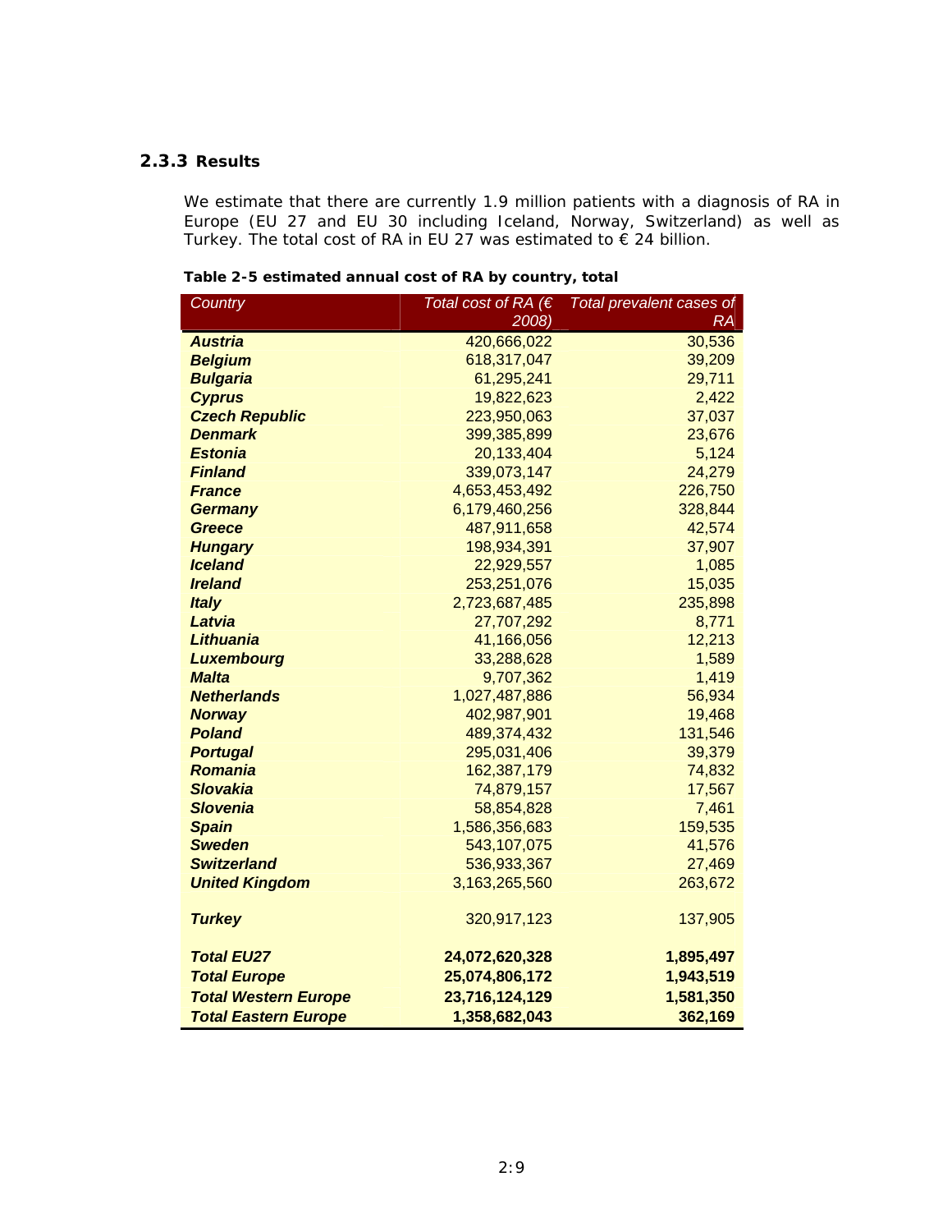### 2.3.3 Results

We estimate that there are currently 1.9 million patients with a diagnosis of RA in Europe (EU 27 and EU 30 including Iceland, Norway, Switzerland) as well as Turkey. The total cost of RA in EU 27 was estimated to € 24 billion.

**Table 2-5 estimated annual cost of RA by country, total**

| *Country* | *Total cost of RA (€ 2008)* | *Total prevalent cases of RA* |
|---|---:|---:|
| ***Austria*** | 420,666,022 | 30,536 |
| ***Belgium*** | 618,317,047 | 39,209 |
| ***Bulgaria*** | 61,295,241 | 29,711 |
| ***Cyprus*** | 19,822,623 | 2,422 |
| ***Czech Republic*** | 223,950,063 | 37,037 |
| ***Denmark*** | 399,385,899 | 23,676 |
| ***Estonia*** | 20,133,404 | 5,124 |
| ***Finland*** | 339,073,147 | 24,279 |
| ***France*** | 4,653,453,492 | 226,750 |
| ***Germany*** | 6,179,460,256 | 328,844 |
| ***Greece*** | 487,911,658 | 42,574 |
| ***Hungary*** | 198,934,391 | 37,907 |
| ***Iceland*** | 22,929,557 | 1,085 |
| ***Ireland*** | 253,251,076 | 15,035 |
| ***Italy*** | 2,723,687,485 | 235,898 |
| ***Latvia*** | 27,707,292 | 8,771 |
| ***Lithuania*** | 41,166,056 | 12,213 |
| ***Luxembourg*** | 33,288,628 | 1,589 |
| ***Malta*** | 9,707,362 | 1,419 |
| ***Netherlands*** | 1,027,487,886 | 56,934 |
| ***Norway*** | 402,987,901 | 19,468 |
| ***Poland*** | 489,374,432 | 131,546 |
| ***Portugal*** | 295,031,406 | 39,379 |
| ***Romania*** | 162,387,179 | 74,832 |
| ***Slovakia*** | 74,879,157 | 17,567 |
| ***Slovenia*** | 58,854,828 | 7,461 |
| ***Spain*** | 1,586,356,683 | 159,535 |
| ***Sweden*** | 543,107,075 | 41,576 |
| ***Switzerland*** | 536,933,367 | 27,469 |
| ***United Kingdom*** | 3,163,265,560 | 263,672 |
| ***Turkey*** | 320,917,123 | 137,905 |
| ***Total EU27*** | **24,072,620,328** | **1,895,497** |
| ***Total Europe*** | **25,074,806,172** | **1,943,519** |
| ***Total Western Europe*** | **23,716,124,129** | **1,581,350** |
| ***Total Eastern Europe*** | **1,358,682,043** | **362,169** |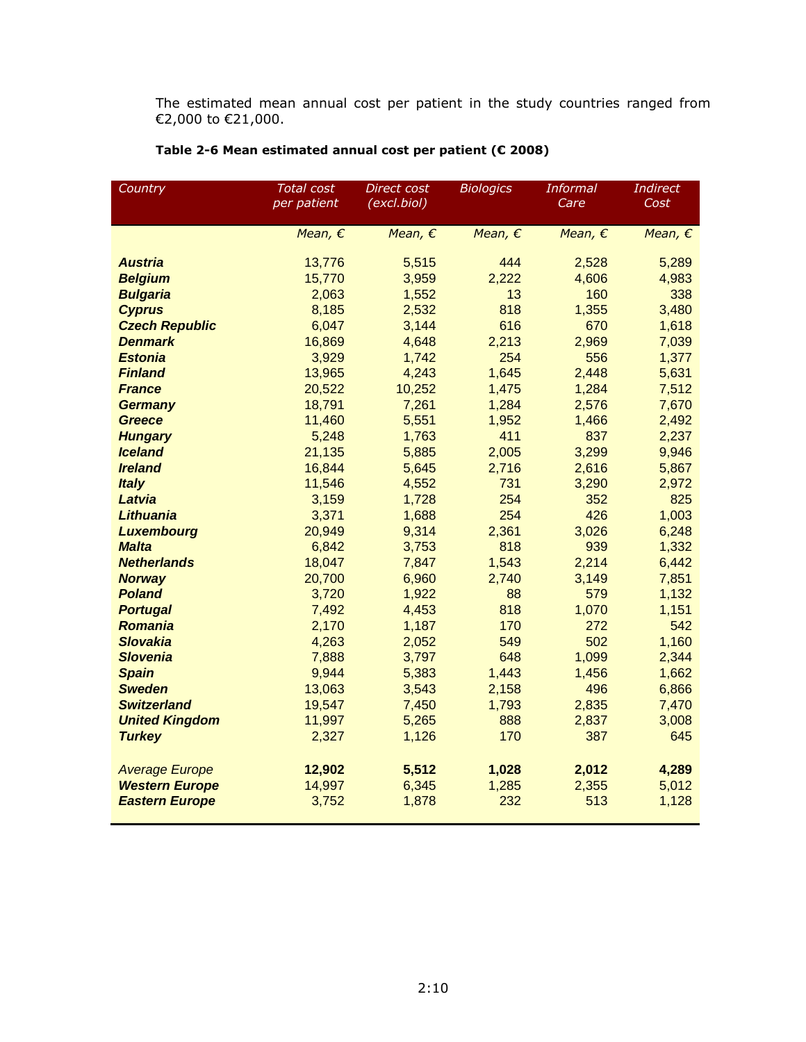The estimated mean annual cost per patient in the study countries ranged from €2,000 to €21,000.

**Table 2-6 Mean estimated annual cost per patient (€ 2008)**

| *Country* | *Total cost per patient* | *Direct cost (excl.biol)* | *Biologics* | *Informal Care* | *Indirect Cost* |
|---|---|---|---|---|---|
| | *Mean, €* | *Mean, €* | *Mean, €* | *Mean, €* | *Mean, €* |
| ***Austria*** | 13,776 | 5,515 | 444 | 2,528 | 5,289 |
| ***Belgium*** | 15,770 | 3,959 | 2,222 | 4,606 | 4,983 |
| ***Bulgaria*** | 2,063 | 1,552 | 13 | 160 | 338 |
| ***Cyprus*** | 8,185 | 2,532 | 818 | 1,355 | 3,480 |
| ***Czech Republic*** | 6,047 | 3,144 | 616 | 670 | 1,618 |
| ***Denmark*** | 16,869 | 4,648 | 2,213 | 2,969 | 7,039 |
| ***Estonia*** | 3,929 | 1,742 | 254 | 556 | 1,377 |
| ***Finland*** | 13,965 | 4,243 | 1,645 | 2,448 | 5,631 |
| ***France*** | 20,522 | 10,252 | 1,475 | 1,284 | 7,512 |
| ***Germany*** | 18,791 | 7,261 | 1,284 | 2,576 | 7,670 |
| ***Greece*** | 11,460 | 5,551 | 1,952 | 1,466 | 2,492 |
| ***Hungary*** | 5,248 | 1,763 | 411 | 837 | 2,237 |
| ***Iceland*** | 21,135 | 5,885 | 2,005 | 3,299 | 9,946 |
| ***Ireland*** | 16,844 | 5,645 | 2,716 | 2,616 | 5,867 |
| ***Italy*** | 11,546 | 4,552 | 731 | 3,290 | 2,972 |
| ***Latvia*** | 3,159 | 1,728 | 254 | 352 | 825 |
| ***Lithuania*** | 3,371 | 1,688 | 254 | 426 | 1,003 |
| ***Luxembourg*** | 20,949 | 9,314 | 2,361 | 3,026 | 6,248 |
| ***Malta*** | 6,842 | 3,753 | 818 | 939 | 1,332 |
| ***Netherlands*** | 18,047 | 7,847 | 1,543 | 2,214 | 6,442 |
| ***Norway*** | 20,700 | 6,960 | 2,740 | 3,149 | 7,851 |
| ***Poland*** | 3,720 | 1,922 | 88 | 579 | 1,132 |
| ***Portugal*** | 7,492 | 4,453 | 818 | 1,070 | 1,151 |
| ***Romania*** | 2,170 | 1,187 | 170 | 272 | 542 |
| ***Slovakia*** | 4,263 | 2,052 | 549 | 502 | 1,160 |
| ***Slovenia*** | 7,888 | 3,797 | 648 | 1,099 | 2,344 |
| ***Spain*** | 9,944 | 5,383 | 1,443 | 1,456 | 1,662 |
| ***Sweden*** | 13,063 | 3,543 | 2,158 | 496 | 6,866 |
| ***Switzerland*** | 19,547 | 7,450 | 1,793 | 2,835 | 7,470 |
| ***United Kingdom*** | 11,997 | 5,265 | 888 | 2,837 | 3,008 |
| ***Turkey*** | 2,327 | 1,126 | 170 | 387 | 645 |
| *Average Europe* | **12,902** | **5,512** | **1,028** | **2,012** | **4,289** |
| ***Western Europe*** | 14,997 | 6,345 | 1,285 | 2,355 | 5,012 |
| ***Eastern Europe*** | 3,752 | 1,878 | 232 | 513 | 1,128 |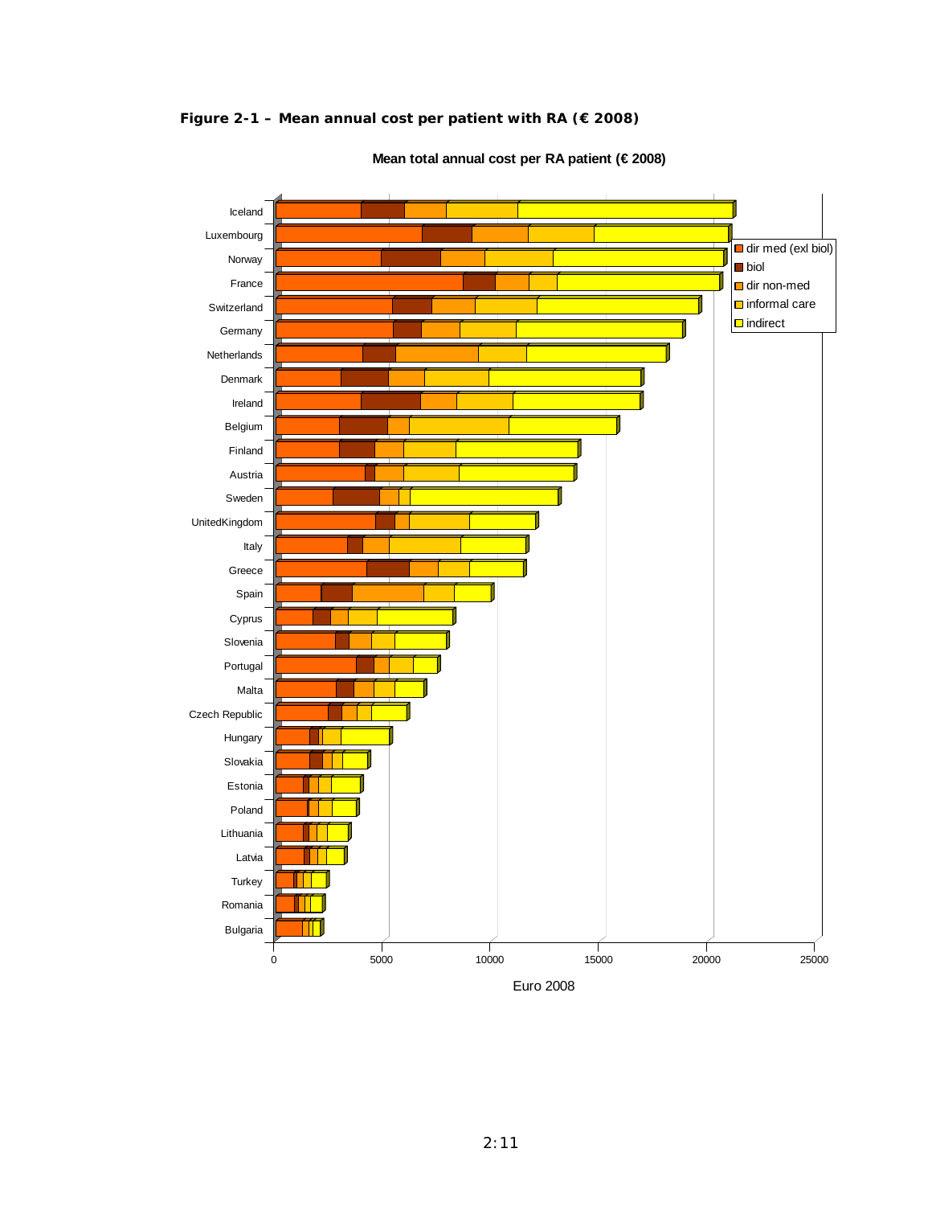**Figure 2-1 – Mean annual cost per patient with RA (€ 2008)**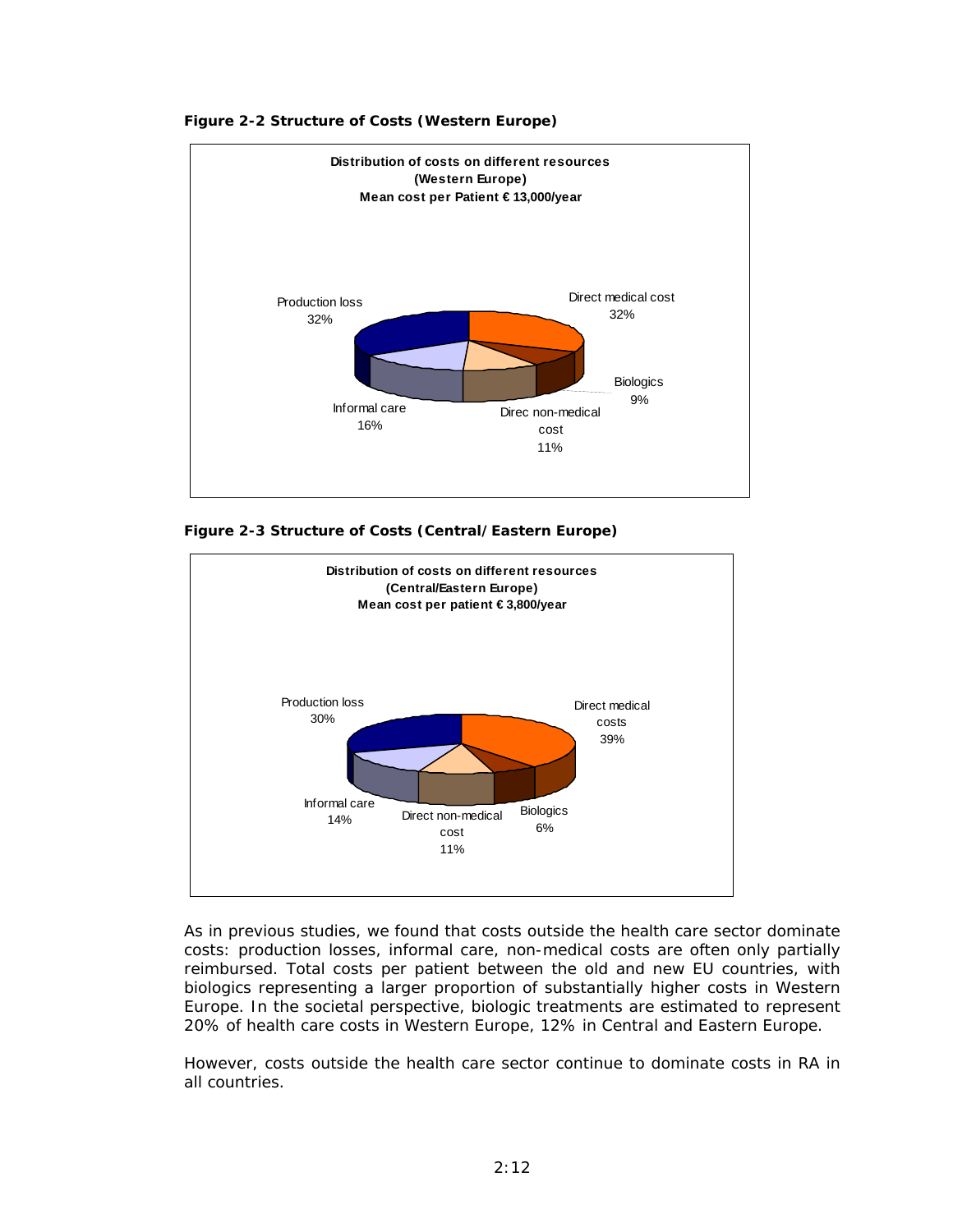**Figure 2-2 Structure of Costs (Western Europe)**

**Distribution of costs on different resources (Western Europe) Mean cost per Patient € 13,000/year**

Production loss 32%

Direct medical cost 32%

Biologics 9%

Direc non-medical cost 11%

Informal care 16%

**Figure 2-3 Structure of Costs (Central/Eastern Europe)**

**Distribution of costs on different resources (Central/Eastern Europe) Mean cost per patient € 3,800/year**

Production loss 30%

Direct medical costs 39%

Biologics 6%

Direct non-medical cost 11%

Informal care 14%

As in previous studies, we found that costs outside the health care sector dominate costs: production losses, informal care, non-medical costs are often only partially reimbursed. Total costs per patient between the old and new EU countries, with biologics representing a larger proportion of substantially higher costs in Western Europe. In the societal perspective, biologic treatments are estimated to represent 20% of health care costs in Western Europe, 12% in Central and Eastern Europe.

However, costs outside the health care sector continue to dominate costs in RA in all countries.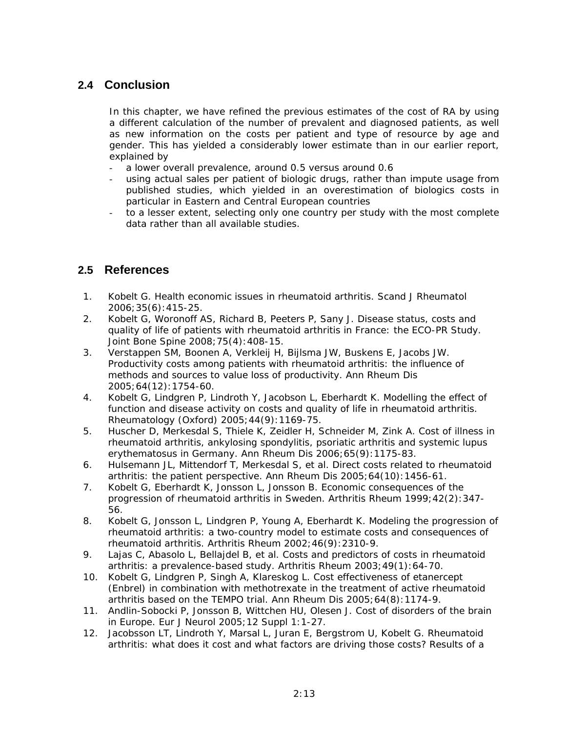## 2.4 Conclusion

In this chapter, we have refined the previous estimates of the cost of RA by using a different calculation of the number of prevalent and diagnosed patients, as well as new information on the costs per patient and type of resource by age and gender. This has yielded a considerably lower estimate than in our earlier report, explained by

- a lower overall prevalence, around 0.5 versus around 0.6
- using actual sales per patient of biologic drugs, rather than impute usage from published studies, which yielded in an overestimation of biologics costs in particular in Eastern and Central European countries
- to a lesser extent, selecting only one country per study with the most complete data rather than all available studies.

## 2.5 References

1. Kobelt G. Health economic issues in rheumatoid arthritis. Scand J Rheumatol 2006;35(6):415-25.
2. Kobelt G, Woronoff AS, Richard B, Peeters P, Sany J. Disease status, costs and quality of life of patients with rheumatoid arthritis in France: the ECO-PR Study. Joint Bone Spine 2008;75(4):408-15.
3. Verstappen SM, Boonen A, Verkleij H, Bijlsma JW, Buskens E, Jacobs JW. Productivity costs among patients with rheumatoid arthritis: the influence of methods and sources to value loss of productivity. Ann Rheum Dis 2005;64(12):1754-60.
4. Kobelt G, Lindgren P, Lindroth Y, Jacobson L, Eberhardt K. Modelling the effect of function and disease activity on costs and quality of life in rheumatoid arthritis. Rheumatology (Oxford) 2005;44(9):1169-75.
5. Huscher D, Merkesdal S, Thiele K, Zeidler H, Schneider M, Zink A. Cost of illness in rheumatoid arthritis, ankylosing spondylitis, psoriatic arthritis and systemic lupus erythematosus in Germany. Ann Rheum Dis 2006;65(9):1175-83.
6. Hulsemann JL, Mittendorf T, Merkesdal S, et al. Direct costs related to rheumatoid arthritis: the patient perspective. Ann Rheum Dis 2005;64(10):1456-61.
7. Kobelt G, Eberhardt K, Jonsson L, Jonsson B. Economic consequences of the progression of rheumatoid arthritis in Sweden. Arthritis Rheum 1999;42(2):347-56.
8. Kobelt G, Jonsson L, Lindgren P, Young A, Eberhardt K. Modeling the progression of rheumatoid arthritis: a two-country model to estimate costs and consequences of rheumatoid arthritis. Arthritis Rheum 2002;46(9):2310-9.
9. Lajas C, Abasolo L, Bellajdel B, et al. Costs and predictors of costs in rheumatoid arthritis: a prevalence-based study. Arthritis Rheum 2003;49(1):64-70.
10. Kobelt G, Lindgren P, Singh A, Klareskog L. Cost effectiveness of etanercept (Enbrel) in combination with methotrexate in the treatment of active rheumatoid arthritis based on the TEMPO trial. Ann Rheum Dis 2005;64(8):1174-9.
11. Andlin-Sobocki P, Jonsson B, Wittchen HU, Olesen J. Cost of disorders of the brain in Europe. Eur J Neurol 2005;12 Suppl 1:1-27.
12. Jacobsson LT, Lindroth Y, Marsal L, Juran E, Bergstrom U, Kobelt G. Rheumatoid arthritis: what does it cost and what factors are driving those costs? Results of a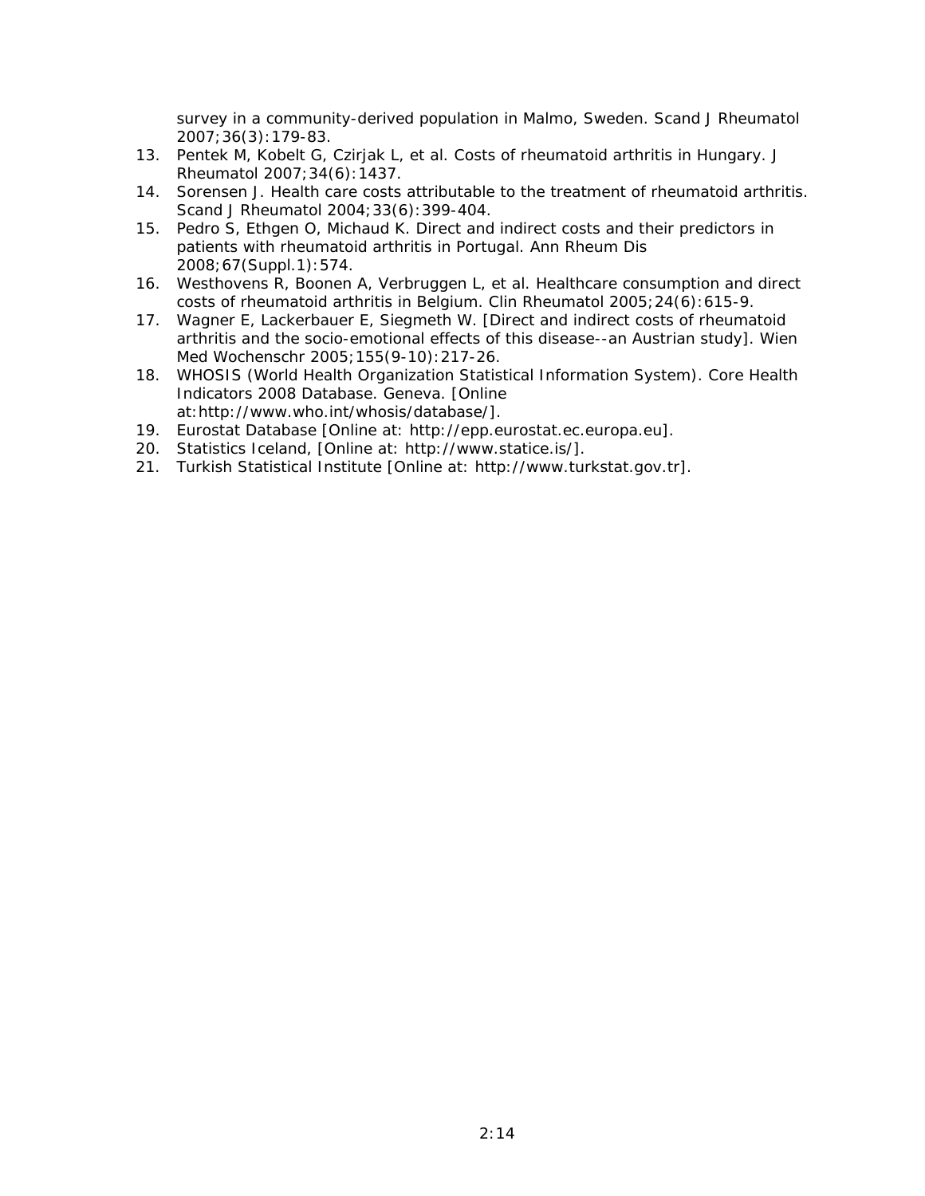survey in a community-derived population in Malmo, Sweden. Scand J Rheumatol 2007;36(3):179-83.

13. Pentek M, Kobelt G, Czirjak L, et al. Costs of rheumatoid arthritis in Hungary. J Rheumatol 2007;34(6):1437.
14. Sorensen J. Health care costs attributable to the treatment of rheumatoid arthritis. Scand J Rheumatol 2004;33(6):399-404.
15. Pedro S, Ethgen O, Michaud K. Direct and indirect costs and their predictors in patients with rheumatoid arthritis in Portugal. Ann Rheum Dis 2008;67(Suppl.1):574.
16. Westhovens R, Boonen A, Verbruggen L, et al. Healthcare consumption and direct costs of rheumatoid arthritis in Belgium. Clin Rheumatol 2005;24(6):615-9.
17. Wagner E, Lackerbauer E, Siegmeth W. [Direct and indirect costs of rheumatoid arthritis and the socio-emotional effects of this disease--an Austrian study]. Wien Med Wochenschr 2005;155(9-10):217-26.
18. WHOSIS (World Health Organization Statistical Information System). Core Health Indicators 2008 Database. Geneva. [Online at:http://www.who.int/whosis/database/].
19. Eurostat Database [Online at: http://epp.eurostat.ec.europa.eu].
20. Statistics Iceland, [Online at: http://www.statice.is/].
21. Turkish Statistical Institute [Online at: http://www.turkstat.gov.tr].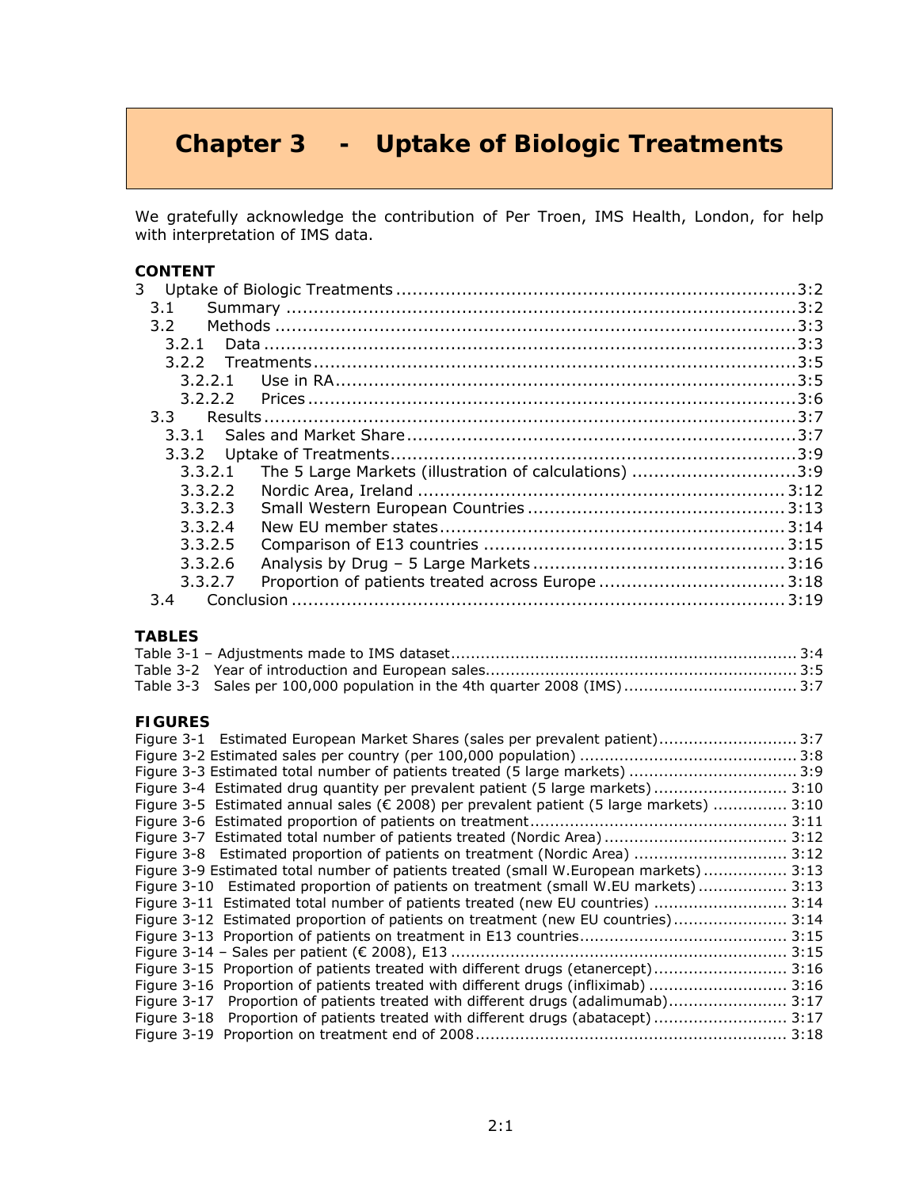# Chapter 3 - Uptake of Biologic Treatments

We gratefully acknowledge the contribution of Per Troen, IMS Health, London, for help with interpretation of IMS data.

**CONTENT**

3 Uptake of Biologic Treatments ........................................................................ 3:2
- 3.1 Summary ........................................................................................ 3:2
- 3.2 Methods ......................................................................................... 3:3
  - 3.2.1 Data ........................................................................................ 3:3
  - 3.2.2 Treatments ............................................................................... 3:5
    - 3.2.2.1 Use in RA ............................................................................ 3:5
    - 3.2.2.2 Prices ................................................................................. 3:6
- 3.3 Results .......................................................................................... 3:7
  - 3.3.1 Sales and Market Share ............................................................... 3:7
  - 3.3.2 Uptake of Treatments .................................................................. 3:9
    - 3.3.2.1 The 5 Large Markets (illustration of calculations) ............................ 3:9
    - 3.3.2.2 Nordic Area, Ireland ............................................................... 3:12
    - 3.3.2.3 Small Western European Countries ............................................. 3:13
    - 3.3.2.4 New EU member states ............................................................ 3:14
    - 3.3.2.5 Comparison of E13 countries ..................................................... 3:15
    - 3.3.2.6 Analysis by Drug – 5 Large Markets ............................................ 3:16
    - 3.3.2.7 Proportion of patients treated across Europe ................................. 3:18
- 3.4 Conclusion ....................................................................................... 3:19

**TABLES**

Table 3-1 – Adjustments made to IMS dataset ........................................................ 3:4
Table 3-2 Year of introduction and European sales ................................................. 3:5
Table 3-3 Sales per 100,000 population in the 4th quarter 2008 (IMS) ........................ 3:7

**FIGURES**

Figure 3-1 Estimated European Market Shares (sales per prevalent patient) ................... 3:7
Figure 3-2 Estimated sales per country (per 100,000 population) .............................. 3:8
Figure 3-3 Estimated total number of patients treated (5 large markets) ...................... 3:9
Figure 3-4 Estimated drug quantity per prevalent patient (5 large markets) ................. 3:10
Figure 3-5 Estimated annual sales (€ 2008) per prevalent patient (5 large markets) ...... 3:10
Figure 3-6 Estimated proportion of patients on treatment ........................................ 3:11
Figure 3-7 Estimated total number of patients treated (Nordic Area) .......................... 3:12
Figure 3-8 Estimated proportion of patients on treatment (Nordic Area) ..................... 3:12
Figure 3-9 Estimated total number of patients treated (small W.European markets) ....... 3:13
Figure 3-10 Estimated proportion of patients on treatment (small W.EU markets) .......... 3:13
Figure 3-11 Estimated total number of patients treated (new EU countries) ................. 3:14
Figure 3-12 Estimated proportion of patients on treatment (new EU countries) ............. 3:14
Figure 3-13 Proportion of patients on treatment in E13 countries ............................... 3:15
Figure 3-14 – Sales per patient (€ 2008), E13 ....................................................... 3:15
Figure 3-15 Proportion of patients treated with different drugs (etanercept) ................ 3:16
Figure 3-16 Proportion of patients treated with different drugs (infliximab) ................. 3:16
Figure 3-17 Proportion of patients treated with different drugs (adalimumab) ............... 3:17
Figure 3-18 Proportion of patients treated with different drugs (abatacept) ................. 3:17
Figure 3-19 Proportion on treatment end of 2008 .................................................. 3:18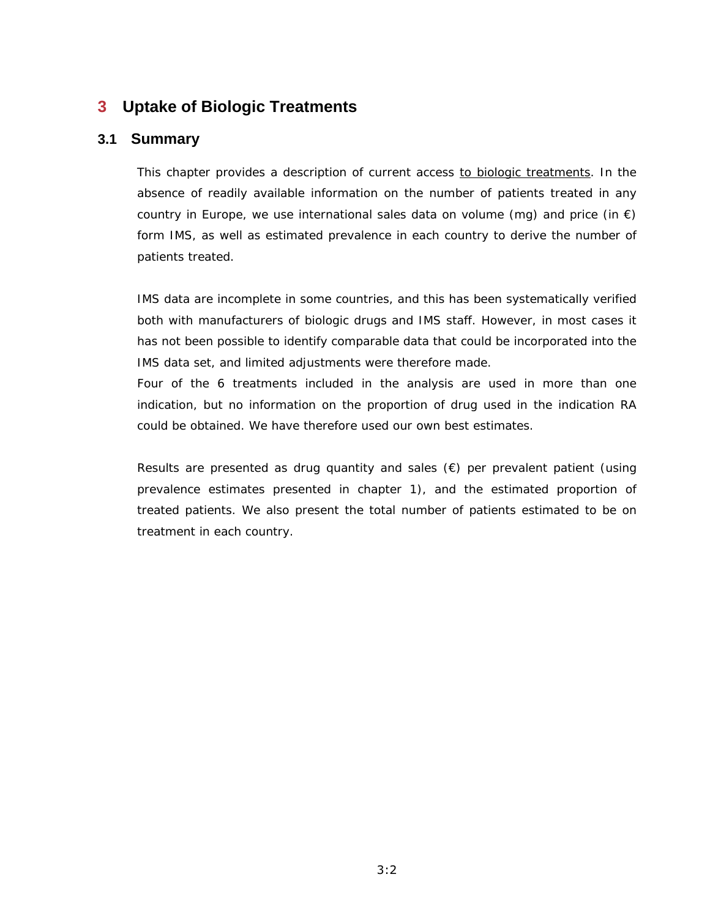# 3 Uptake of Biologic Treatments

## 3.1 Summary

This chapter provides a description of current access to biologic treatments. In the absence of readily available information on the number of patients treated in any country in Europe, we use international sales data on volume (mg) and price (in €) form IMS, as well as estimated prevalence in each country to derive the number of patients treated.

IMS data are incomplete in some countries, and this has been systematically verified both with manufacturers of biologic drugs and IMS staff. However, in most cases it has not been possible to identify comparable data that could be incorporated into the IMS data set, and limited adjustments were therefore made.

Four of the 6 treatments included in the analysis are used in more than one indication, but no information on the proportion of drug used in the indication RA could be obtained. We have therefore used our own best estimates.

Results are presented as drug quantity and sales (€) per prevalent patient (using prevalence estimates presented in chapter 1), and the estimated proportion of treated patients. We also present the total number of patients estimated to be on treatment in each country.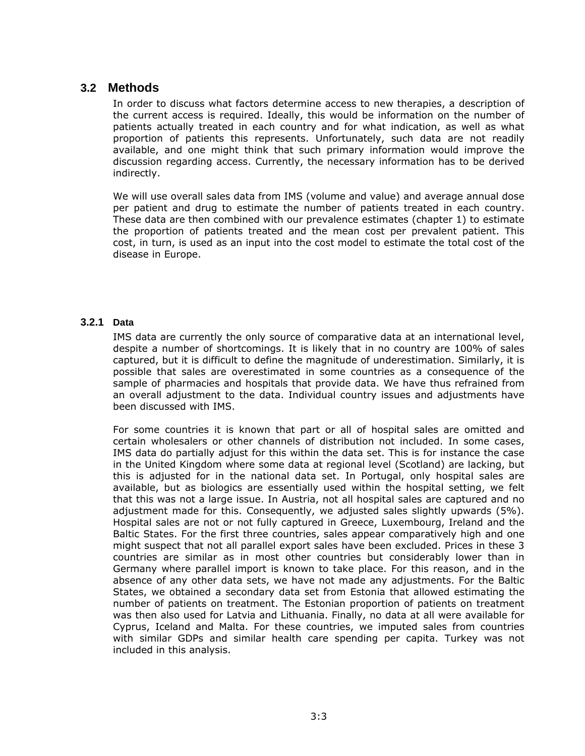## 3.2 Methods

In order to discuss what factors determine access to new therapies, a description of the current access is required. Ideally, this would be information on the number of patients actually treated in each country and for what indication, as well as what proportion of patients this represents. Unfortunately, such data are not readily available, and one might think that such primary information would improve the discussion regarding access. Currently, the necessary information has to be derived indirectly.

We will use overall sales data from IMS (volume and value) and average annual dose per patient and drug to estimate the number of patients treated in each country. These data are then combined with our prevalence estimates (chapter 1) to estimate the proportion of patients treated and the mean cost per prevalent patient. This cost, in turn, is used as an input into the cost model to estimate the total cost of the disease in Europe.

### 3.2.1 Data

IMS data are currently the only source of comparative data at an international level, despite a number of shortcomings. It is likely that in no country are 100% of sales captured, but it is difficult to define the magnitude of underestimation. Similarly, it is possible that sales are overestimated in some countries as a consequence of the sample of pharmacies and hospitals that provide data. We have thus refrained from an overall adjustment to the data. Individual country issues and adjustments have been discussed with IMS.

For some countries it is known that part or all of hospital sales are omitted and certain wholesalers or other channels of distribution not included. In some cases, IMS data do partially adjust for this within the data set. This is for instance the case in the United Kingdom where some data at regional level (Scotland) are lacking, but this is adjusted for in the national data set. In Portugal, only hospital sales are available, but as biologics are essentially used within the hospital setting, we felt that this was not a large issue. In Austria, not all hospital sales are captured and no adjustment made for this. Consequently, we adjusted sales slightly upwards (5%). Hospital sales are not or not fully captured in Greece, Luxembourg, Ireland and the Baltic States. For the first three countries, sales appear comparatively high and one might suspect that not all parallel export sales have been excluded. Prices in these 3 countries are similar as in most other countries but considerably lower than in Germany where parallel import is known to take place. For this reason, and in the absence of any other data sets, we have not made any adjustments. For the Baltic States, we obtained a secondary data set from Estonia that allowed estimating the number of patients on treatment. The Estonian proportion of patients on treatment was then also used for Latvia and Lithuania. Finally, no data at all were available for Cyprus, Iceland and Malta. For these countries, we imputed sales from countries with similar GDPs and similar health care spending per capita. Turkey was not included in this analysis.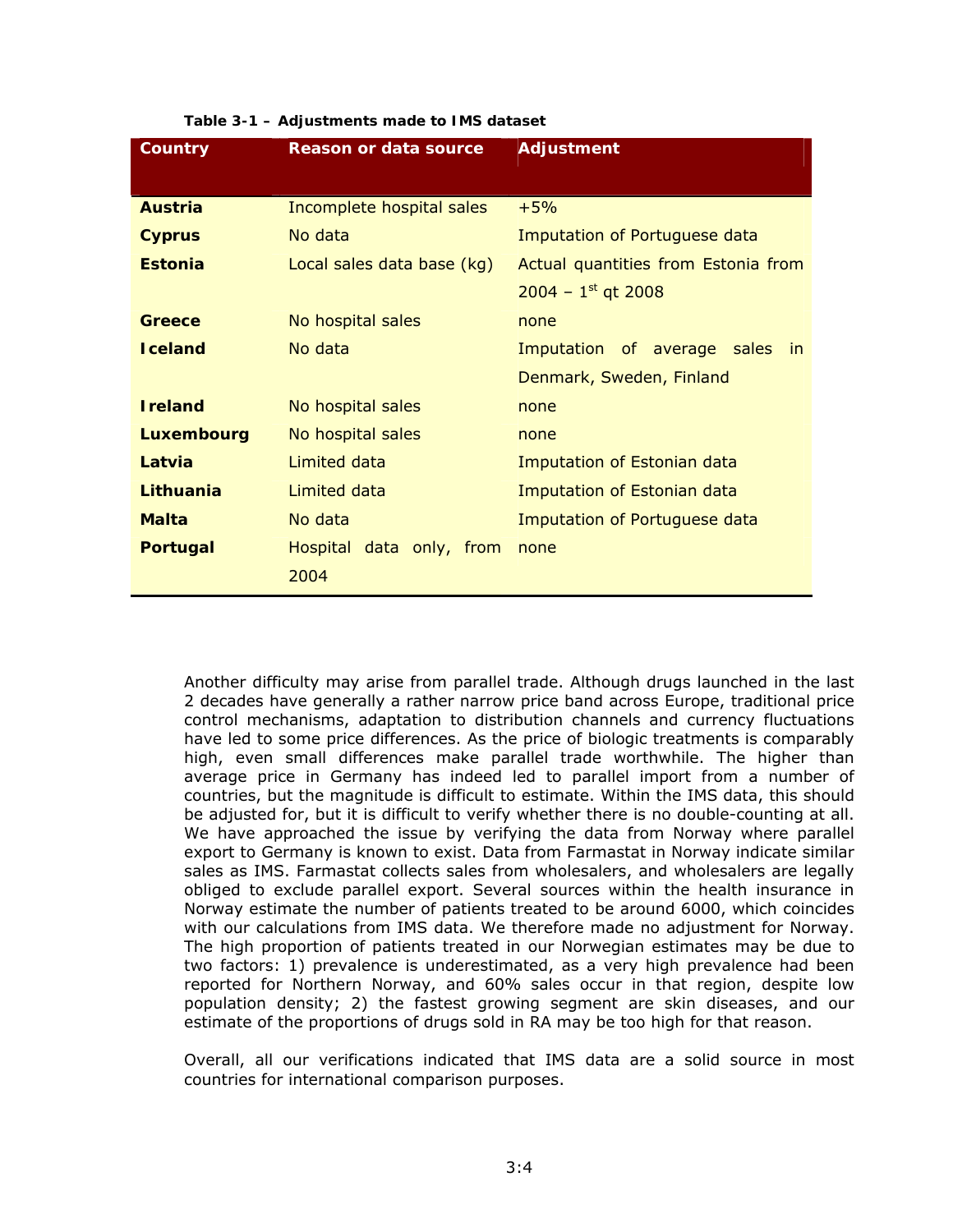**Table 3-1 – Adjustments made to IMS dataset**

| Country | Reason or data source | Adjustment |
|---|---|---|
| **Austria** | Incomplete hospital sales | +5% |
| **Cyprus** | No data | Imputation of Portuguese data |
| **Estonia** | Local sales data base (kg) | Actual quantities from Estonia from 2004 – 1st qt 2008 |
| **Greece** | No hospital sales | none |
| **Iceland** | No data | Imputation of average sales in Denmark, Sweden, Finland |
| **Ireland** | No hospital sales | none |
| **Luxembourg** | No hospital sales | none |
| **Latvia** | Limited data | Imputation of Estonian data |
| **Lithuania** | Limited data | Imputation of Estonian data |
| **Malta** | No data | Imputation of Portuguese data |
| **Portugal** | Hospital data only, from 2004 | none |

Another difficulty may arise from parallel trade. Although drugs launched in the last 2 decades have generally a rather narrow price band across Europe, traditional price control mechanisms, adaptation to distribution channels and currency fluctuations have led to some price differences. As the price of biologic treatments is comparably high, even small differences make parallel trade worthwhile. The higher than average price in Germany has indeed led to parallel import from a number of countries, but the magnitude is difficult to estimate. Within the IMS data, this should be adjusted for, but it is difficult to verify whether there is no double-counting at all. We have approached the issue by verifying the data from Norway where parallel export to Germany is known to exist. Data from Farmastat in Norway indicate similar sales as IMS. Farmastat collects sales from wholesalers, and wholesalers are legally obliged to exclude parallel export. Several sources within the health insurance in Norway estimate the number of patients treated to be around 6000, which coincides with our calculations from IMS data. We therefore made no adjustment for Norway. The high proportion of patients treated in our Norwegian estimates may be due to two factors: 1) prevalence is underestimated, as a very high prevalence had been reported for Northern Norway, and 60% sales occur in that region, despite low population density; 2) the fastest growing segment are skin diseases, and our estimate of the proportions of drugs sold in RA may be too high for that reason.

Overall, all our verifications indicated that IMS data are a solid source in most countries for international comparison purposes.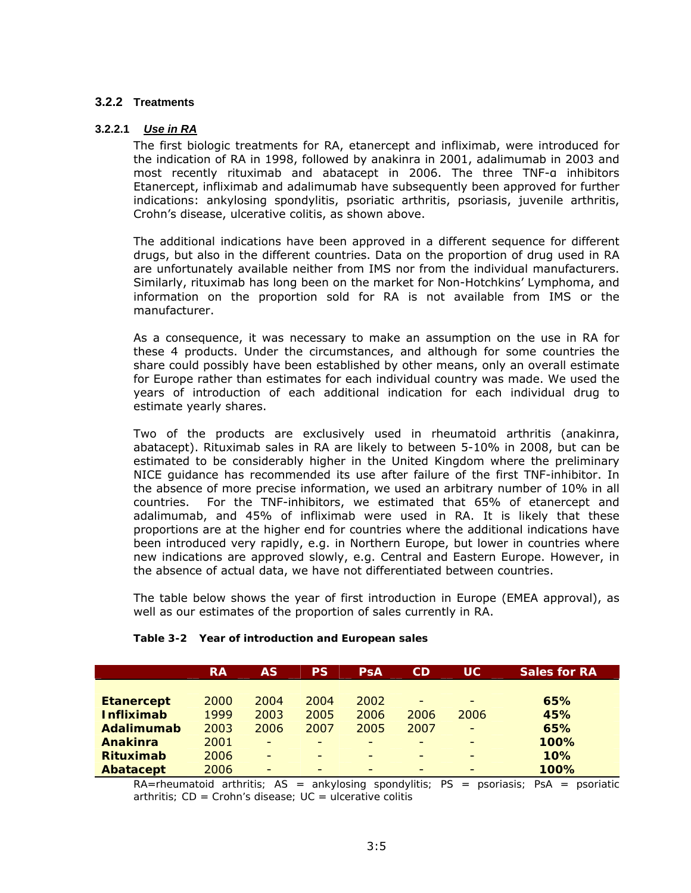### 3.2.2 Treatments

#### 3.2.2.1 *Use in RA*

The first biologic treatments for RA, etanercept and infliximab, were introduced for the indication of RA in 1998, followed by anakinra in 2001, adalimumab in 2003 and most recently rituximab and abatacept in 2006. The three TNF-α inhibitors Etanercept, infliximab and adalimumab have subsequently been approved for further indications: ankylosing spondylitis, psoriatic arthritis, psoriasis, juvenile arthritis, Crohn's disease, ulcerative colitis, as shown above.

The additional indications have been approved in a different sequence for different drugs, but also in the different countries. Data on the proportion of drug used in RA are unfortunately available neither from IMS nor from the individual manufacturers. Similarly, rituximab has long been on the market for Non-Hotchkins' Lymphoma, and information on the proportion sold for RA is not available from IMS or the manufacturer.

As a consequence, it was necessary to make an assumption on the use in RA for these 4 products. Under the circumstances, and although for some countries the share could possibly have been established by other means, only an overall estimate for Europe rather than estimates for each individual country was made. We used the years of introduction of each additional indication for each individual drug to estimate yearly shares.

Two of the products are exclusively used in rheumatoid arthritis (anakinra, abatacept). Rituximab sales in RA are likely to between 5-10% in 2008, but can be estimated to be considerably higher in the United Kingdom where the preliminary NICE guidance has recommended its use after failure of the first TNF-inhibitor. In the absence of more precise information, we used an arbitrary number of 10% in all countries. For the TNF-inhibitors, we estimated that 65% of etanercept and adalimumab, and 45% of infliximab were used in RA. It is likely that these proportions are at the higher end for countries where the additional indications have been introduced very rapidly, e.g. in Northern Europe, but lower in countries where new indications are approved slowly, e.g. Central and Eastern Europe. However, in the absence of actual data, we have not differentiated between countries.

The table below shows the year of first introduction in Europe (EMEA approval), as well as our estimates of the proportion of sales currently in RA.

**Table 3-2 Year of introduction and European sales**

| | RA | AS | PS | PsA | CD | UC | Sales for RA |
|---|---|---|---|---|---|---|---|
| **Etanercept** | 2000 | 2004 | 2004 | 2002 | - | - | **65%** |
| **Infliximab** | 1999 | 2003 | 2005 | 2006 | 2006 | 2006 | **45%** |
| **Adalimumab** | 2003 | 2006 | 2007 | 2005 | 2007 | - | **65%** |
| **Anakinra** | 2001 | - | - | - | - | - | **100%** |
| **Rituximab** | 2006 | - | - | - | - | - | **10%** |
| **Abatacept** | 2006 | - | - | - | - | - | **100%** |

RA=rheumatoid arthritis; AS = ankylosing spondylitis; PS = psoriasis; PsA = psoriatic arthritis; CD = Crohn's disease; UC = ulcerative colitis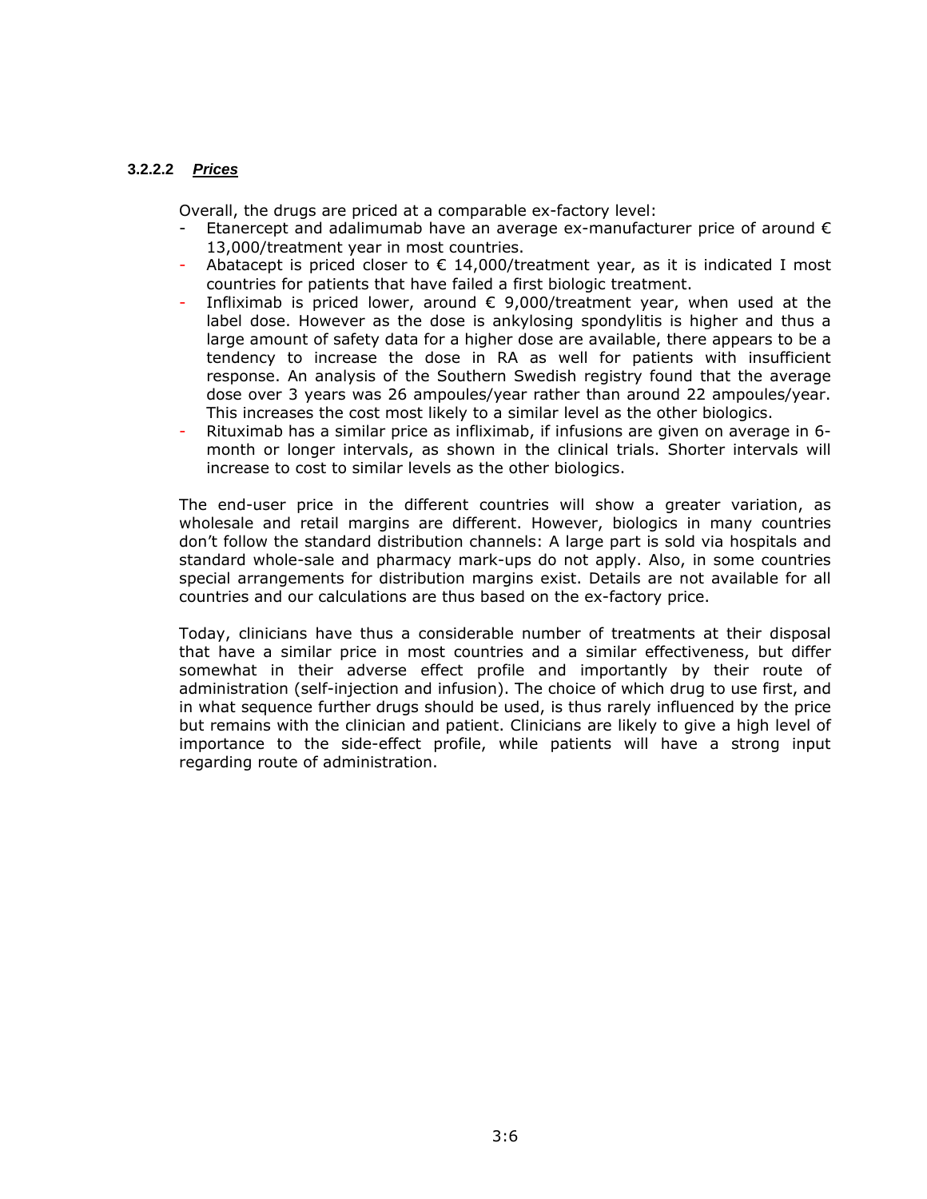#### 3.2.2.2 *Prices*

Overall, the drugs are priced at a comparable ex-factory level:

- Etanercept and adalimumab have an average ex-manufacturer price of around € 13,000/treatment year in most countries.
- Abatacept is priced closer to € 14,000/treatment year, as it is indicated I most countries for patients that have failed a first biologic treatment.
- Infliximab is priced lower, around € 9,000/treatment year, when used at the label dose. However as the dose is ankylosing spondylitis is higher and thus a large amount of safety data for a higher dose are available, there appears to be a tendency to increase the dose in RA as well for patients with insufficient response. An analysis of the Southern Swedish registry found that the average dose over 3 years was 26 ampoules/year rather than around 22 ampoules/year. This increases the cost most likely to a similar level as the other biologics.
- Rituximab has a similar price as infliximab, if infusions are given on average in 6-month or longer intervals, as shown in the clinical trials. Shorter intervals will increase to cost to similar levels as the other biologics.

The end-user price in the different countries will show a greater variation, as wholesale and retail margins are different. However, biologics in many countries don't follow the standard distribution channels: A large part is sold via hospitals and standard whole-sale and pharmacy mark-ups do not apply. Also, in some countries special arrangements for distribution margins exist. Details are not available for all countries and our calculations are thus based on the ex-factory price.

Today, clinicians have thus a considerable number of treatments at their disposal that have a similar price in most countries and a similar effectiveness, but differ somewhat in their adverse effect profile and importantly by their route of administration (self-injection and infusion). The choice of which drug to use first, and in what sequence further drugs should be used, is thus rarely influenced by the price but remains with the clinician and patient. Clinicians are likely to give a high level of importance to the side-effect profile, while patients will have a strong input regarding route of administration.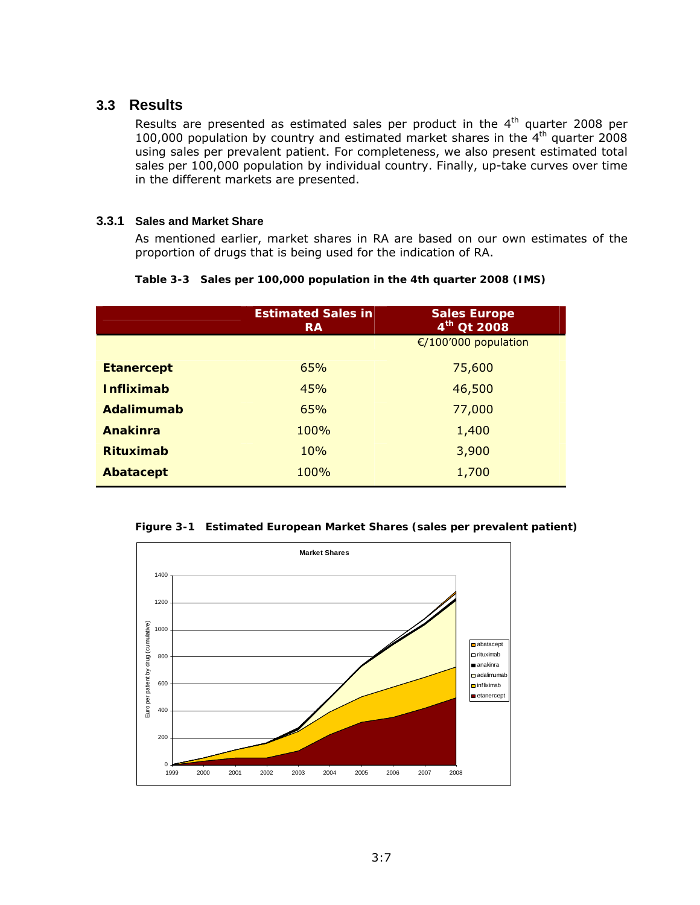## 3.3 Results

Results are presented as estimated sales per product in the 4th quarter 2008 per 100,000 population by country and estimated market shares in the 4th quarter 2008 using sales per prevalent patient. For completeness, we also present estimated total sales per 100,000 population by individual country. Finally, up-take curves over time in the different markets are presented.

### 3.3.1 Sales and Market Share

As mentioned earlier, market shares in RA are based on our own estimates of the proportion of drugs that is being used for the indication of RA.

**Table 3-3 Sales per 100,000 population in the 4th quarter 2008 (IMS)**

| | Estimated Sales in RA | Sales Europe 4th Qt 2008 |
|---|---|---|
| | | €/100'000 population |
| **Etanercept** | 65% | 75,600 |
| **Infliximab** | 45% | 46,500 |
| **Adalimumab** | 65% | 77,000 |
| **Anakinra** | 100% | 1,400 |
| **Rituximab** | 10% | 3,900 |
| **Abatacept** | 100% | 1,700 |

**Figure 3-1 Estimated European Market Shares (sales per prevalent patient)**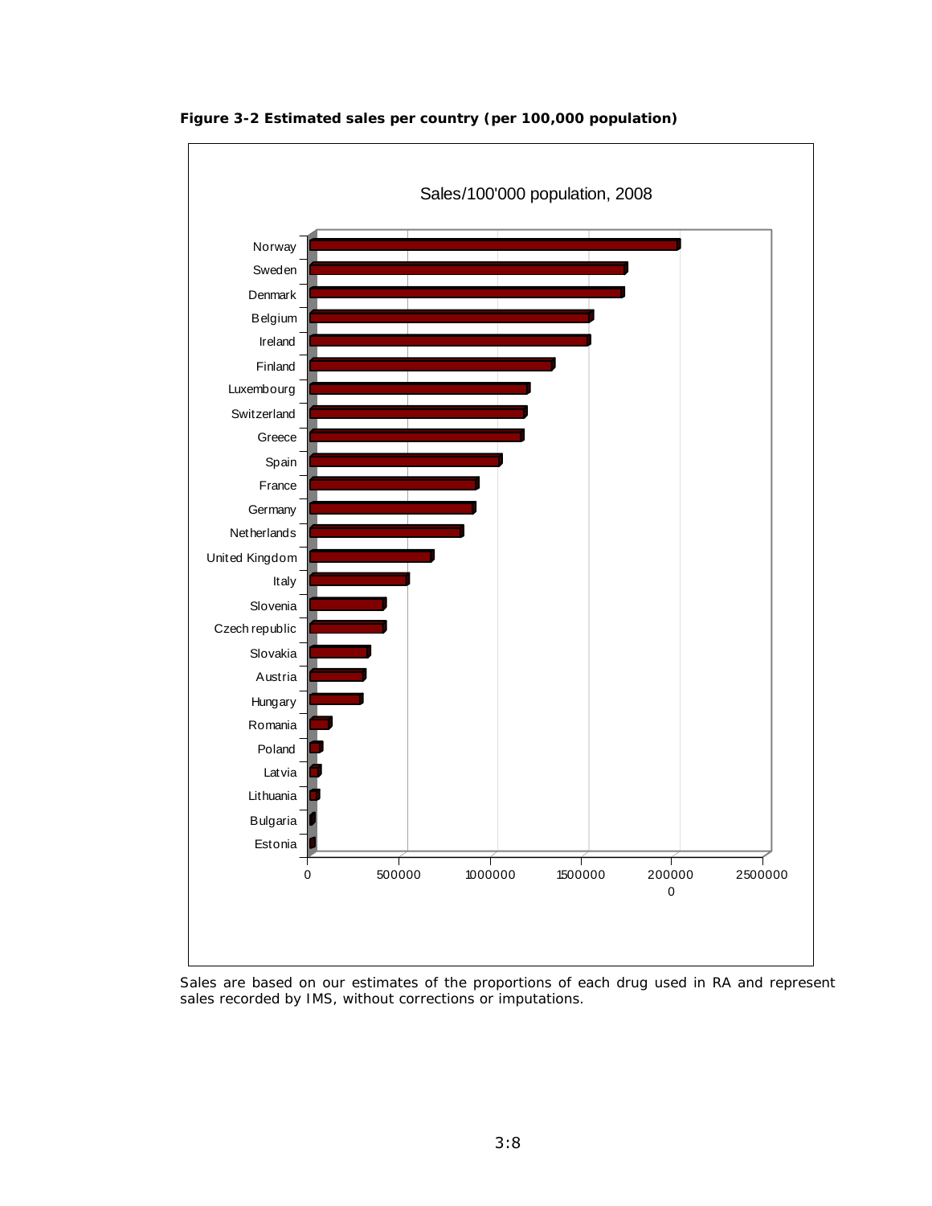**Figure 3-2 Estimated sales per country (per 100,000 population)**

Sales/100'000 population, 2008

| Country |
|---|
| Norway |
| Sweden |
| Denmark |
| Belgium |
| Ireland |
| Finland |
| Luxembourg |
| Switzerland |
| Greece |
| Spain |
| France |
| Germany |
| Netherlands |
| United Kingdom |
| Italy |
| Slovenia |
| Czech republic |
| Slovakia |
| Austria |
| Hungary |
| Romania |
| Poland |
| Latvia |
| Lithuania |
| Bulgaria |
| Estonia |

0 500000 1000000 1500000 2000000 2500000

Sales are based on our estimates of the proportions of each drug used in RA and represent sales recorded by IMS, without corrections or imputations.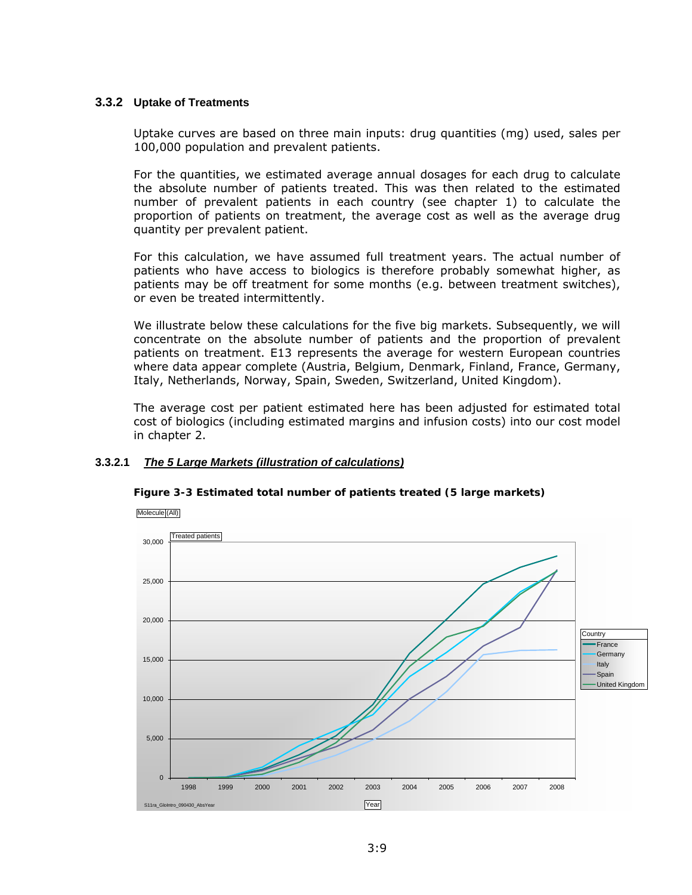### 3.3.2 Uptake of Treatments

Uptake curves are based on three main inputs: drug quantities (mg) used, sales per 100,000 population and prevalent patients.

For the quantities, we estimated average annual dosages for each drug to calculate the absolute number of patients treated. This was then related to the estimated number of prevalent patients in each country (see chapter 1) to calculate the proportion of patients on treatment, the average cost as well as the average drug quantity per prevalent patient.

For this calculation, we have assumed full treatment years. The actual number of patients who have access to biologics is therefore probably somewhat higher, as patients may be off treatment for some months (e.g. between treatment switches), or even be treated intermittently.

We illustrate below these calculations for the five big markets. Subsequently, we will concentrate on the absolute number of patients and the proportion of prevalent patients on treatment. E13 represents the average for western European countries where data appear complete (Austria, Belgium, Denmark, Finland, France, Germany, Italy, Netherlands, Norway, Spain, Sweden, Switzerland, United Kingdom).

The average cost per patient estimated here has been adjusted for estimated total cost of biologics (including estimated margins and infusion costs) into our cost model in chapter 2.

#### 3.3.2.1 ***The 5 Large Markets (illustration of calculations)***

**Figure 3-3 Estimated total number of patients treated (5 large markets)**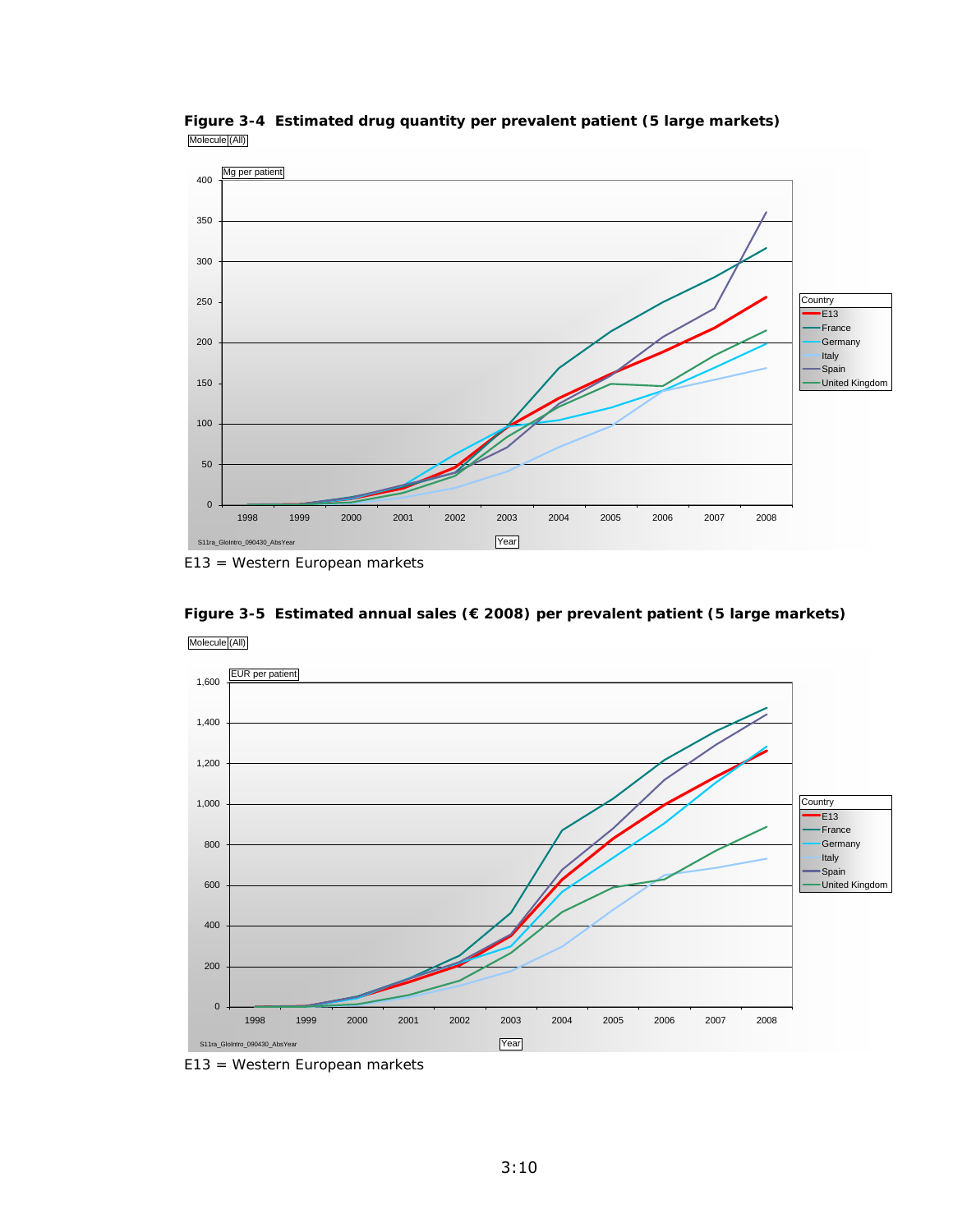**Figure 3-4 Estimated drug quantity per prevalent patient (5 large markets)**

E13 = Western European markets

**Figure 3-5 Estimated annual sales (€ 2008) per prevalent patient (5 large markets)**

E13 = Western European markets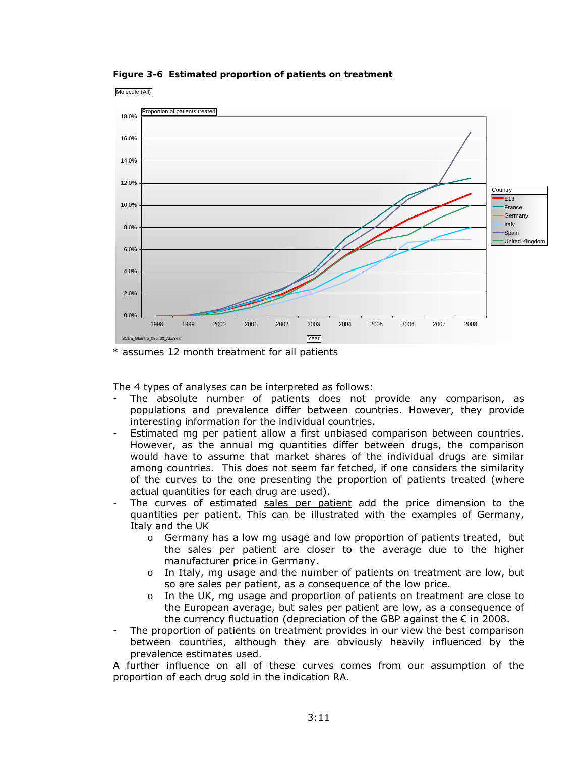**Figure 3-6 Estimated proportion of patients on treatment**

\* assumes 12 month treatment for all patients

The 4 types of analyses can be interpreted as follows:

- The absolute number of patients does not provide any comparison, as populations and prevalence differ between countries. However, they provide interesting information for the individual countries.
- Estimated mg per patient allow a first unbiased comparison between countries. However, as the annual mg quantities differ between drugs, the comparison would have to assume that market shares of the individual drugs are similar among countries. This does not seem far fetched, if one considers the similarity of the curves to the one presenting the proportion of patients treated (where actual quantities for each drug are used).
- The curves of estimated sales per patient add the price dimension to the quantities per patient. This can be illustrated with the examples of Germany, Italy and the UK
  - Germany has a low mg usage and low proportion of patients treated, but the sales per patient are closer to the average due to the higher manufacturer price in Germany.
  - In Italy, mg usage and the number of patients on treatment are low, but so are sales per patient, as a consequence of the low price.
  - In the UK, mg usage and proportion of patients on treatment are close to the European average, but sales per patient are low, as a consequence of the currency fluctuation (depreciation of the GBP against the € in 2008.
- The proportion of patients on treatment provides in our view the best comparison between countries, although they are obviously heavily influenced by the prevalence estimates used.

A further influence on all of these curves comes from our assumption of the proportion of each drug sold in the indication RA.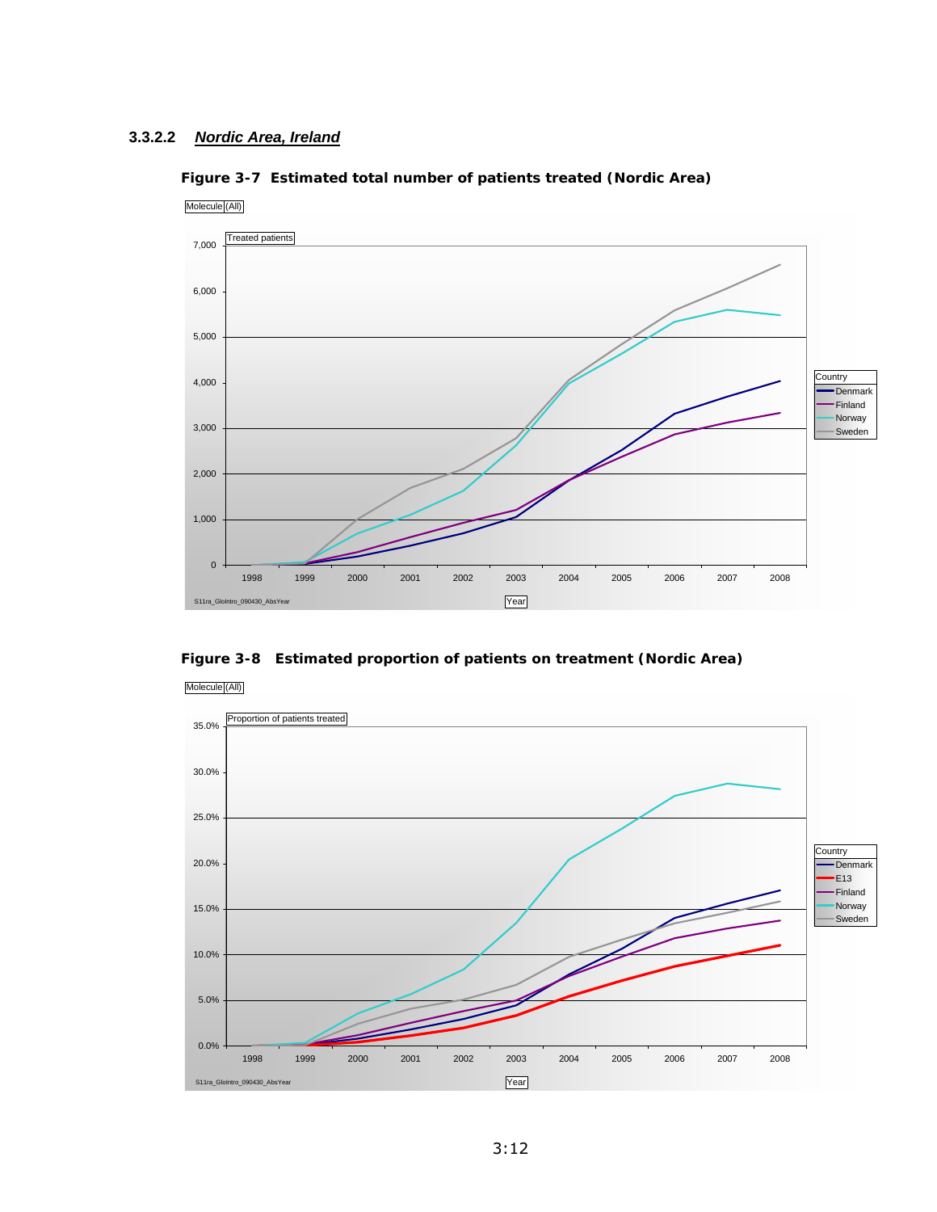#### 3.3.2.2 *Nordic Area, Ireland*

**Figure 3-7 Estimated total number of patients treated (Nordic Area)**

**Figure 3-8 Estimated proportion of patients on treatment (Nordic Area)**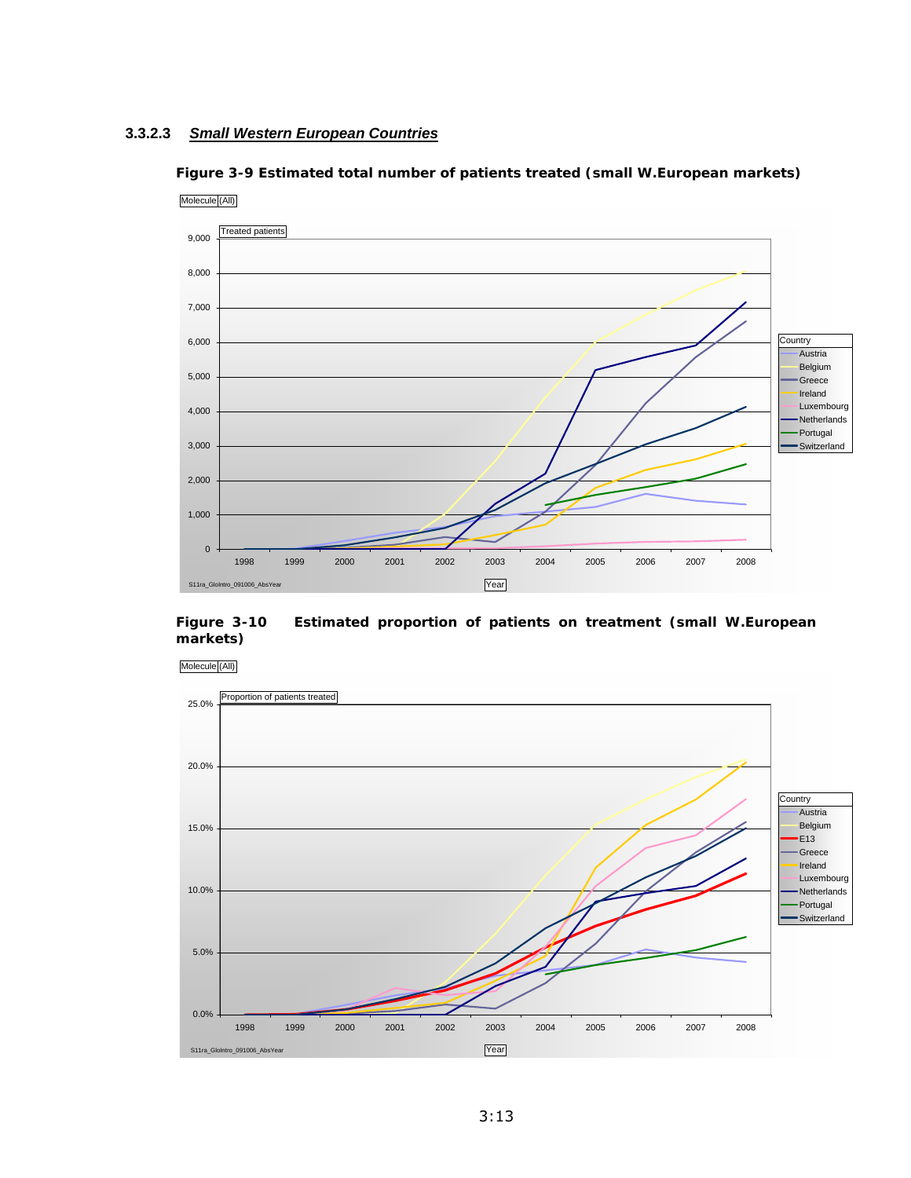#### 3.3.2.3 *Small Western European Countries*

**Figure 3-9 Estimated total number of patients treated (small W.European markets)**

**Figure 3-10 Estimated proportion of patients on treatment (small W.European markets)**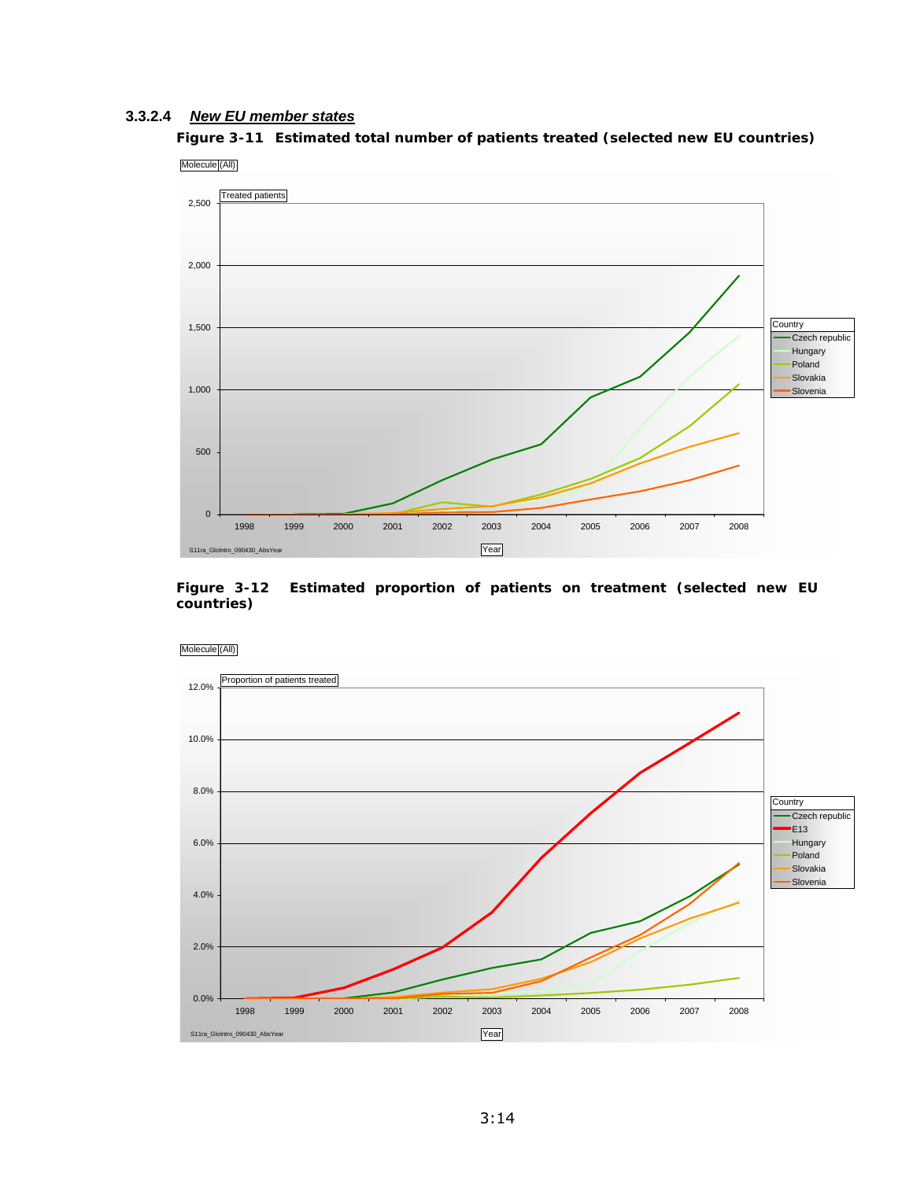#### 3.3.2.4 *New EU member states*

**Figure 3-11 Estimated total number of patients treated (selected new EU countries)**

**Figure 3-12 Estimated proportion of patients on treatment (selected new EU countries)**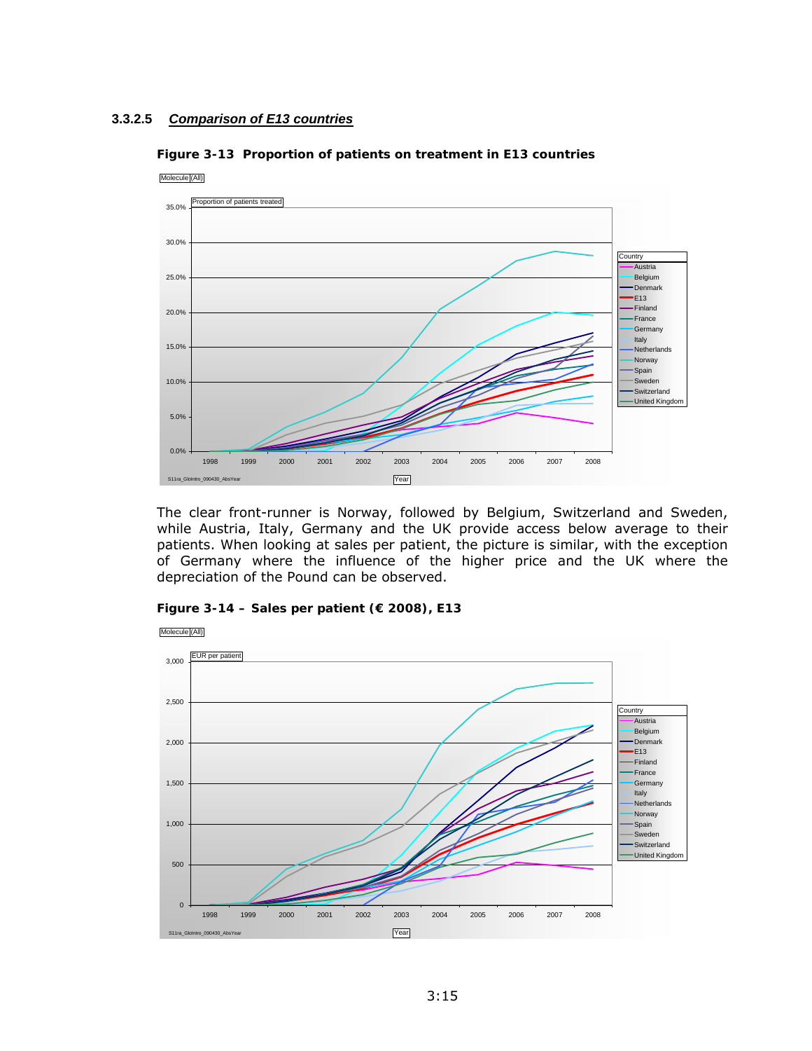### 3.3.2.5 *Comparison of E13 countries*

**Figure 3-13 Proportion of patients on treatment in E13 countries**

The clear front-runner is Norway, followed by Belgium, Switzerland and Sweden, while Austria, Italy, Germany and the UK provide access below average to their patients. When looking at sales per patient, the picture is similar, with the exception of Germany where the influence of the higher price and the UK where the depreciation of the Pound can be observed.

**Figure 3-14 – Sales per patient (€ 2008), E13**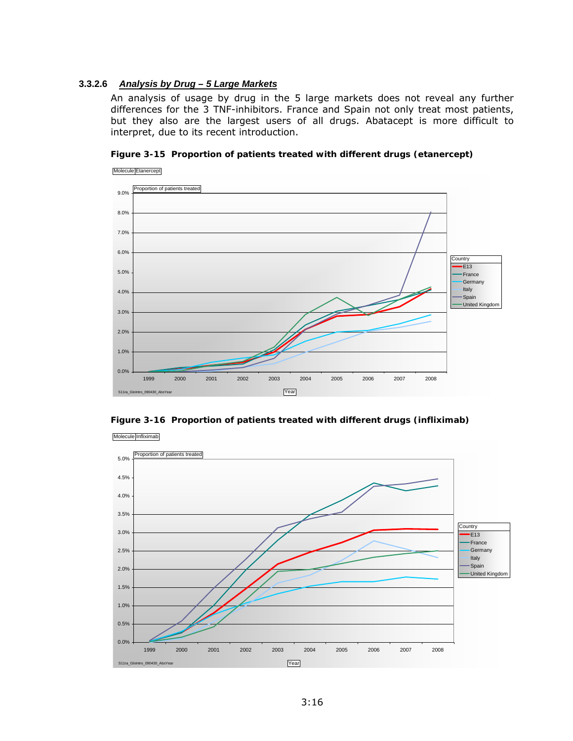### 3.3.2.6 *Analysis by Drug – 5 Large Markets*

An analysis of usage by drug in the 5 large markets does not reveal any further differences for the 3 TNF-inhibitors. France and Spain not only treat most patients, but they also are the largest users of all drugs. Abatacept is more difficult to interpret, due to its recent introduction.

**Figure 3-15 Proportion of patients treated with different drugs (etanercept)**

**Figure 3-16 Proportion of patients treated with different drugs (infliximab)**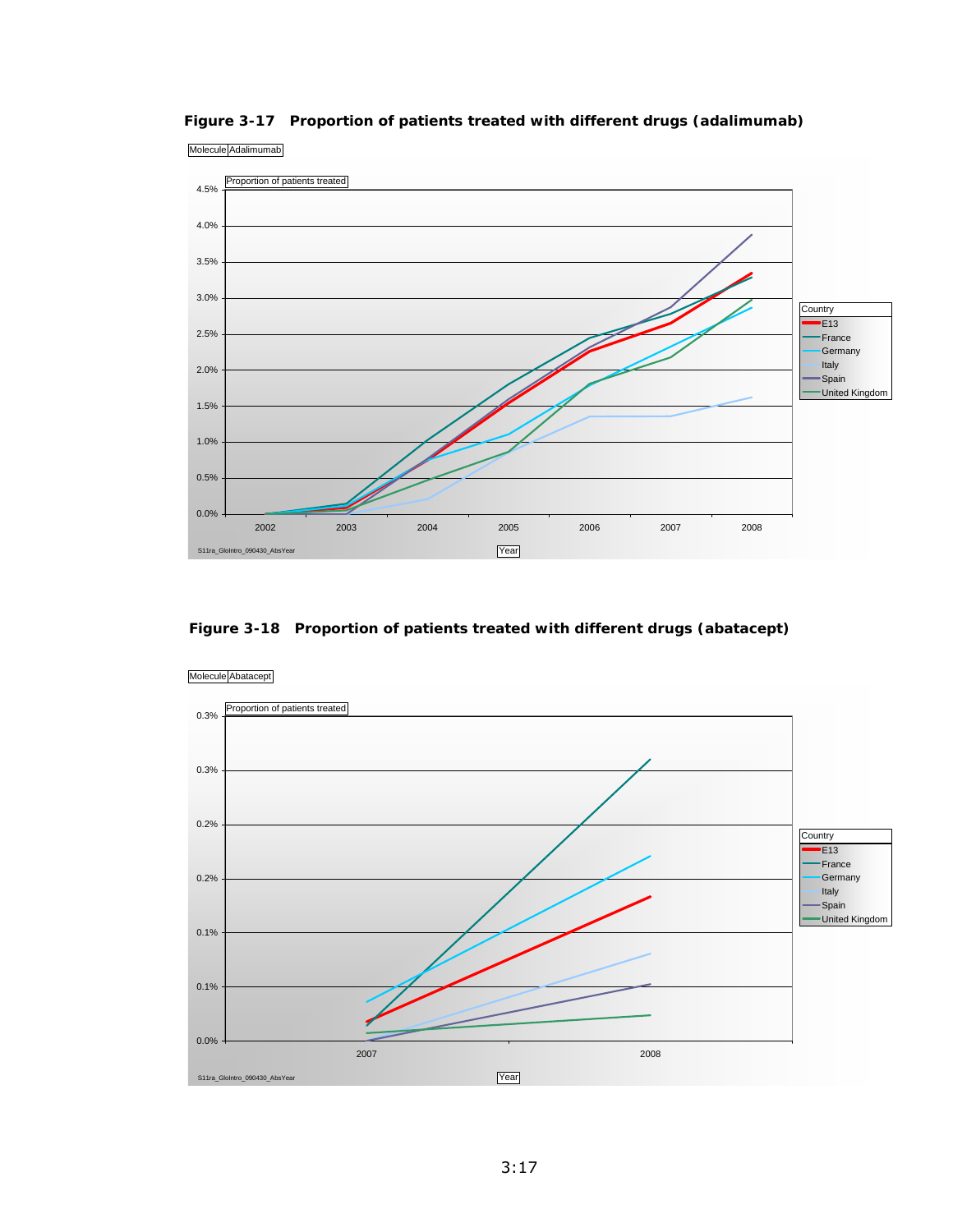**Figure 3-17 Proportion of patients treated with different drugs (adalimumab)**

Molecule Adalimumab

Proportion of patients treated

Country: E13, France, Germany, Italy, Spain, United Kingdom

Year

S11ra_GloIntro_090430_AbsYear

**Figure 3-18 Proportion of patients treated with different drugs (abatacept)**

Molecule Abatacept

Proportion of patients treated

Country: E13, France, Germany, Italy, Spain, United Kingdom

Year

S11ra_GloIntro_090430_AbsYear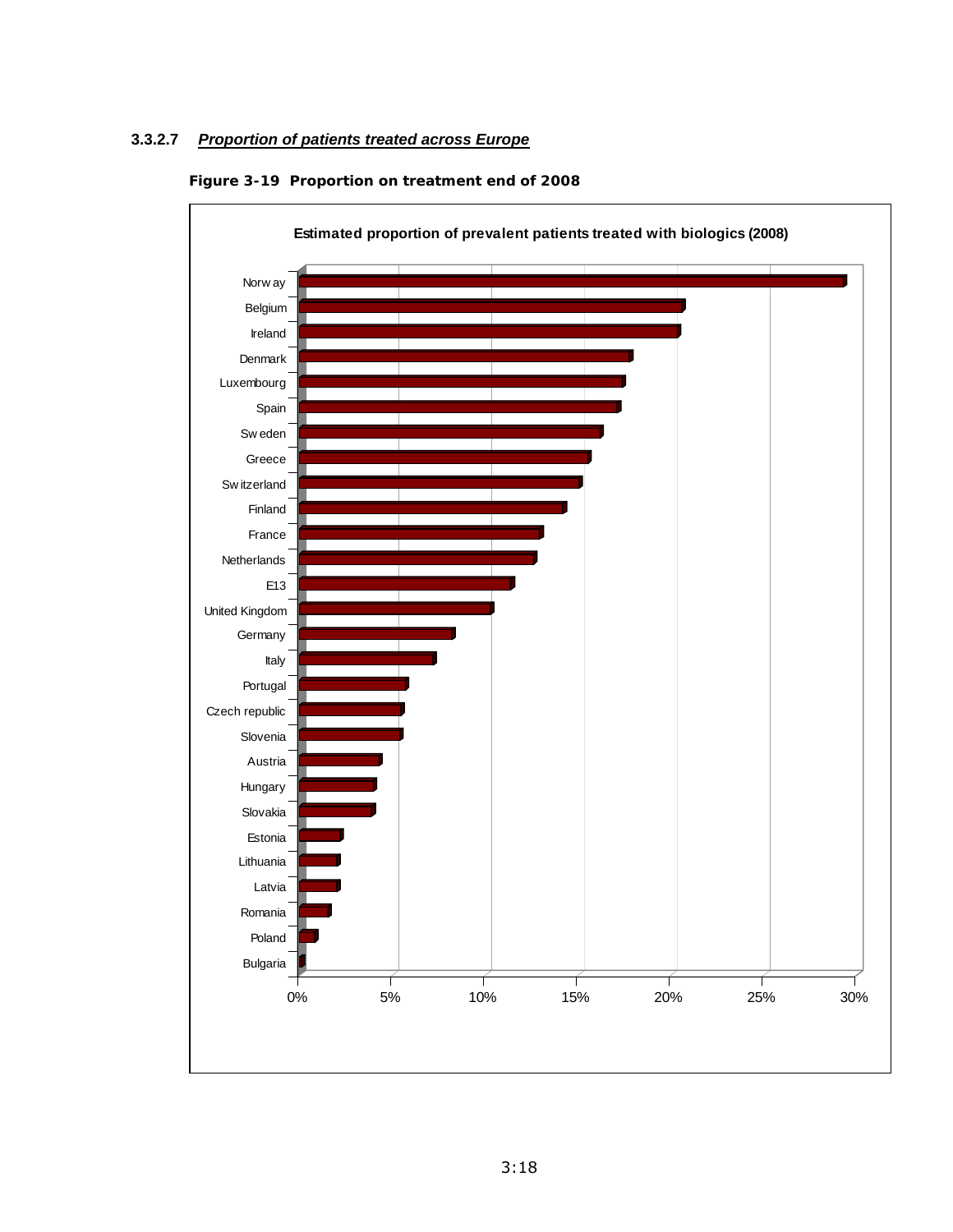#### 3.3.2.7 *Proportion of patients treated across Europe*

**Figure 3-19 Proportion on treatment end of 2008**

**Estimated proportion of prevalent patients treated with biologics (2008)**

| Country | Estimated proportion (approx.) |
| --- | --- |
| Norway | 29% |
| Belgium | 21% |
| Ireland | 20% |
| Denmark | 18% |
| Luxembourg | 17% |
| Spain | 17% |
| Sweden | 16% |
| Greece | 16% |
| Switzerland | 15% |
| Finland | 14% |
| France | 13% |
| Netherlands | 13% |
| E13 | 11% |
| United Kingdom | 10% |
| Germany | 8% |
| Italy | 7% |
| Portugal | 6% |
| Czech republic | 5% |
| Slovenia | 5% |
| Austria | 4% |
| Hungary | 4% |
| Slovakia | 4% |
| Estonia | 2% |
| Lithuania | 2% |
| Latvia | 2% |
| Romania | 2% |
| Poland | 1% |
| Bulgaria | 0% |

X-axis: 0%, 5%, 10%, 15%, 20%, 25%, 30%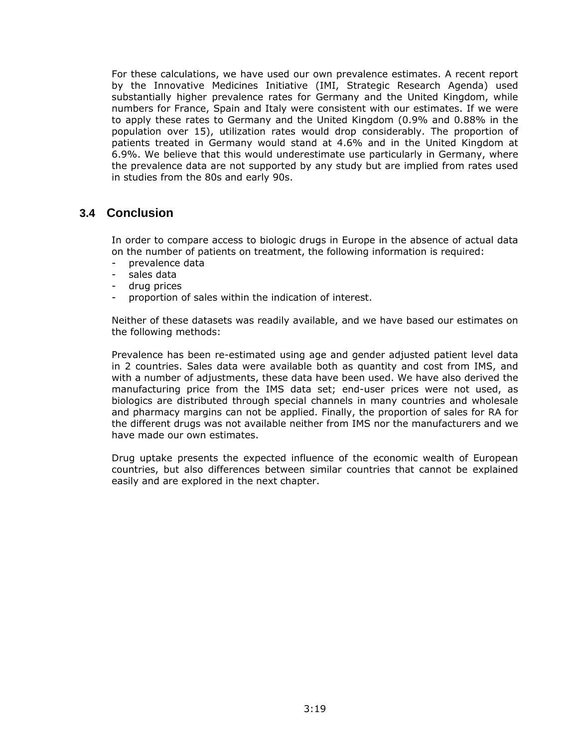For these calculations, we have used our own prevalence estimates. A recent report by the Innovative Medicines Initiative (IMI, Strategic Research Agenda) used substantially higher prevalence rates for Germany and the United Kingdom, while numbers for France, Spain and Italy were consistent with our estimates. If we were to apply these rates to Germany and the United Kingdom (0.9% and 0.88% in the population over 15), utilization rates would drop considerably. The proportion of patients treated in Germany would stand at 4.6% and in the United Kingdom at 6.9%. We believe that this would underestimate use particularly in Germany, where the prevalence data are not supported by any study but are implied from rates used in studies from the 80s and early 90s.

## 3.4 Conclusion

In order to compare access to biologic drugs in Europe in the absence of actual data on the number of patients on treatment, the following information is required:

- prevalence data
- sales data
- drug prices
- proportion of sales within the indication of interest.

Neither of these datasets was readily available, and we have based our estimates on the following methods:

Prevalence has been re-estimated using age and gender adjusted patient level data in 2 countries. Sales data were available both as quantity and cost from IMS, and with a number of adjustments, these data have been used. We have also derived the manufacturing price from the IMS data set; end-user prices were not used, as biologics are distributed through special channels in many countries and wholesale and pharmacy margins can not be applied. Finally, the proportion of sales for RA for the different drugs was not available neither from IMS nor the manufacturers and we have made our own estimates.

Drug uptake presents the expected influence of the economic wealth of European countries, but also differences between similar countries that cannot be explained easily and are explored in the next chapter.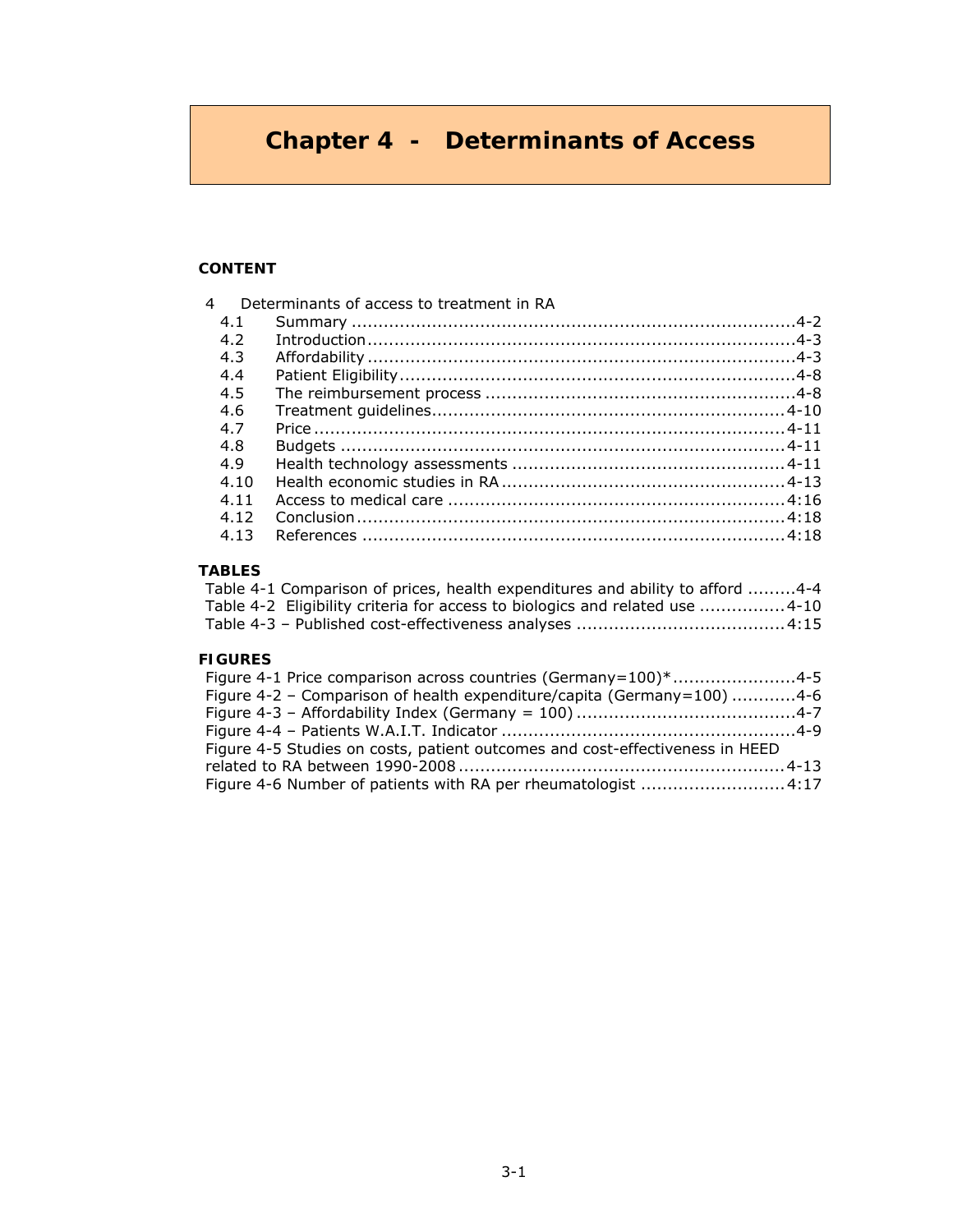# Chapter 4 - Determinants of Access

**CONTENT**

4 Determinants of access to treatment in RA

- 4.1 Summary ....................................................................................4-2
- 4.2 Introduction ...............................................................................4-3
- 4.3 Affordability ...............................................................................4-3
- 4.4 Patient Eligibility .........................................................................4-8
- 4.5 The reimbursement process .........................................................4-8
- 4.6 Treatment guidelines.................................................................4-10
- 4.7 Price .......................................................................................4-11
- 4.8 Budgets ..................................................................................4-11
- 4.9 Health technology assessments ..................................................4-11
- 4.10 Health economic studies in RA ....................................................4-13
- 4.11 Access to medical care ..............................................................4:16
- 4.12 Conclusion ..............................................................................4:18
- 4.13 References ..............................................................................4:18

**TABLES**

- Table 4-1 Comparison of prices, health expenditures and ability to afford .........4-4
- Table 4-2 Eligibility criteria for access to biologics and related use ................4-10
- Table 4-3 – Published cost-effectiveness analyses ......................................4:15

**FIGURES**

- Figure 4-1 Price comparison across countries (Germany=100)* .......................4-5
- Figure 4-2 – Comparison of health expenditure/capita (Germany=100) ............4-6
- Figure 4-3 – Affordability Index (Germany = 100) ........................................4-7
- Figure 4-4 – Patients W.A.I.T. Indicator ......................................................4-9
- Figure 4-5 Studies on costs, patient outcomes and cost-effectiveness in HEED related to RA between 1990-2008 ............................................................4-13
- Figure 4-6 Number of patients with RA per rheumatologist ...........................4:17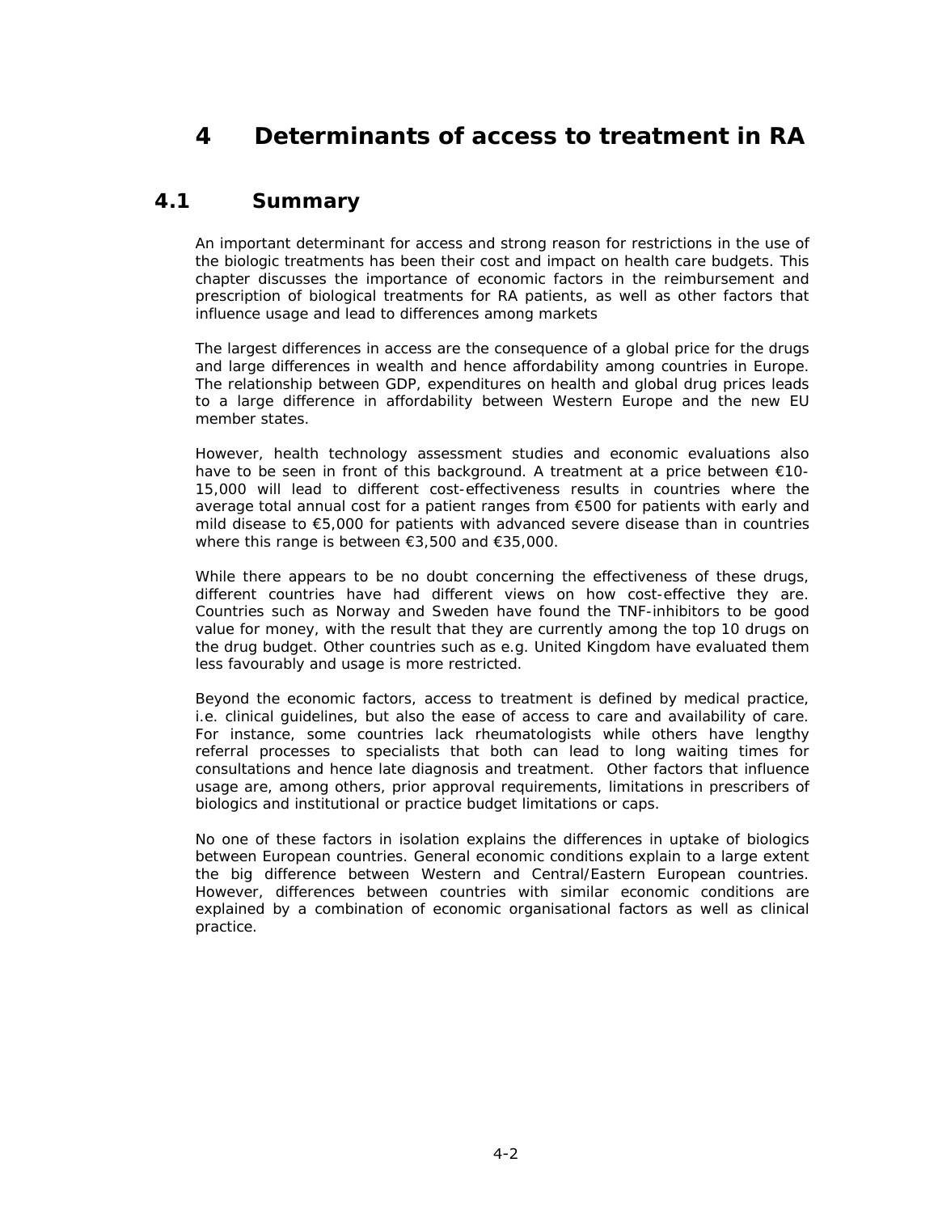# 4 Determinants of access to treatment in RA

## 4.1 Summary

An important determinant for access and strong reason for restrictions in the use of the biologic treatments has been their cost and impact on health care budgets. This chapter discusses the importance of economic factors in the reimbursement and prescription of biological treatments for RA patients, as well as other factors that influence usage and lead to differences among markets

The largest differences in access are the consequence of a global price for the drugs and large differences in wealth and hence affordability among countries in Europe. The relationship between GDP, expenditures on health and global drug prices leads to a large difference in affordability between Western Europe and the new EU member states.

However, health technology assessment studies and economic evaluations also have to be seen in front of this background. A treatment at a price between €10-15,000 will lead to different cost-effectiveness results in countries where the average total annual cost for a patient ranges from €500 for patients with early and mild disease to €5,000 for patients with advanced severe disease than in countries where this range is between €3,500 and €35,000.

While there appears to be no doubt concerning the effectiveness of these drugs, different countries have had different views on how cost-effective they are. Countries such as Norway and Sweden have found the TNF-inhibitors to be good value for money, with the result that they are currently among the top 10 drugs on the drug budget. Other countries such as e.g. United Kingdom have evaluated them less favourably and usage is more restricted.

Beyond the economic factors, access to treatment is defined by medical practice, i.e. clinical guidelines, but also the ease of access to care and availability of care. For instance, some countries lack rheumatologists while others have lengthy referral processes to specialists that both can lead to long waiting times for consultations and hence late diagnosis and treatment. Other factors that influence usage are, among others, prior approval requirements, limitations in prescribers of biologics and institutional or practice budget limitations or caps.

No one of these factors in isolation explains the differences in uptake of biologics between European countries. General economic conditions explain to a large extent the big difference between Western and Central/Eastern European countries. However, differences between countries with similar economic conditions are explained by a combination of economic organisational factors as well as clinical practice.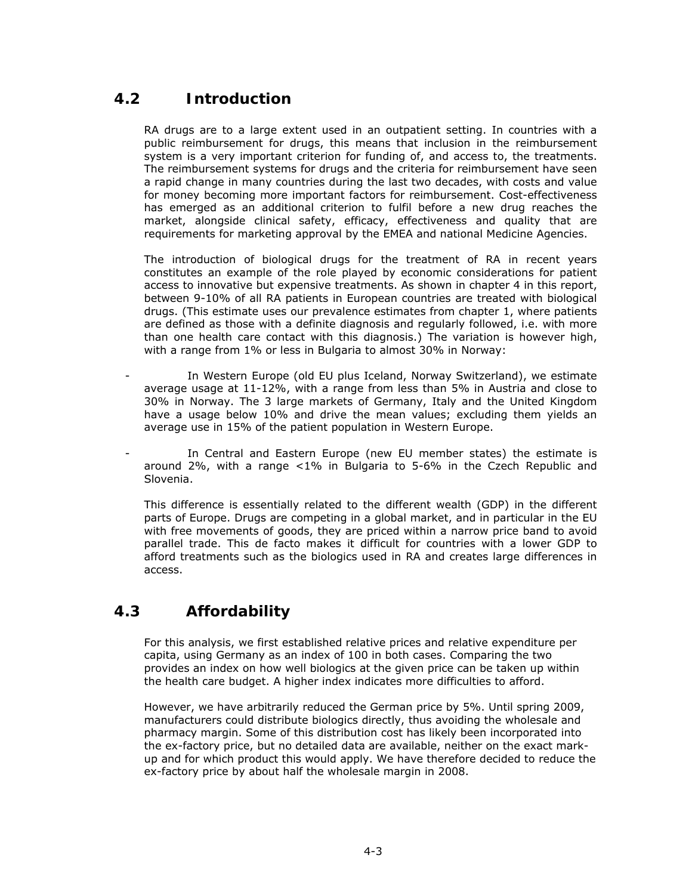## 4.2 Introduction

RA drugs are to a large extent used in an outpatient setting. In countries with a public reimbursement for drugs, this means that inclusion in the reimbursement system is a very important criterion for funding of, and access to, the treatments. The reimbursement systems for drugs and the criteria for reimbursement have seen a rapid change in many countries during the last two decades, with costs and value for money becoming more important factors for reimbursement. Cost-effectiveness has emerged as an additional criterion to fulfil before a new drug reaches the market, alongside clinical safety, efficacy, effectiveness and quality that are requirements for marketing approval by the EMEA and national Medicine Agencies.

The introduction of biological drugs for the treatment of RA in recent years constitutes an example of the role played by economic considerations for patient access to innovative but expensive treatments. As shown in chapter 4 in this report, between 9-10% of all RA patients in European countries are treated with biological drugs. (This estimate uses our prevalence estimates from chapter 1, where patients are defined as those with a definite diagnosis and regularly followed, i.e. with more than one health care contact with this diagnosis.) The variation is however high, with a range from 1% or less in Bulgaria to almost 30% in Norway:

- In Western Europe (old EU plus Iceland, Norway Switzerland), we estimate average usage at 11-12%, with a range from less than 5% in Austria and close to 30% in Norway. The 3 large markets of Germany, Italy and the United Kingdom have a usage below 10% and drive the mean values; excluding them yields an average use in 15% of the patient population in Western Europe.
- In Central and Eastern Europe (new EU member states) the estimate is around 2%, with a range <1% in Bulgaria to 5-6% in the Czech Republic and Slovenia.

This difference is essentially related to the different wealth (GDP) in the different parts of Europe. Drugs are competing in a global market, and in particular in the EU with free movements of goods, they are priced within a narrow price band to avoid parallel trade. This de facto makes it difficult for countries with a lower GDP to afford treatments such as the biologics used in RA and creates large differences in access.

## 4.3 Affordability

For this analysis, we first established relative prices and relative expenditure per capita, using Germany as an index of 100 in both cases. Comparing the two provides an index on how well biologics at the given price can be taken up within the health care budget. A higher index indicates more difficulties to afford.

However, we have arbitrarily reduced the German price by 5%. Until spring 2009, manufacturers could distribute biologics directly, thus avoiding the wholesale and pharmacy margin. Some of this distribution cost has likely been incorporated into the ex-factory price, but no detailed data are available, neither on the exact mark-up and for which product this would apply. We have therefore decided to reduce the ex-factory price by about half the wholesale margin in 2008.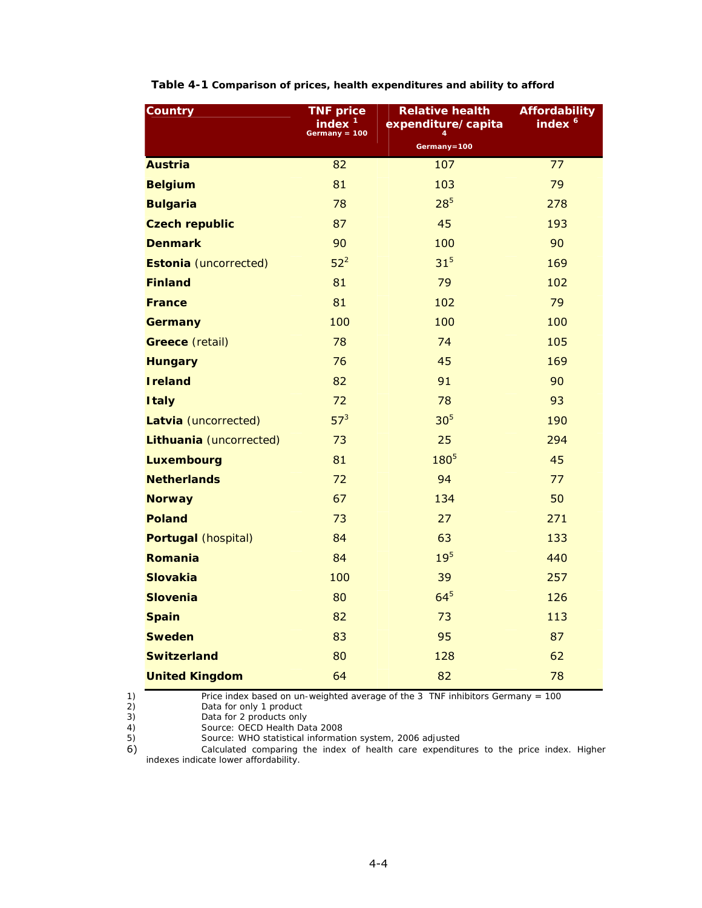**Table 4-1 Comparison of prices, health expenditures and ability to afford**

| Country | TNF price index [1] Germany = 100 | Relative health expenditure/capita [4] Germany=100 | Affordability index [6] |
|---|---|---|---|
| **Austria** | 82 | 107 | 77 |
| **Belgium** | 81 | 103 | 79 |
| **Bulgaria** | 78 | 28[5] | 278 |
| **Czech republic** | 87 | 45 | 193 |
| **Denmark** | 90 | 100 | 90 |
| **Estonia** (uncorrected) | 52[2] | 31[5] | 169 |
| **Finland** | 81 | 79 | 102 |
| **France** | 81 | 102 | 79 |
| **Germany** | 100 | 100 | 100 |
| **Greece** (retail) | 78 | 74 | 105 |
| **Hungary** | 76 | 45 | 169 |
| **Ireland** | 82 | 91 | 90 |
| **Italy** | 72 | 78 | 93 |
| **Latvia** (uncorrected) | 57[3] | 30[5] | 190 |
| **Lithuania** (uncorrected) | 73 | 25 | 294 |
| **Luxembourg** | 81 | 180[5] | 45 |
| **Netherlands** | 72 | 94 | 77 |
| **Norway** | 67 | 134 | 50 |
| **Poland** | 73 | 27 | 271 |
| **Portugal** (hospital) | 84 | 63 | 133 |
| **Romania** | 84 | 19[5] | 440 |
| **Slovakia** | 100 | 39 | 257 |
| **Slovenia** | 80 | 64[5] | 126 |
| **Spain** | 82 | 73 | 113 |
| **Sweden** | 83 | 95 | 87 |
| **Switzerland** | 80 | 128 | 62 |
| **United Kingdom** | 64 | 82 | 78 |

1) Price index based on un-weighted average of the 3 TNF inhibitors Germany = 100
2) Data for only 1 product
3) Data for 2 products only
4) Source: OECD Health Data 2008
5) Source: WHO statistical information system, 2006 adjusted
6) Calculated comparing the index of health care expenditures to the price index. Higher indexes indicate lower affordability.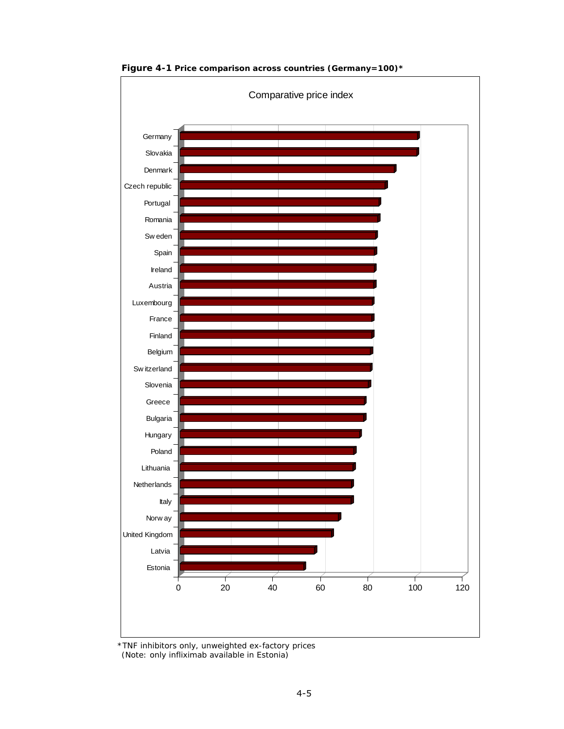**Figure 4-1 Price comparison across countries (Germany=100)***

Comparative price index

| Country | Index (approx.) |
|---|---|
| Germany | 100 |
| Slovakia | 100 |
| Denmark | 90 |
| Czech republic | 87 |
| Portugal | 84 |
| Romania | 84 |
| Sweden | 83 |
| Spain | 82 |
| Ireland | 82 |
| Austria | 82 |
| Luxembourg | 81 |
| France | 81 |
| Finland | 81 |
| Belgium | 81 |
| Switzerland | 80 |
| Slovenia | 80 |
| Greece | 78 |
| Bulgaria | 78 |
| Hungary | 76 |
| Poland | 74 |
| Lithuania | 73 |
| Netherlands | 73 |
| Italy | 73 |
| Norway | 67 |
| United Kingdom | 64 |
| Latvia | 57 |
| Estonia | 52 |

*TNF inhibitors only, unweighted ex-factory prices
(Note: only infliximab available in Estonia)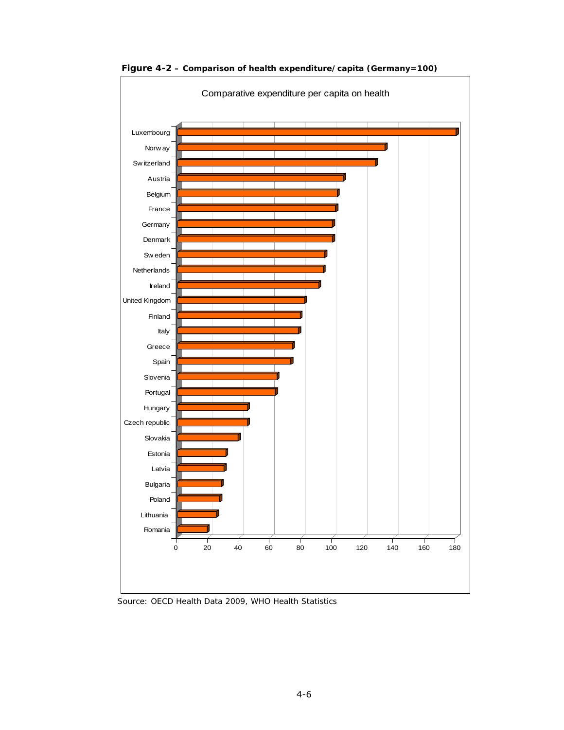**Figure 4-2 – Comparison of health expenditure/capita (Germany=100)**

Comparative expenditure per capita on health

| Country | Index (Germany=100) |
|---|---|
| Luxembourg | ~180 |
| Norway | ~134 |
| Switzerland | ~128 |
| Austria | ~107 |
| Belgium | ~103 |
| France | ~102 |
| Germany | 100 |
| Denmark | ~100 |
| Sweden | ~95 |
| Netherlands | ~94 |
| Ireland | ~91 |
| United Kingdom | ~82 |
| Finland | ~79 |
| Italy | ~78 |
| Greece | ~75 |
| Spain | ~74 |
| Slovenia | ~64 |
| Portugal | ~63 |
| Hungary | ~46 |
| Czech republic | ~46 |
| Slovakia | ~39 |
| Estonia | ~31 |
| Latvia | ~30 |
| Bulgaria | ~29 |
| Poland | ~27 |
| Lithuania | ~25 |
| Romania | ~19 |

Source: OECD Health Data 2009, WHO Health Statistics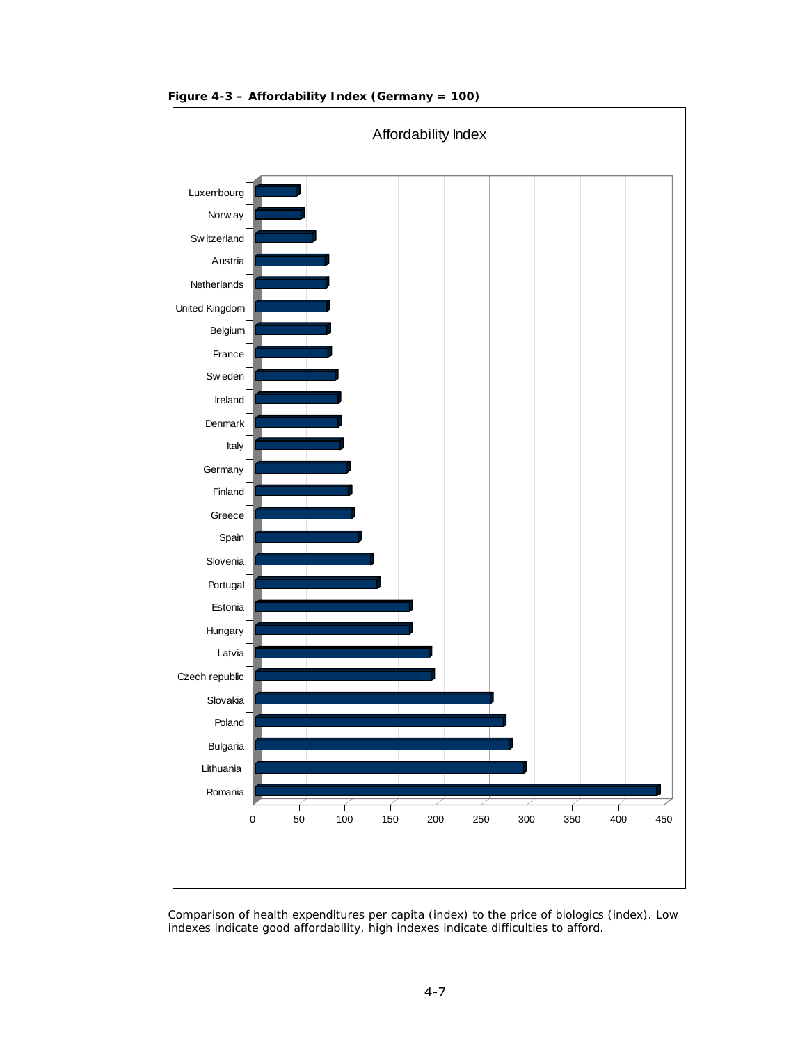**Figure 4-3 – Affordability Index (Germany = 100)**

Comparison of health expenditures per capita (index) to the price of biologics (index). Low indexes indicate good affordability, high indexes indicate difficulties to afford.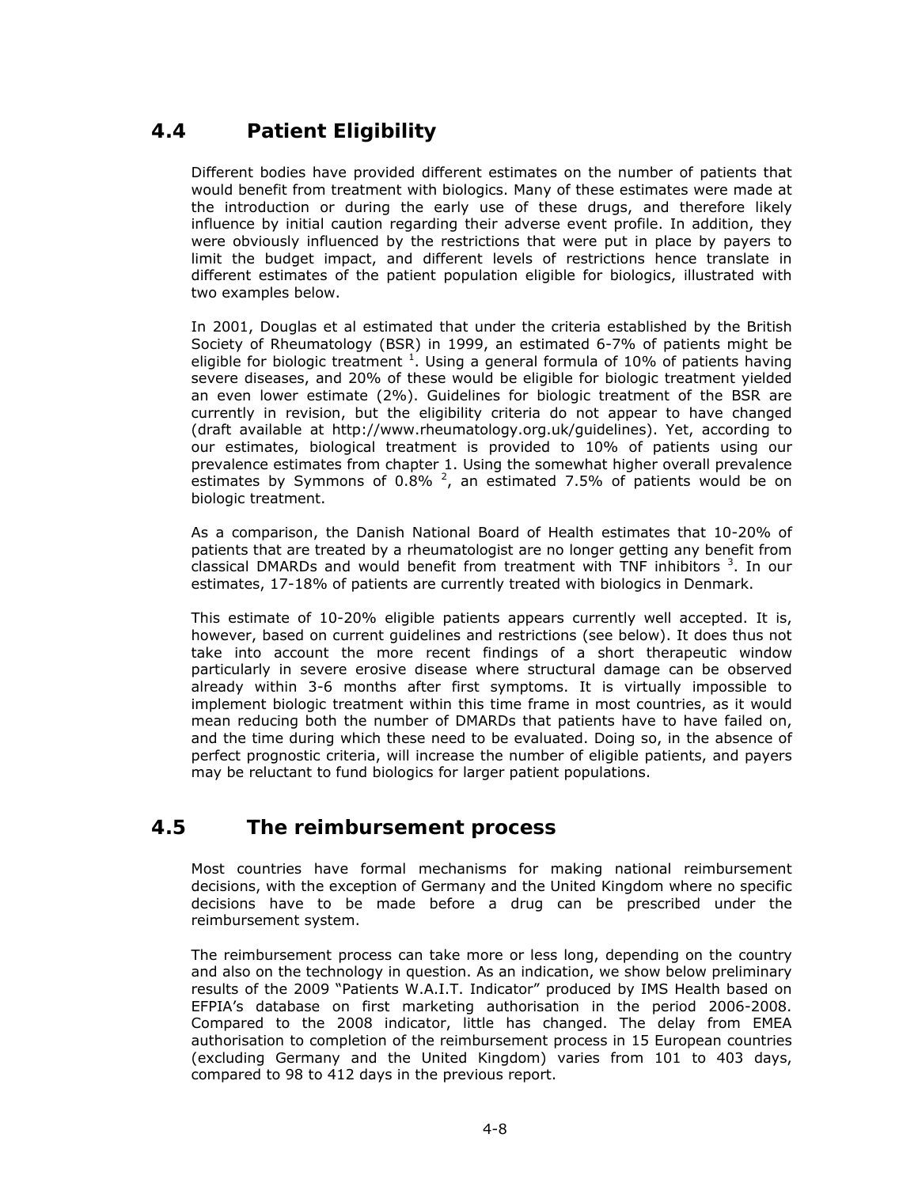## 4.4 Patient Eligibility

Different bodies have provided different estimates on the number of patients that would benefit from treatment with biologics. Many of these estimates were made at the introduction or during the early use of these drugs, and therefore likely influence by initial caution regarding their adverse event profile. In addition, they were obviously influenced by the restrictions that were put in place by payers to limit the budget impact, and different levels of restrictions hence translate in different estimates of the patient population eligible for biologics, illustrated with two examples below.

In 2001, Douglas et al estimated that under the criteria established by the British Society of Rheumatology (BSR) in 1999, an estimated 6-7% of patients might be eligible for biologic treatment [1]. Using a general formula of 10% of patients having severe diseases, and 20% of these would be eligible for biologic treatment yielded an even lower estimate (2%). Guidelines for biologic treatment of the BSR are currently in revision, but the eligibility criteria do not appear to have changed (draft available at http://www.rheumatology.org.uk/guidelines). Yet, according to our estimates, biological treatment is provided to 10% of patients using our prevalence estimates from chapter 1. Using the somewhat higher overall prevalence estimates by Symmons of 0.8% [2], an estimated 7.5% of patients would be on biologic treatment.

As a comparison, the Danish National Board of Health estimates that 10-20% of patients that are treated by a rheumatologist are no longer getting any benefit from classical DMARDs and would benefit from treatment with TNF inhibitors [3]. In our estimates, 17-18% of patients are currently treated with biologics in Denmark.

This estimate of 10-20% eligible patients appears currently well accepted. It is, however, based on current guidelines and restrictions (see below). It does thus not take into account the more recent findings of a short therapeutic window particularly in severe erosive disease where structural damage can be observed already within 3-6 months after first symptoms. It is virtually impossible to implement biologic treatment within this time frame in most countries, as it would mean reducing both the number of DMARDs that patients have to have failed on, and the time during which these need to be evaluated. Doing so, in the absence of perfect prognostic criteria, will increase the number of eligible patients, and payers may be reluctant to fund biologics for larger patient populations.

## 4.5 The reimbursement process

Most countries have formal mechanisms for making national reimbursement decisions, with the exception of Germany and the United Kingdom where no specific decisions have to be made before a drug can be prescribed under the reimbursement system.

The reimbursement process can take more or less long, depending on the country and also on the technology in question. As an indication, we show below preliminary results of the 2009 "Patients W.A.I.T. Indicator" produced by IMS Health based on EFPIA's database on first marketing authorisation in the period 2006-2008. Compared to the 2008 indicator, little has changed. The delay from EMEA authorisation to completion of the reimbursement process in 15 European countries (excluding Germany and the United Kingdom) varies from 101 to 403 days, compared to 98 to 412 days in the previous report.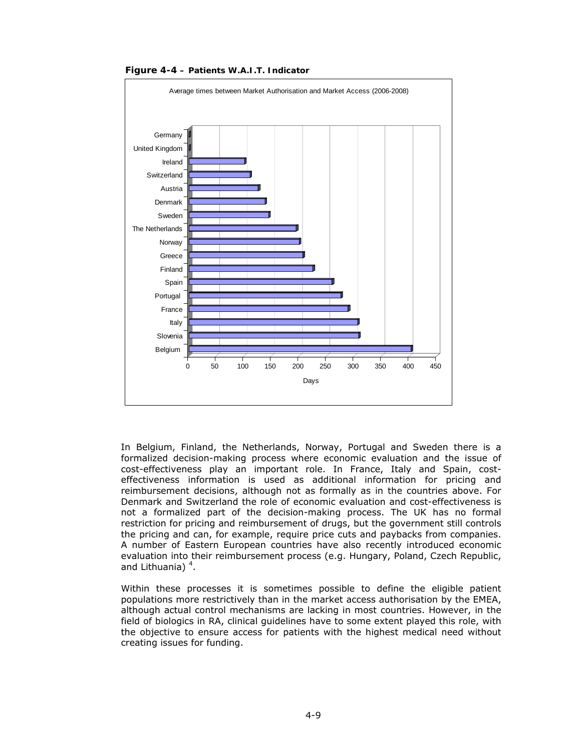**Figure 4-4 – Patients W.A.I.T. Indicator**

Average times between Market Authorisation and Market Access (2006-2008)

In Belgium, Finland, the Netherlands, Norway, Portugal and Sweden there is a formalized decision-making process where economic evaluation and the issue of cost-effectiveness play an important role. In France, Italy and Spain, cost-effectiveness information is used as additional information for pricing and reimbursement decisions, although not as formally as in the countries above. For Denmark and Switzerland the role of economic evaluation and cost-effectiveness is not a formalized part of the decision-making process. The UK has no formal restriction for pricing and reimbursement of drugs, but the government still controls the pricing and can, for example, require price cuts and paybacks from companies. A number of Eastern European countries have also recently introduced economic evaluation into their reimbursement process (e.g. Hungary, Poland, Czech Republic, and Lithuania) [4].

Within these processes it is sometimes possible to define the eligible patient populations more restrictively than in the market access authorisation by the EMEA, although actual control mechanisms are lacking in most countries. However, in the field of biologics in RA, clinical guidelines have to some extent played this role, with the objective to ensure access for patients with the highest medical need without creating issues for funding.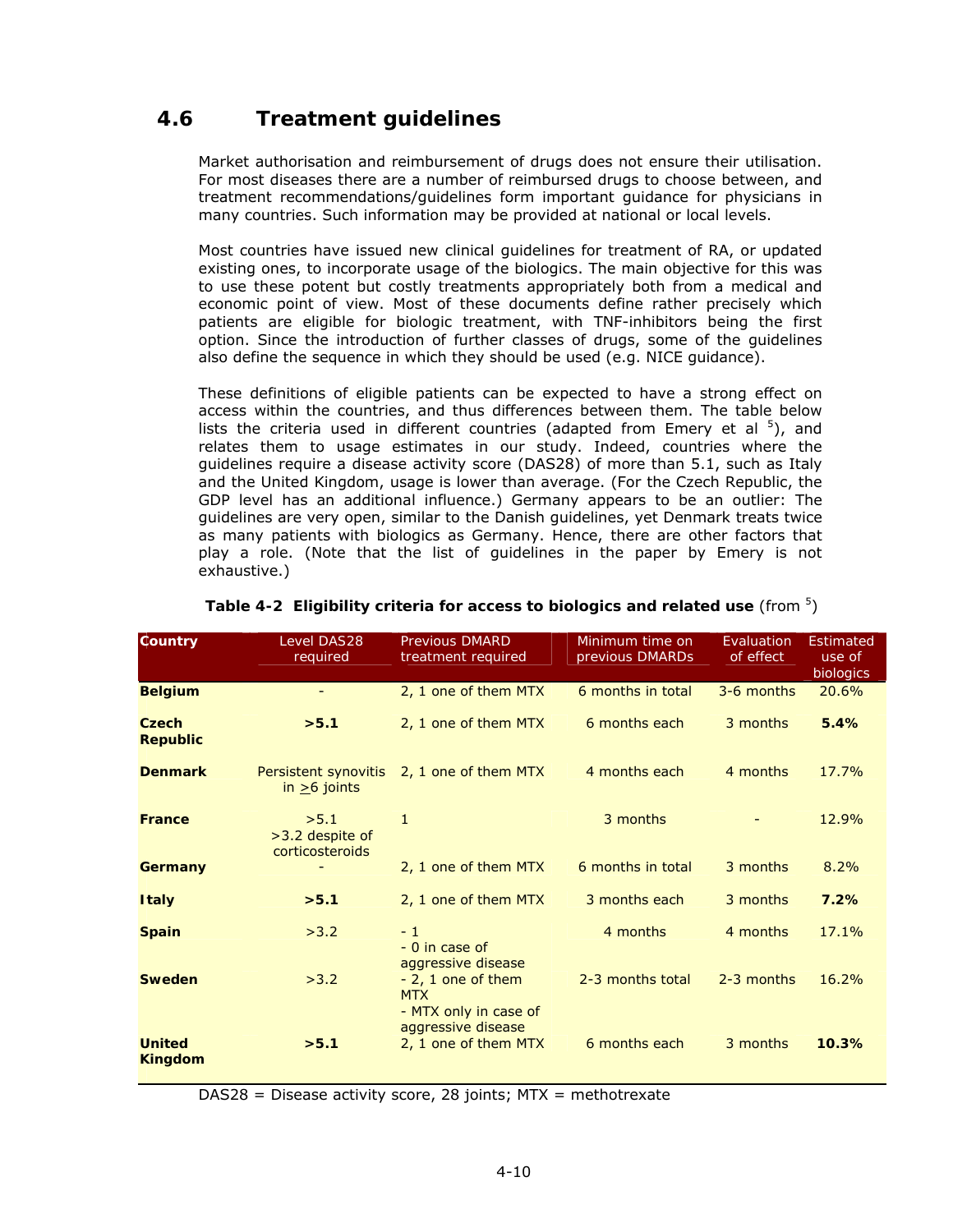## 4.6 Treatment guidelines

Market authorisation and reimbursement of drugs does not ensure their utilisation. For most diseases there are a number of reimbursed drugs to choose between, and treatment recommendations/guidelines form important guidance for physicians in many countries. Such information may be provided at national or local levels.

Most countries have issued new clinical guidelines for treatment of RA, or updated existing ones, to incorporate usage of the biologics. The main objective for this was to use these potent but costly treatments appropriately both from a medical and economic point of view. Most of these documents define rather precisely which patients are eligible for biologic treatment, with TNF-inhibitors being the first option. Since the introduction of further classes of drugs, some of the guidelines also define the sequence in which they should be used (e.g. NICE guidance).

These definitions of eligible patients can be expected to have a strong effect on access within the countries, and thus differences between them. The table below lists the criteria used in different countries (adapted from Emery et al [5]), and relates them to usage estimates in our study. Indeed, countries where the guidelines require a disease activity score (DAS28) of more than 5.1, such as Italy and the United Kingdom, usage is lower than average. (For the Czech Republic, the GDP level has an additional influence.) Germany appears to be an outlier: The guidelines are very open, similar to the Danish guidelines, yet Denmark treats twice as many patients with biologics as Germany. Hence, there are other factors that play a role. (Note that the list of guidelines in the paper by Emery is not exhaustive.)

**Table 4-2 Eligibility criteria for access to biologics and related use** (from [5])

| Country | Level DAS28 required | Previous DMARD treatment required | Minimum time on previous DMARDs | Evaluation of effect | Estimated use of biologics |
|---|---|---|---|---|---|
| **Belgium** | - | 2, 1 one of them MTX | 6 months in total | 3-6 months | 20.6% |
| **Czech Republic** | **>5.1** | 2, 1 one of them MTX | 6 months each | 3 months | **5.4%** |
| **Denmark** | Persistent synovitis in ≥6 joints | 2, 1 one of them MTX | 4 months each | 4 months | 17.7% |
| **France** | >5.1<br>>3.2 despite of corticosteroids | 1 | 3 months | - | 12.9% |
| **Germany** | - | 2, 1 one of them MTX | 6 months in total | 3 months | 8.2% |
| **Italy** | **>5.1** | 2, 1 one of them MTX | 3 months each | 3 months | **7.2%** |
| **Spain** | >3.2 | - 1<br>- 0 in case of aggressive disease | 4 months | 4 months | 17.1% |
| **Sweden** | >3.2 | - 2, 1 one of them MTX<br>- MTX only in case of aggressive disease | 2-3 months total | 2-3 months | 16.2% |
| **United Kingdom** | **>5.1** | 2, 1 one of them MTX | 6 months each | 3 months | **10.3%** |

DAS28 = Disease activity score, 28 joints; MTX = methotrexate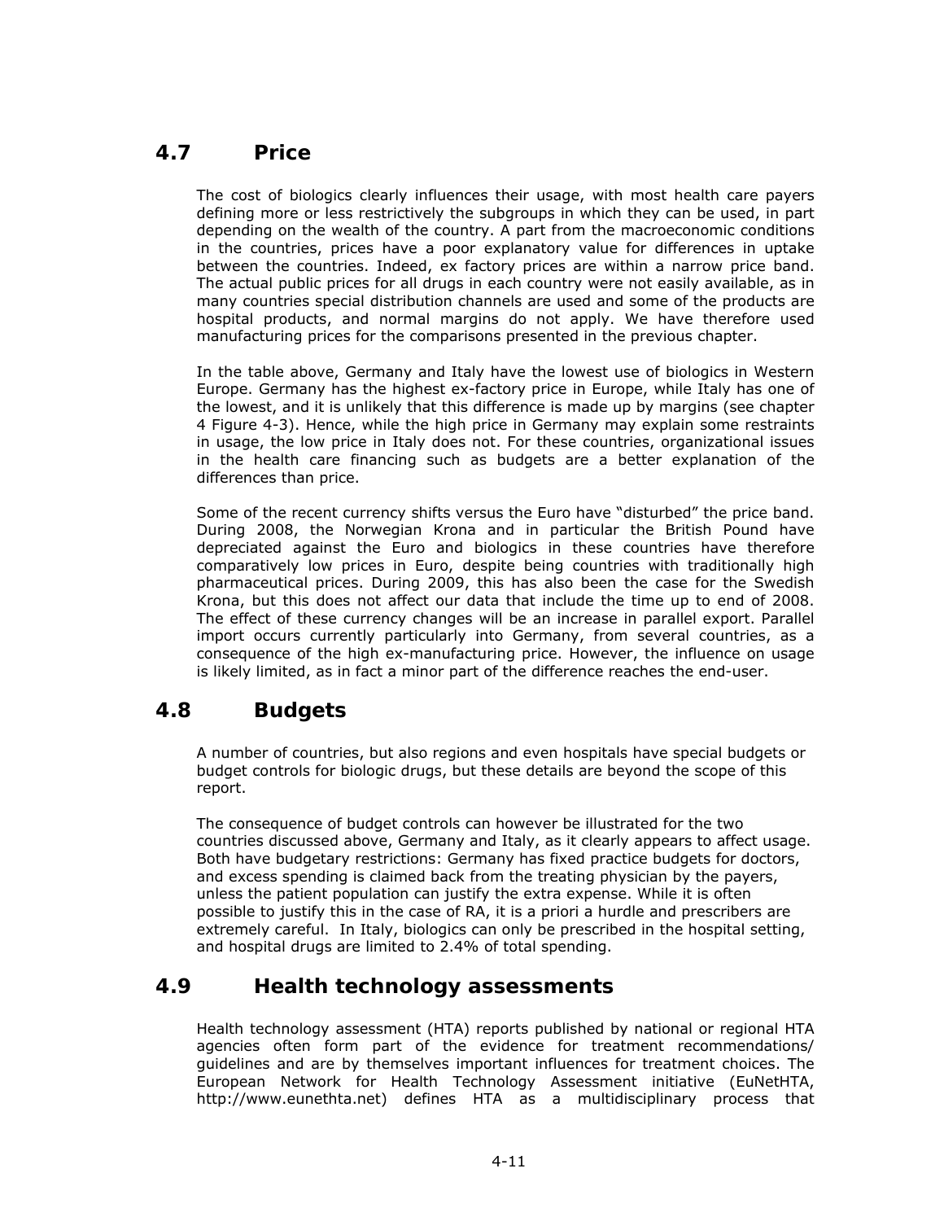## 4.7 Price

The cost of biologics clearly influences their usage, with most health care payers defining more or less restrictively the subgroups in which they can be used, in part depending on the wealth of the country. A part from the macroeconomic conditions in the countries, prices have a poor explanatory value for differences in uptake between the countries. Indeed, ex factory prices are within a narrow price band. The actual public prices for all drugs in each country were not easily available, as in many countries special distribution channels are used and some of the products are hospital products, and normal margins do not apply. We have therefore used manufacturing prices for the comparisons presented in the previous chapter.

In the table above, Germany and Italy have the lowest use of biologics in Western Europe. Germany has the highest ex-factory price in Europe, while Italy has one of the lowest, and it is unlikely that this difference is made up by margins (see chapter 4 Figure 4-3). Hence, while the high price in Germany may explain some restraints in usage, the low price in Italy does not. For these countries, organizational issues in the health care financing such as budgets are a better explanation of the differences than price.

Some of the recent currency shifts versus the Euro have "disturbed" the price band. During 2008, the Norwegian Krona and in particular the British Pound have depreciated against the Euro and biologics in these countries have therefore comparatively low prices in Euro, despite being countries with traditionally high pharmaceutical prices. During 2009, this has also been the case for the Swedish Krona, but this does not affect our data that include the time up to end of 2008. The effect of these currency changes will be an increase in parallel export. Parallel import occurs currently particularly into Germany, from several countries, as a consequence of the high ex-manufacturing price. However, the influence on usage is likely limited, as in fact a minor part of the difference reaches the end-user.

## 4.8 Budgets

A number of countries, but also regions and even hospitals have special budgets or budget controls for biologic drugs, but these details are beyond the scope of this report.

The consequence of budget controls can however be illustrated for the two countries discussed above, Germany and Italy, as it clearly appears to affect usage. Both have budgetary restrictions: Germany has fixed practice budgets for doctors, and excess spending is claimed back from the treating physician by the payers, unless the patient population can justify the extra expense. While it is often possible to justify this in the case of RA, it is a priori a hurdle and prescribers are extremely careful. In Italy, biologics can only be prescribed in the hospital setting, and hospital drugs are limited to 2.4% of total spending.

## 4.9 Health technology assessments

Health technology assessment (HTA) reports published by national or regional HTA agencies often form part of the evidence for treatment recommendations/ guidelines and are by themselves important influences for treatment choices. The European Network for Health Technology Assessment initiative (EuNetHTA, http://www.eunethta.net) defines HTA as a multidisciplinary process that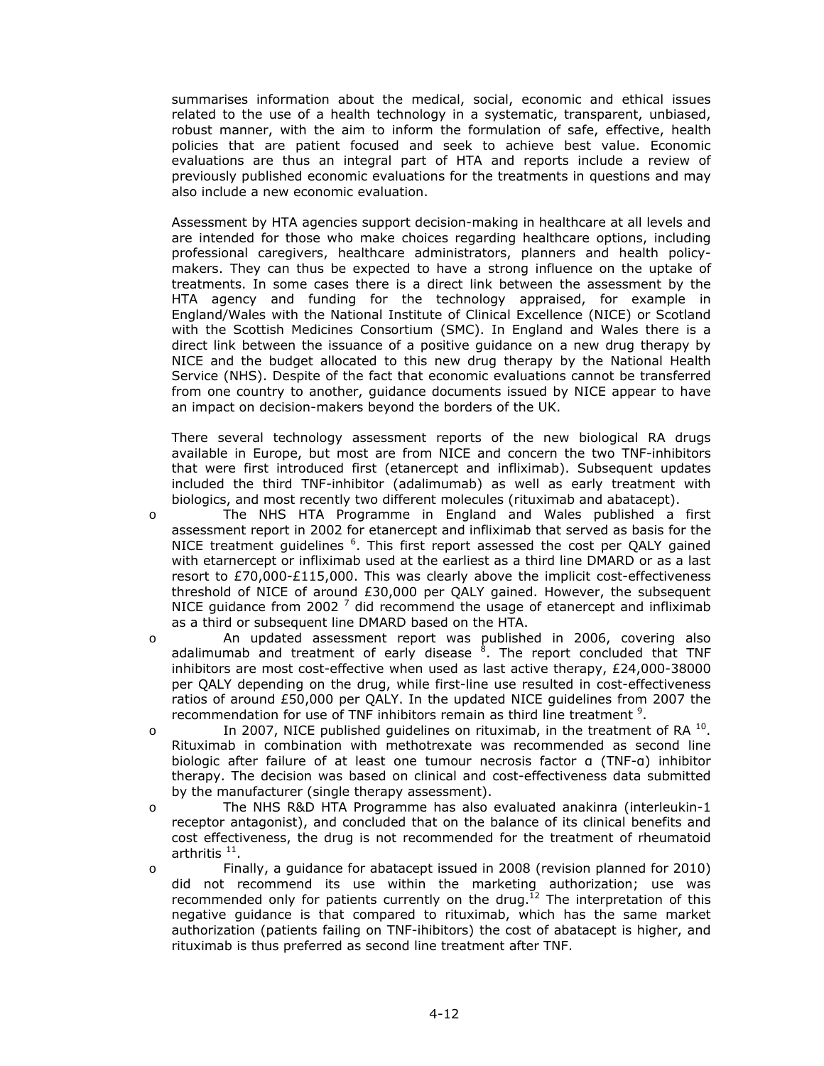summarises information about the medical, social, economic and ethical issues related to the use of a health technology in a systematic, transparent, unbiased, robust manner, with the aim to inform the formulation of safe, effective, health policies that are patient focused and seek to achieve best value. Economic evaluations are thus an integral part of HTA and reports include a review of previously published economic evaluations for the treatments in questions and may also include a new economic evaluation.

Assessment by HTA agencies support decision-making in healthcare at all levels and are intended for those who make choices regarding healthcare options, including professional caregivers, healthcare administrators, planners and health policy-makers. They can thus be expected to have a strong influence on the uptake of treatments. In some cases there is a direct link between the assessment by the HTA agency and funding for the technology appraised, for example in England/Wales with the National Institute of Clinical Excellence (NICE) or Scotland with the Scottish Medicines Consortium (SMC). In England and Wales there is a direct link between the issuance of a positive guidance on a new drug therapy by NICE and the budget allocated to this new drug therapy by the National Health Service (NHS). Despite of the fact that economic evaluations cannot be transferred from one country to another, guidance documents issued by NICE appear to have an impact on decision-makers beyond the borders of the UK.

There several technology assessment reports of the new biological RA drugs available in Europe, but most are from NICE and concern the two TNF-inhibitors that were first introduced first (etanercept and infliximab). Subsequent updates included the third TNF-inhibitor (adalimumab) as well as early treatment with biologics, and most recently two different molecules (rituximab and abatacept).

- The NHS HTA Programme in England and Wales published a first assessment report in 2002 for etanercept and infliximab that served as basis for the NICE treatment guidelines [6]. This first report assessed the cost per QALY gained with etarnercept or infliximab used at the earliest as a third line DMARD or as a last resort to £70,000-£115,000. This was clearly above the implicit cost-effectiveness threshold of NICE of around £30,000 per QALY gained. However, the subsequent NICE guidance from 2002 [7] did recommend the usage of etanercept and infliximab as a third or subsequent line DMARD based on the HTA.
- An updated assessment report was published in 2006, covering also adalimumab and treatment of early disease [8]. The report concluded that TNF inhibitors are most cost-effective when used as last active therapy, £24,000-38000 per QALY depending on the drug, while first-line use resulted in cost-effectiveness ratios of around £50,000 per QALY. In the updated NICE guidelines from 2007 the recommendation for use of TNF inhibitors remain as third line treatment [9].
- In 2007, NICE published guidelines on rituximab, in the treatment of RA [10]. Rituximab in combination with methotrexate was recommended as second line biologic after failure of at least one tumour necrosis factor α (TNF-α) inhibitor therapy. The decision was based on clinical and cost-effectiveness data submitted by the manufacturer (single therapy assessment).
- The NHS R&D HTA Programme has also evaluated anakinra (interleukin-1 receptor antagonist), and concluded that on the balance of its clinical benefits and cost effectiveness, the drug is not recommended for the treatment of rheumatoid arthritis [11].
- Finally, a guidance for abatacept issued in 2008 (revision planned for 2010) did not recommend its use within the marketing authorization; use was recommended only for patients currently on the drug.[12] The interpretation of this negative guidance is that compared to rituximab, which has the same market authorization (patients failing on TNF-ihibitors) the cost of abatacept is higher, and rituximab is thus preferred as second line treatment after TNF.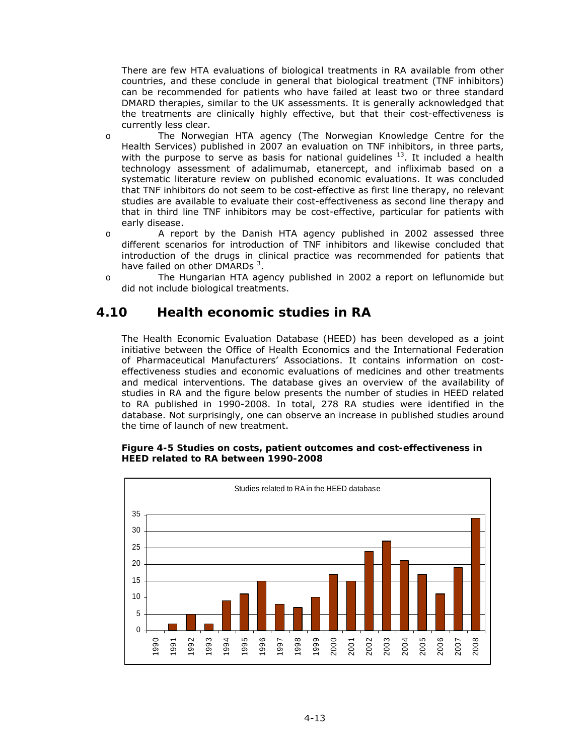There are few HTA evaluations of biological treatments in RA available from other countries, and these conclude in general that biological treatment (TNF inhibitors) can be recommended for patients who have failed at least two or three standard DMARD therapies, similar to the UK assessments. It is generally acknowledged that the treatments are clinically highly effective, but that their cost-effectiveness is currently less clear.

- The Norwegian HTA agency (The Norwegian Knowledge Centre for the Health Services) published in 2007 an evaluation on TNF inhibitors, in three parts, with the purpose to serve as basis for national guidelines [13]. It included a health technology assessment of adalimumab, etanercept, and infliximab based on a systematic literature review on published economic evaluations. It was concluded that TNF inhibitors do not seem to be cost-effective as first line therapy, no relevant studies are available to evaluate their cost-effectiveness as second line therapy and that in third line TNF inhibitors may be cost-effective, particular for patients with early disease.
- A report by the Danish HTA agency published in 2002 assessed three different scenarios for introduction of TNF inhibitors and likewise concluded that introduction of the drugs in clinical practice was recommended for patients that have failed on other DMARDs [3].
- The Hungarian HTA agency published in 2002 a report on leflunomide but did not include biological treatments.

## 4.10 Health economic studies in RA

The Health Economic Evaluation Database (HEED) has been developed as a joint initiative between the Office of Health Economics and the International Federation of Pharmaceutical Manufacturers' Associations. It contains information on cost-effectiveness studies and economic evaluations of medicines and other treatments and medical interventions. The database gives an overview of the availability of studies in RA and the figure below presents the number of studies in HEED related to RA published in 1990-2008. In total, 278 RA studies were identified in the database. Not surprisingly, one can observe an increase in published studies around the time of launch of new treatment.

**Figure 4-5 Studies on costs, patient outcomes and cost-effectiveness in HEED related to RA between 1990-2008**

Studies related to RA in the HEED database

| Year | Studies |
|---|---|
| 1990 | 0 |
| 1991 | 2 |
| 1992 | 5 |
| 1993 | 2 |
| 1994 | 9 |
| 1995 | 11 |
| 1996 | 15 |
| 1997 | 8 |
| 1998 | 7 |
| 1999 | 10 |
| 2000 | 17 |
| 2001 | 15 |
| 2002 | 24 |
| 2003 | 27 |
| 2004 | 21 |
| 2005 | 17 |
| 2006 | 11 |
| 2007 | 19 |
| 2008 | 34 |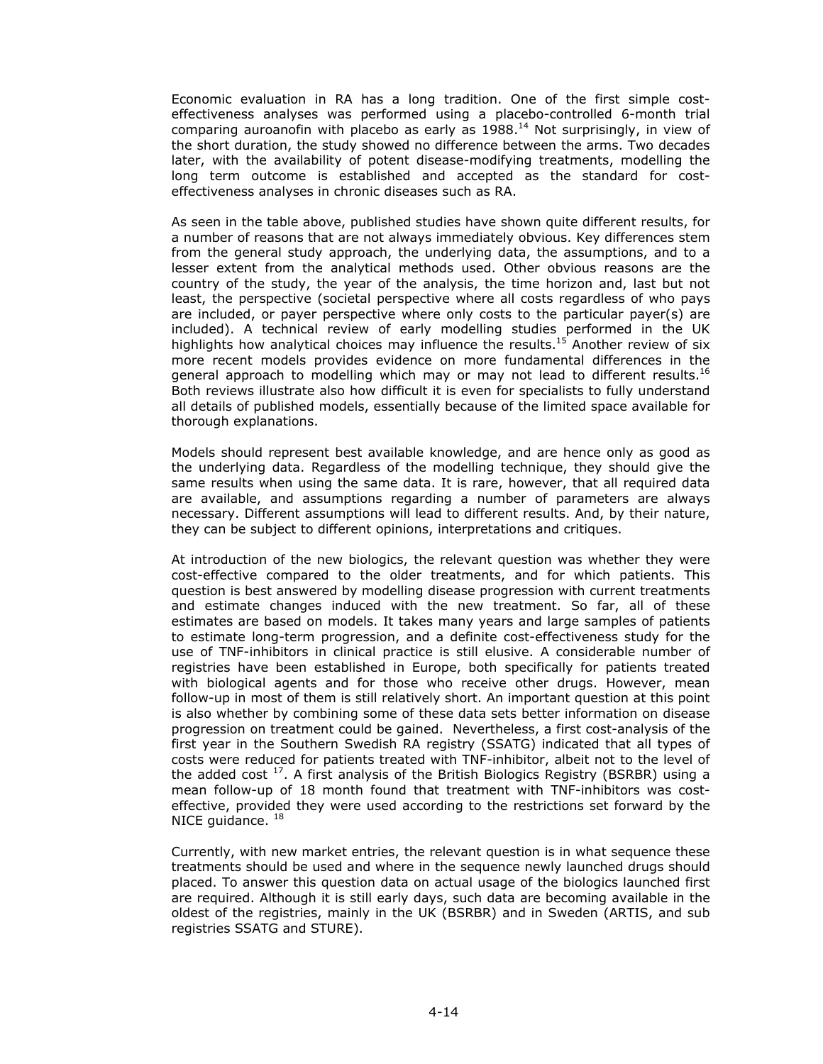Economic evaluation in RA has a long tradition. One of the first simple cost-effectiveness analyses was performed using a placebo-controlled 6-month trial comparing auroanofin with placebo as early as 1988.[14] Not surprisingly, in view of the short duration, the study showed no difference between the arms. Two decades later, with the availability of potent disease-modifying treatments, modelling the long term outcome is established and accepted as the standard for cost-effectiveness analyses in chronic diseases such as RA.

As seen in the table above, published studies have shown quite different results, for a number of reasons that are not always immediately obvious. Key differences stem from the general study approach, the underlying data, the assumptions, and to a lesser extent from the analytical methods used. Other obvious reasons are the country of the study, the year of the analysis, the time horizon and, last but not least, the perspective (societal perspective where all costs regardless of who pays are included, or payer perspective where only costs to the particular payer(s) are included). A technical review of early modelling studies performed in the UK highlights how analytical choices may influence the results.[15] Another review of six more recent models provides evidence on more fundamental differences in the general approach to modelling which may or may not lead to different results.[16] Both reviews illustrate also how difficult it is even for specialists to fully understand all details of published models, essentially because of the limited space available for thorough explanations.

Models should represent best available knowledge, and are hence only as good as the underlying data. Regardless of the modelling technique, they should give the same results when using the same data. It is rare, however, that all required data are available, and assumptions regarding a number of parameters are always necessary. Different assumptions will lead to different results. And, by their nature, they can be subject to different opinions, interpretations and critiques.

At introduction of the new biologics, the relevant question was whether they were cost-effective compared to the older treatments, and for which patients. This question is best answered by modelling disease progression with current treatments and estimate changes induced with the new treatment. So far, all of these estimates are based on models. It takes many years and large samples of patients to estimate long-term progression, and a definite cost-effectiveness study for the use of TNF-inhibitors in clinical practice is still elusive. A considerable number of registries have been established in Europe, both specifically for patients treated with biological agents and for those who receive other drugs. However, mean follow-up in most of them is still relatively short. An important question at this point is also whether by combining some of these data sets better information on disease progression on treatment could be gained. Nevertheless, a first cost-analysis of the first year in the Southern Swedish RA registry (SSATG) indicated that all types of costs were reduced for patients treated with TNF-inhibitor, albeit not to the level of the added cost [17]. A first analysis of the British Biologics Registry (BSRBR) using a mean follow-up of 18 month found that treatment with TNF-inhibitors was cost-effective, provided they were used according to the restrictions set forward by the NICE guidance. [18]

Currently, with new market entries, the relevant question is in what sequence these treatments should be used and where in the sequence newly launched drugs should placed. To answer this question data on actual usage of the biologics launched first are required. Although it is still early days, such data are becoming available in the oldest of the registries, mainly in the UK (BSRBR) and in Sweden (ARTIS, and sub registries SSATG and STURE).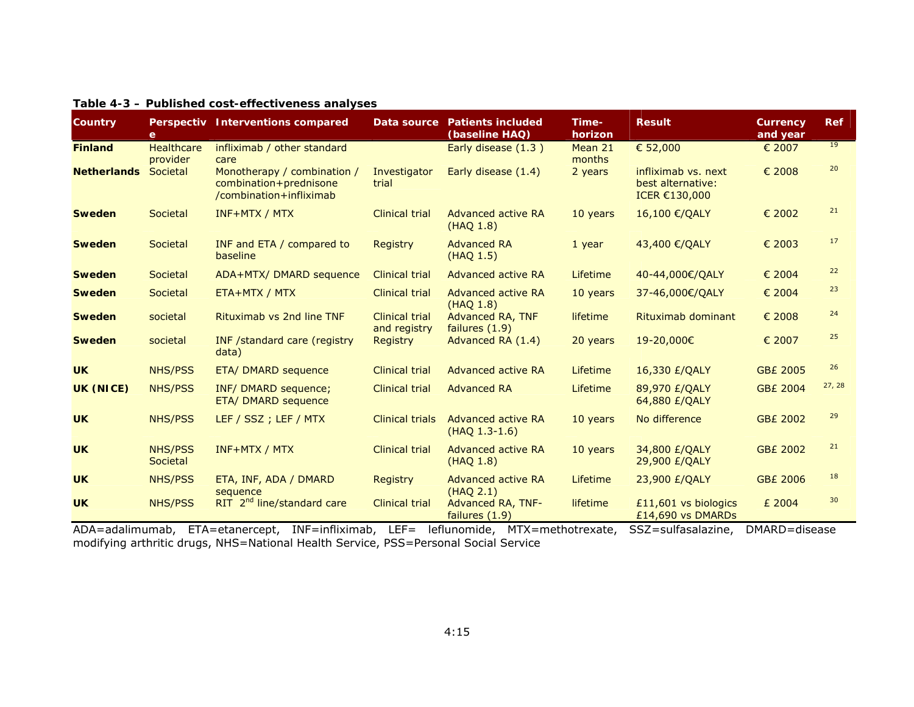**Table 4-3 – Published cost-effectiveness analyses**

| Country | Perspective | Interventions compared | Data source | Patients included (baseline HAQ) | Time-horizon | Result | Currency and year | Ref |
|---|---|---|---|---|---|---|---|---|
| **Finland** | Healthcare provider | infliximab / other standard care | | Early disease (1.3 ) | Mean 21 months | € 52,000 | € 2007 | 19 |
| **Netherlands** | Societal | Monotherapy / combination / combination+prednisone /combination+infliximab | Investigator trial | Early disease (1.4) | 2 years | infliximab vs. next best alternative: ICER €130,000 | € 2008 | 20 |
| **Sweden** | Societal | INF+MTX / MTX | Clinical trial | Advanced active RA (HAQ 1.8) | 10 years | 16,100 €/QALY | € 2002 | 21 |
| **Sweden** | Societal | INF and ETA / compared to baseline | Registry | Advanced RA (HAQ 1.5) | 1 year | 43,400 €/QALY | € 2003 | 17 |
| **Sweden** | Societal | ADA+MTX/ DMARD sequence | Clinical trial | Advanced active RA | Lifetime | 40-44,000€/QALY | € 2004 | 22 |
| **Sweden** | Societal | ETA+MTX / MTX | Clinical trial | Advanced active RA (HAQ 1.8) | 10 years | 37-46,000€/QALY | € 2004 | 23 |
| **Sweden** | societal | Rituximab vs 2nd line TNF | Clinical trial and registry | Advanced RA, TNF failures (1.9) | lifetime | Rituximab dominant | € 2008 | 24 |
| **Sweden** | societal | INF /standard care (registry data) | Registry | Advanced RA (1.4) | 20 years | 19-20,000€ | € 2007 | 25 |
| **UK** | NHS/PSS | ETA/ DMARD sequence | Clinical trial | Advanced active RA | Lifetime | 16,330 £/QALY | GB£ 2005 | 26 |
| **UK (NICE)** | NHS/PSS | INF/ DMARD sequence; ETA/ DMARD sequence | Clinical trial | Advanced RA | Lifetime | 89,970 £/QALY 64,880 £/QALY | GB£ 2004 | 27, 28 |
| **UK** | NHS/PSS | LEF / SSZ ; LEF / MTX | Clinical trials | Advanced active RA (HAQ 1.3-1.6) | 10 years | No difference | GB£ 2002 | 29 |
| **UK** | NHS/PSS Societal | INF+MTX / MTX | Clinical trial | Advanced active RA (HAQ 1.8) | 10 years | 34,800 £/QALY 29,900 £/QALY | GB£ 2002 | 21 |
| **UK** | NHS/PSS | ETA, INF, ADA / DMARD sequence | Registry | Advanced active RA (HAQ 2.1) | Lifetime | 23,900 £/QALY | GB£ 2006 | 18 |
| **UK** | NHS/PSS | RIT 2nd line/standard care | Clinical trial | Advanced RA, TNF-failures (1.9) | lifetime | £11,601 vs biologics £14,690 vs DMARDs | £ 2004 | 30 |

ADA=adalimumab, ETA=etanercept, INF=infliximab, LEF= leflunomide, MTX=methotrexate, SSZ=sulfasalazine, DMARD=disease modifying arthritic drugs, NHS=National Health Service, PSS=Personal Social Service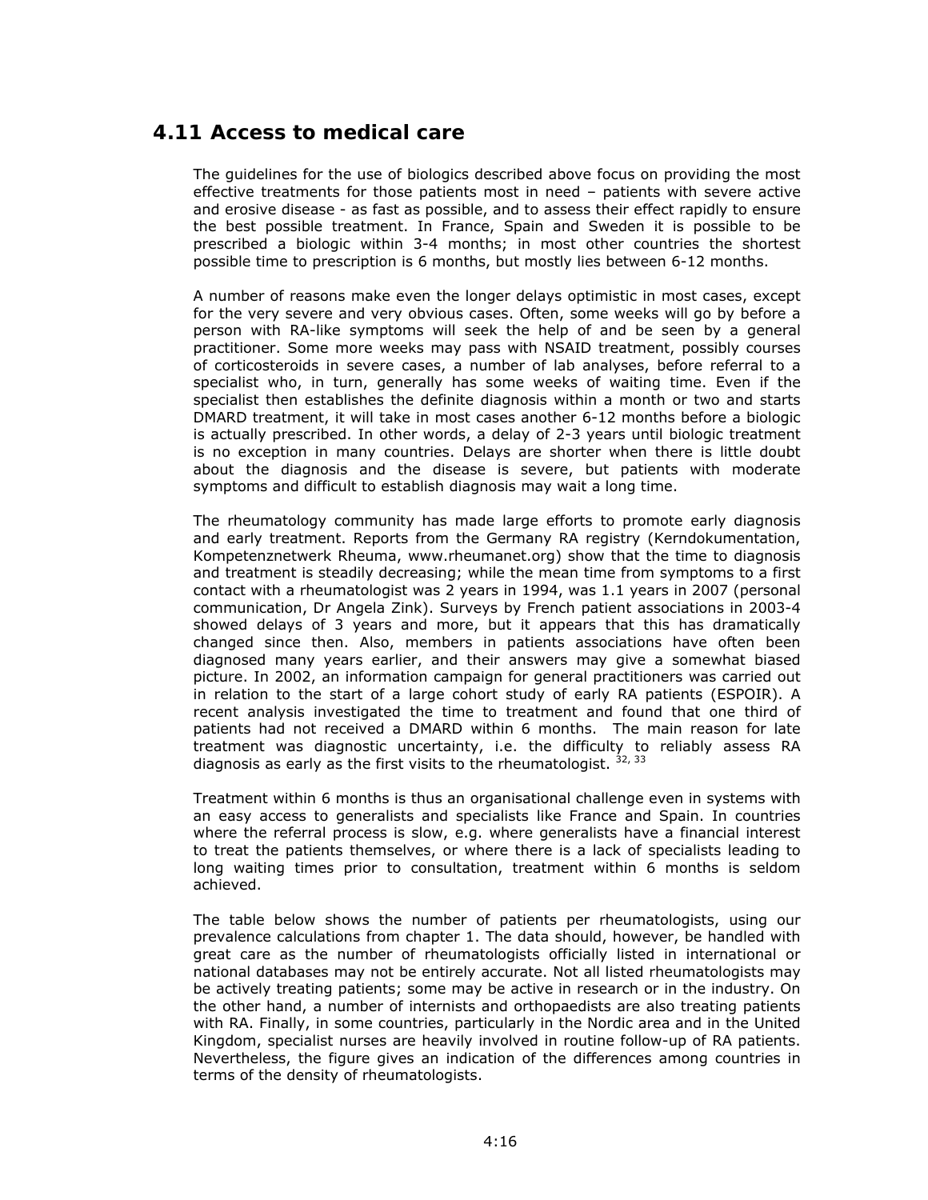## 4.11 Access to medical care

The guidelines for the use of biologics described above focus on providing the most effective treatments for those patients most in need – patients with severe active and erosive disease - as fast as possible, and to assess their effect rapidly to ensure the best possible treatment. In France, Spain and Sweden it is possible to be prescribed a biologic within 3-4 months; in most other countries the shortest possible time to prescription is 6 months, but mostly lies between 6-12 months.

A number of reasons make even the longer delays optimistic in most cases, except for the very severe and very obvious cases. Often, some weeks will go by before a person with RA-like symptoms will seek the help of and be seen by a general practitioner. Some more weeks may pass with NSAID treatment, possibly courses of corticosteroids in severe cases, a number of lab analyses, before referral to a specialist who, in turn, generally has some weeks of waiting time. Even if the specialist then establishes the definite diagnosis within a month or two and starts DMARD treatment, it will take in most cases another 6-12 months before a biologic is actually prescribed. In other words, a delay of 2-3 years until biologic treatment is no exception in many countries. Delays are shorter when there is little doubt about the diagnosis and the disease is severe, but patients with moderate symptoms and difficult to establish diagnosis may wait a long time.

The rheumatology community has made large efforts to promote early diagnosis and early treatment. Reports from the Germany RA registry (Kerndokumentation, Kompetenznetwerk Rheuma, www.rheumanet.org) show that the time to diagnosis and treatment is steadily decreasing; while the mean time from symptoms to a first contact with a rheumatologist was 2 years in 1994, was 1.1 years in 2007 (personal communication, Dr Angela Zink). Surveys by French patient associations in 2003-4 showed delays of 3 years and more, but it appears that this has dramatically changed since then. Also, members in patients associations have often been diagnosed many years earlier, and their answers may give a somewhat biased picture. In 2002, an information campaign for general practitioners was carried out in relation to the start of a large cohort study of early RA patients (ESPOIR). A recent analysis investigated the time to treatment and found that one third of patients had not received a DMARD within 6 months. The main reason for late treatment was diagnostic uncertainty, i.e. the difficulty to reliably assess RA diagnosis as early as the first visits to the rheumatologist. [32, 33]

Treatment within 6 months is thus an organisational challenge even in systems with an easy access to generalists and specialists like France and Spain. In countries where the referral process is slow, e.g. where generalists have a financial interest to treat the patients themselves, or where there is a lack of specialists leading to long waiting times prior to consultation, treatment within 6 months is seldom achieved.

The table below shows the number of patients per rheumatologists, using our prevalence calculations from chapter 1. The data should, however, be handled with great care as the number of rheumatologists officially listed in international or national databases may not be entirely accurate. Not all listed rheumatologists may be actively treating patients; some may be active in research or in the industry. On the other hand, a number of internists and orthopaedists are also treating patients with RA. Finally, in some countries, particularly in the Nordic area and in the United Kingdom, specialist nurses are heavily involved in routine follow-up of RA patients. Nevertheless, the figure gives an indication of the differences among countries in terms of the density of rheumatologists.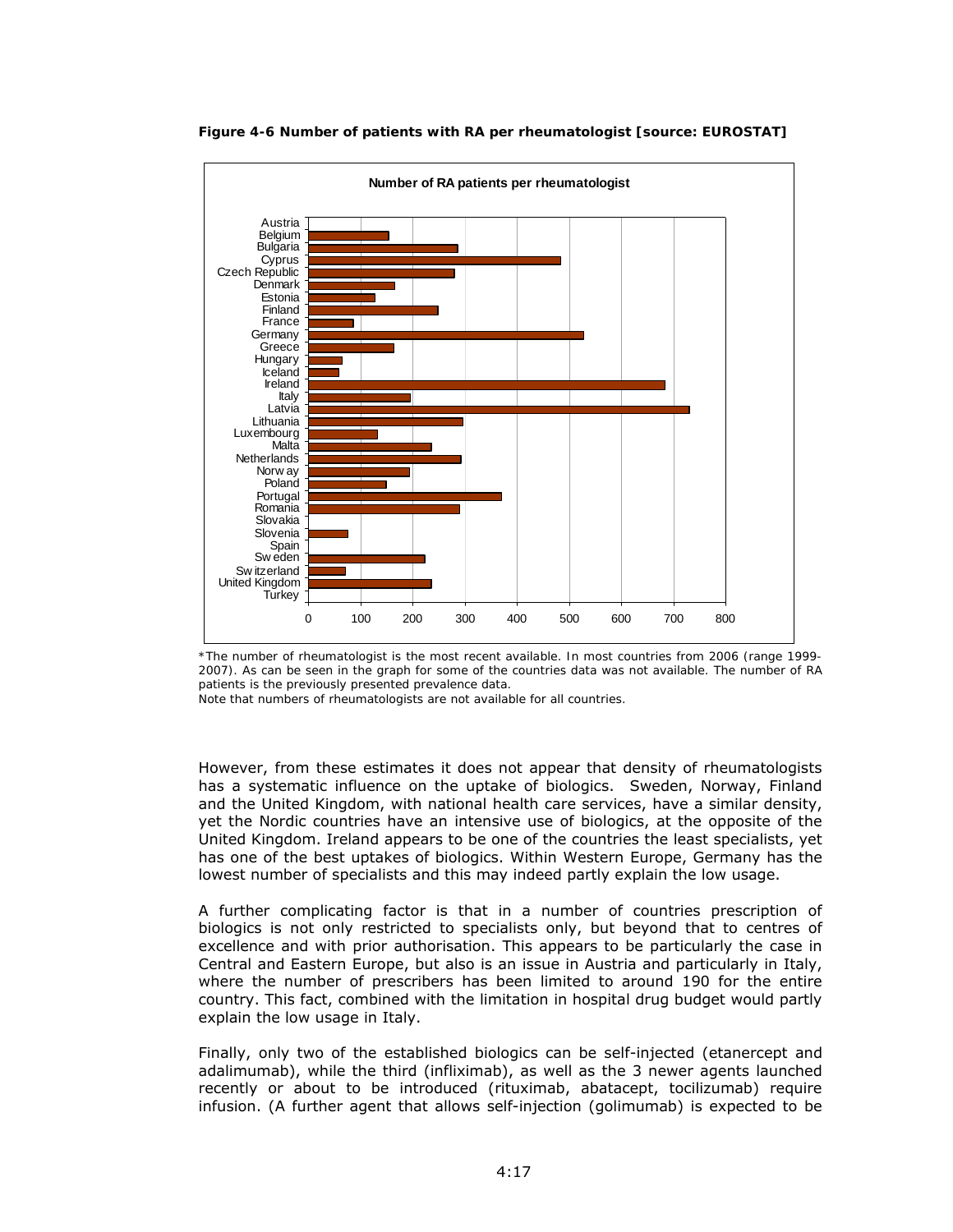**Figure 4-6 Number of patients with RA per rheumatologist [source: EUROSTAT]**

*The number of rheumatologist is the most recent available. In most countries from 2006 (range 1999-2007). As can be seen in the graph for some of the countries data was not available. The number of RA patients is the previously presented prevalence data.
Note that numbers of rheumatologists are not available for all countries.

However, from these estimates it does not appear that density of rheumatologists has a systematic influence on the uptake of biologics. Sweden, Norway, Finland and the United Kingdom, with national health care services, have a similar density, yet the Nordic countries have an intensive use of biologics, at the opposite of the United Kingdom. Ireland appears to be one of the countries the least specialists, yet has one of the best uptakes of biologics. Within Western Europe, Germany has the lowest number of specialists and this may indeed partly explain the low usage.

A further complicating factor is that in a number of countries prescription of biologics is not only restricted to specialists only, but beyond that to centres of excellence and with prior authorisation. This appears to be particularly the case in Central and Eastern Europe, but also is an issue in Austria and particularly in Italy, where the number of prescribers has been limited to around 190 for the entire country. This fact, combined with the limitation in hospital drug budget would partly explain the low usage in Italy.

Finally, only two of the established biologics can be self-injected (etanercept and adalimumab), while the third (infliximab), as well as the 3 newer agents launched recently or about to be introduced (rituximab, abatacept, tocilizumab) require infusion. (A further agent that allows self-injection (golimumab) is expected to be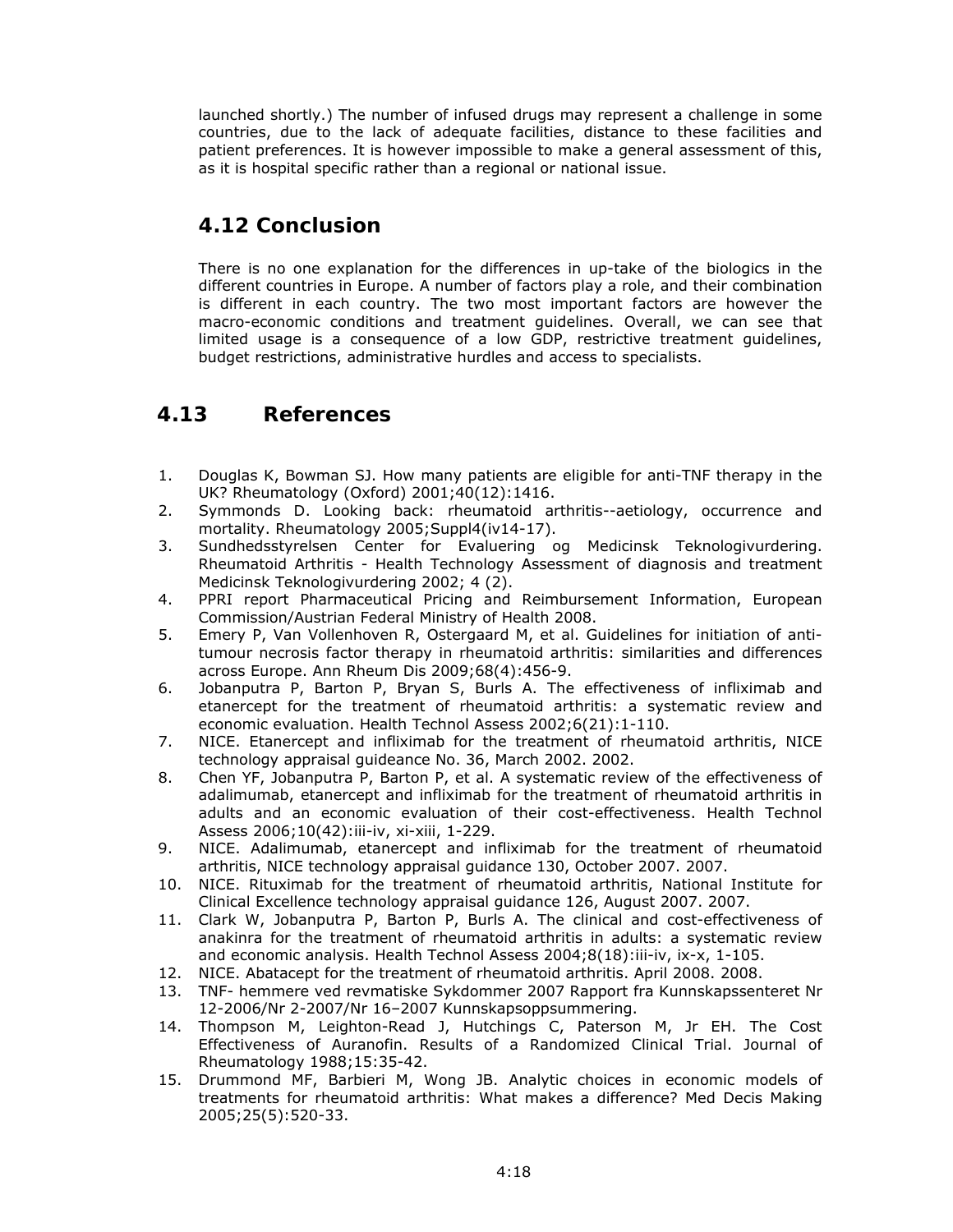launched shortly.) The number of infused drugs may represent a challenge in some countries, due to the lack of adequate facilities, distance to these facilities and patient preferences. It is however impossible to make a general assessment of this, as it is hospital specific rather than a regional or national issue.

## 4.12 Conclusion

There is no one explanation for the differences in up-take of the biologics in the different countries in Europe. A number of factors play a role, and their combination is different in each country. The two most important factors are however the macro-economic conditions and treatment guidelines. Overall, we can see that limited usage is a consequence of a low GDP, restrictive treatment guidelines, budget restrictions, administrative hurdles and access to specialists.

## 4.13 References

1. Douglas K, Bowman SJ. How many patients are eligible for anti-TNF therapy in the UK? Rheumatology (Oxford) 2001;40(12):1416.
2. Symmonds D. Looking back: rheumatoid arthritis--aetiology, occurrence and mortality. Rheumatology 2005;Suppl4(iv14-17).
3. Sundhedsstyrelsen Center for Evaluering og Medicinsk Teknologivurdering. Rheumatoid Arthritis - Health Technology Assessment of diagnosis and treatment Medicinsk Teknologivurdering 2002; 4 (2).
4. PPRI report Pharmaceutical Pricing and Reimbursement Information, European Commission/Austrian Federal Ministry of Health 2008.
5. Emery P, Van Vollenhoven R, Ostergaard M, et al. Guidelines for initiation of anti-tumour necrosis factor therapy in rheumatoid arthritis: similarities and differences across Europe. Ann Rheum Dis 2009;68(4):456-9.
6. Jobanputra P, Barton P, Bryan S, Burls A. The effectiveness of infliximab and etanercept for the treatment of rheumatoid arthritis: a systematic review and economic evaluation. Health Technol Assess 2002;6(21):1-110.
7. NICE. Etanercept and infliximab for the treatment of rheumatoid arthritis, NICE technology appraisal guideance No. 36, March 2002. 2002.
8. Chen YF, Jobanputra P, Barton P, et al. A systematic review of the effectiveness of adalimumab, etanercept and infliximab for the treatment of rheumatoid arthritis in adults and an economic evaluation of their cost-effectiveness. Health Technol Assess 2006;10(42):iii-iv, xi-xiii, 1-229.
9. NICE. Adalimumab, etanercept and infliximab for the treatment of rheumatoid arthritis, NICE technology appraisal guidance 130, October 2007. 2007.
10. NICE. Rituximab for the treatment of rheumatoid arthritis, National Institute for Clinical Excellence technology appraisal guidance 126, August 2007. 2007.
11. Clark W, Jobanputra P, Barton P, Burls A. The clinical and cost-effectiveness of anakinra for the treatment of rheumatoid arthritis in adults: a systematic review and economic analysis. Health Technol Assess 2004;8(18):iii-iv, ix-x, 1-105.
12. NICE. Abatacept for the treatment of rheumatoid arthritis. April 2008. 2008.
13. TNF- hemmere ved revmatiske Sykdommer 2007 Rapport fra Kunnskapssenteret Nr 12-2006/Nr 2-2007/Nr 16–2007 Kunnskapsoppsummering.
14. Thompson M, Leighton-Read J, Hutchings C, Paterson M, Jr EH. The Cost Effectiveness of Auranofin. Results of a Randomized Clinical Trial. Journal of Rheumatology 1988;15:35-42.
15. Drummond MF, Barbieri M, Wong JB. Analytic choices in economic models of treatments for rheumatoid arthritis: What makes a difference? Med Decis Making 2005;25(5):520-33.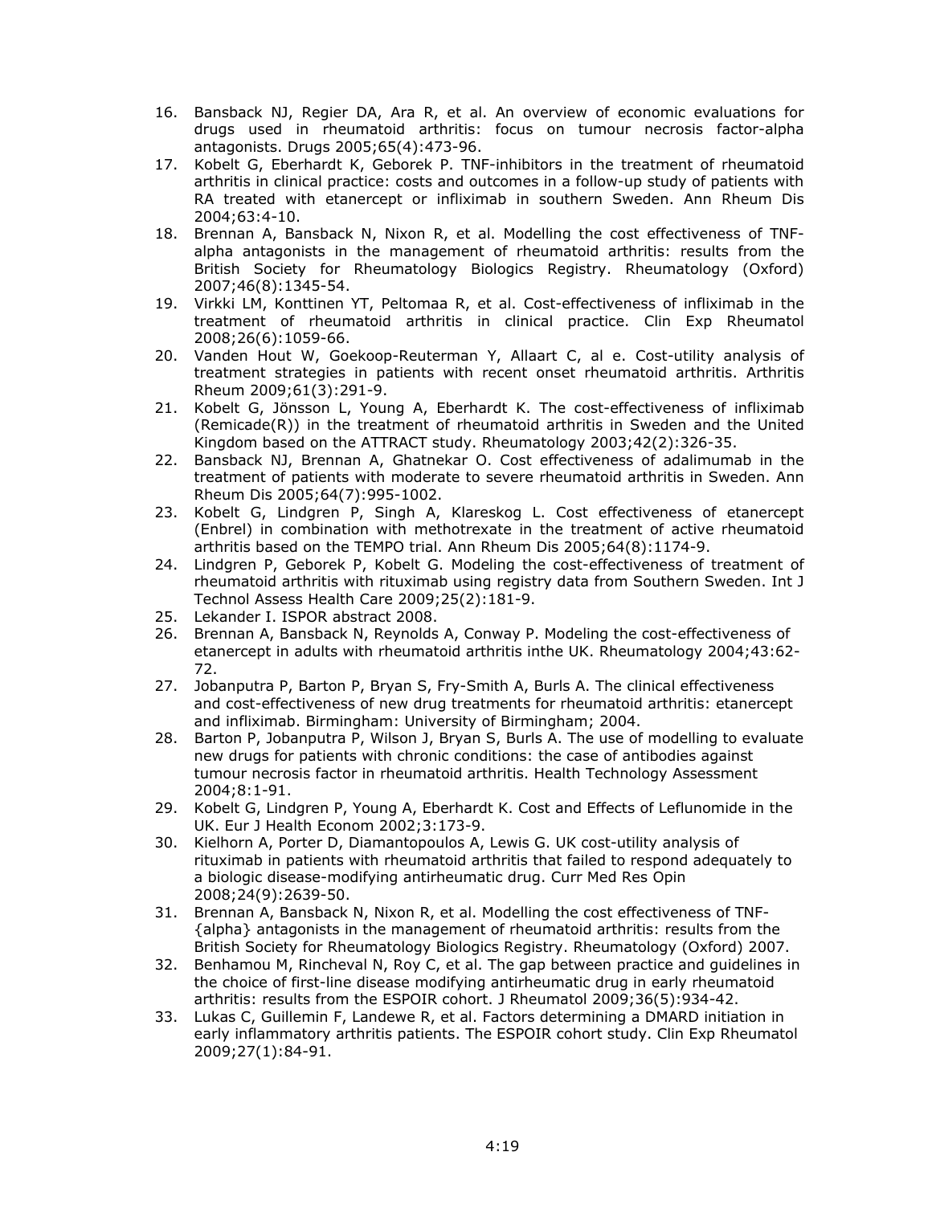16. Bansback NJ, Regier DA, Ara R, et al. An overview of economic evaluations for drugs used in rheumatoid arthritis: focus on tumour necrosis factor-alpha antagonists. Drugs 2005;65(4):473-96.
17. Kobelt G, Eberhardt K, Geborek P. TNF-inhibitors in the treatment of rheumatoid arthritis in clinical practice: costs and outcomes in a follow-up study of patients with RA treated with etanercept or infliximab in southern Sweden. Ann Rheum Dis 2004;63:4-10.
18. Brennan A, Bansback N, Nixon R, et al. Modelling the cost effectiveness of TNF-alpha antagonists in the management of rheumatoid arthritis: results from the British Society for Rheumatology Biologics Registry. Rheumatology (Oxford) 2007;46(8):1345-54.
19. Virkki LM, Konttinen YT, Peltomaa R, et al. Cost-effectiveness of infliximab in the treatment of rheumatoid arthritis in clinical practice. Clin Exp Rheumatol 2008;26(6):1059-66.
20. Vanden Hout W, Goekoop-Reuterman Y, Allaart C, al e. Cost-utility analysis of treatment strategies in patients with recent onset rheumatoid arthritis. Arthritis Rheum 2009;61(3):291-9.
21. Kobelt G, Jönsson L, Young A, Eberhardt K. The cost-effectiveness of infliximab (Remicade(R)) in the treatment of rheumatoid arthritis in Sweden and the United Kingdom based on the ATTRACT study. Rheumatology 2003;42(2):326-35.
22. Bansback NJ, Brennan A, Ghatnekar O. Cost effectiveness of adalimumab in the treatment of patients with moderate to severe rheumatoid arthritis in Sweden. Ann Rheum Dis 2005;64(7):995-1002.
23. Kobelt G, Lindgren P, Singh A, Klareskog L. Cost effectiveness of etanercept (Enbrel) in combination with methotrexate in the treatment of active rheumatoid arthritis based on the TEMPO trial. Ann Rheum Dis 2005;64(8):1174-9.
24. Lindgren P, Geborek P, Kobelt G. Modeling the cost-effectiveness of treatment of rheumatoid arthritis with rituximab using registry data from Southern Sweden. Int J Technol Assess Health Care 2009;25(2):181-9.
25. Lekander I. ISPOR abstract 2008.
26. Brennan A, Bansback N, Reynolds A, Conway P. Modeling the cost-effectiveness of etanercept in adults with rheumatoid arthritis inthe UK. Rheumatology 2004;43:62-72.
27. Jobanputra P, Barton P, Bryan S, Fry-Smith A, Burls A. The clinical effectiveness and cost-effectiveness of new drug treatments for rheumatoid arthritis: etanercept and infliximab. Birmingham: University of Birmingham; 2004.
28. Barton P, Jobanputra P, Wilson J, Bryan S, Burls A. The use of modelling to evaluate new drugs for patients with chronic conditions: the case of antibodies against tumour necrosis factor in rheumatoid arthritis. Health Technology Assessment 2004;8:1-91.
29. Kobelt G, Lindgren P, Young A, Eberhardt K. Cost and Effects of Leflunomide in the UK. Eur J Health Econom 2002;3:173-9.
30. Kielhorn A, Porter D, Diamantopoulos A, Lewis G. UK cost-utility analysis of rituximab in patients with rheumatoid arthritis that failed to respond adequately to a biologic disease-modifying antirheumatic drug. Curr Med Res Opin 2008;24(9):2639-50.
31. Brennan A, Bansback N, Nixon R, et al. Modelling the cost effectiveness of TNF-{alpha} antagonists in the management of rheumatoid arthritis: results from the British Society for Rheumatology Biologics Registry. Rheumatology (Oxford) 2007.
32. Benhamou M, Rincheval N, Roy C, et al. The gap between practice and guidelines in the choice of first-line disease modifying antirheumatic drug in early rheumatoid arthritis: results from the ESPOIR cohort. J Rheumatol 2009;36(5):934-42.
33. Lukas C, Guillemin F, Landewe R, et al. Factors determining a DMARD initiation in early inflammatory arthritis patients. The ESPOIR cohort study. Clin Exp Rheumatol 2009;27(1):84-91.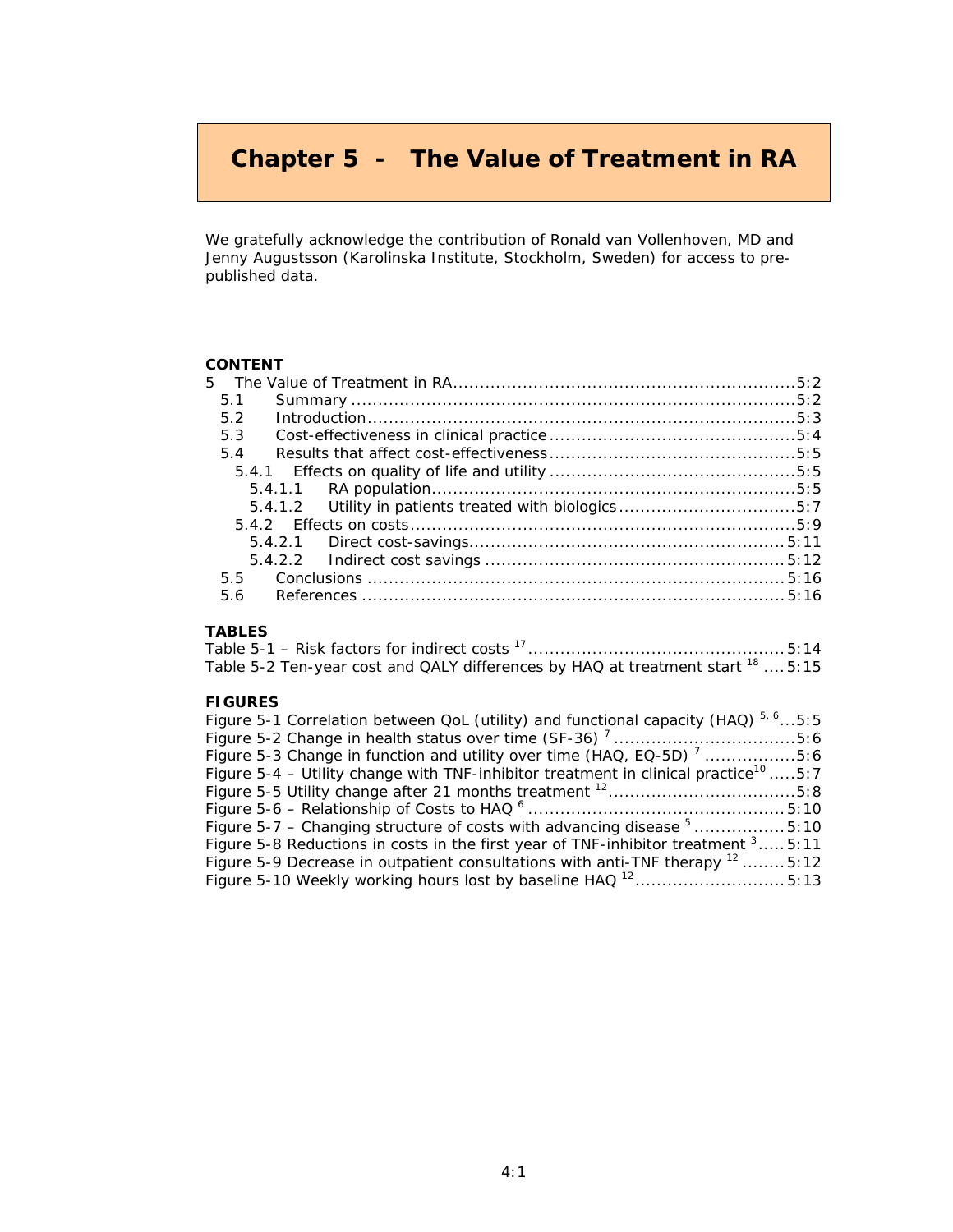# Chapter 5 - The Value of Treatment in RA

We gratefully acknowledge the contribution of Ronald van Vollenhoven, MD and Jenny Augustsson (Karolinska Institute, Stockholm, Sweden) for access to pre-published data.

**CONTENT**

- 5 The Value of Treatment in RA ................................................................ 5:2
  - 5.1 Summary ................................................................................. 5:2
  - 5.2 Introduction ............................................................................. 5:3
  - 5.3 Cost-effectiveness in clinical practice ........................................... 5:4
  - 5.4 Results that affect cost-effectiveness ........................................... 5:5
    - 5.4.1 Effects on quality of life and utility ......................................... 5:5
      - 5.4.1.1 RA population ................................................................ 5:5
      - 5.4.1.2 Utility in patients treated with biologics ................................ 5:7
    - 5.4.2 Effects on costs .................................................................. 5:9
      - 5.4.2.1 Direct cost-savings ......................................................... 5:11
      - 5.4.2.2 Indirect cost savings ...................................................... 5:12
  - 5.5 Conclusions ............................................................................ 5:16
  - 5.6 References ............................................................................. 5:16

**TABLES**

- Table 5-1 – Risk factors for indirect costs [17] ............................................. 5:14
- Table 5-2 Ten-year cost and QALY differences by HAQ at treatment start [18] .... 5:15

**FIGURES**

- Figure 5-1 Correlation between QoL (utility) and functional capacity (HAQ) [5, 6] ... 5:5
- Figure 5-2 Change in health status over time (SF-36) [7] ................................ 5:6
- Figure 5-3 Change in function and utility over time (HAQ, EQ-5D) [7] ............... 5:6
- Figure 5-4 – Utility change with TNF-inhibitor treatment in clinical practice[10] ..... 5:7
- Figure 5-5 Utility change after 21 months treatment [12] ................................ 5:8
- Figure 5-6 – Relationship of Costs to HAQ [6] ............................................. 5:10
- Figure 5-7 – Changing structure of costs with advancing disease [5] ................. 5:10
- Figure 5-8 Reductions in costs in the first year of TNF-inhibitor treatment [3] ..... 5:11
- Figure 5-9 Decrease in outpatient consultations with anti-TNF therapy [12] ........ 5:12
- Figure 5-10 Weekly working hours lost by baseline HAQ [12] ........................... 5:13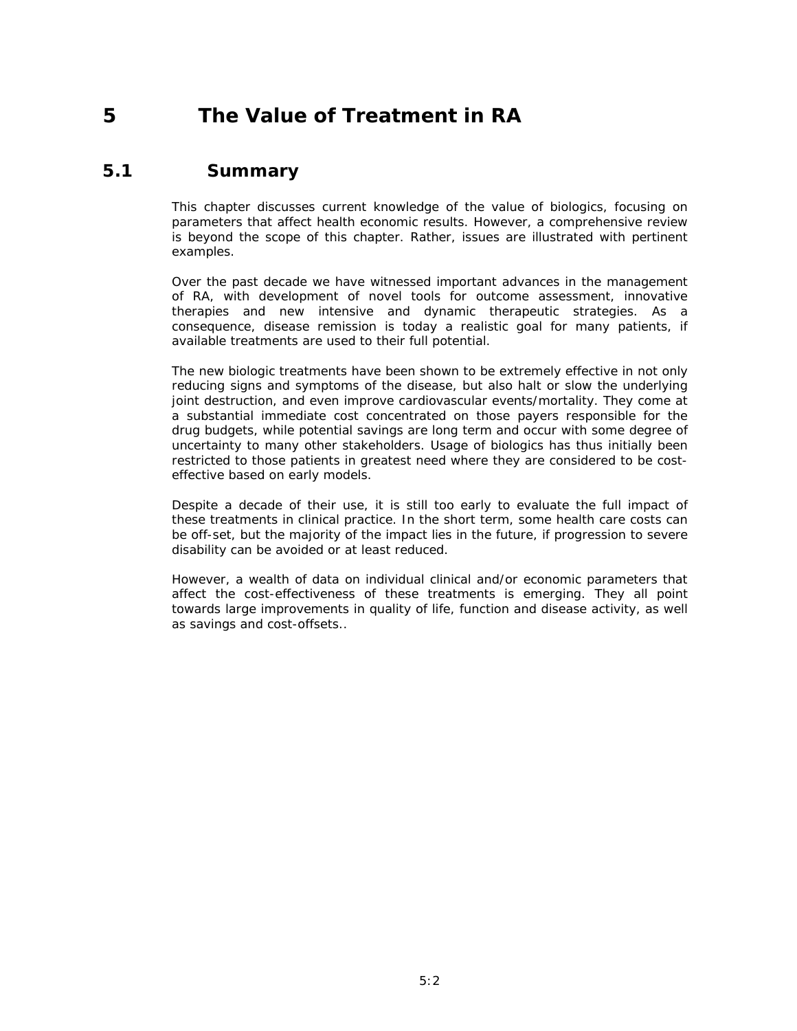# 5 The Value of Treatment in RA

## 5.1 Summary

This chapter discusses current knowledge of the value of biologics, focusing on parameters that affect health economic results. However, a comprehensive review is beyond the scope of this chapter. Rather, issues are illustrated with pertinent examples.

Over the past decade we have witnessed important advances in the management of RA, with development of novel tools for outcome assessment, innovative therapies and new intensive and dynamic therapeutic strategies. As a consequence, disease remission is today a realistic goal for many patients, if available treatments are used to their full potential.

The new biologic treatments have been shown to be extremely effective in not only reducing signs and symptoms of the disease, but also halt or slow the underlying joint destruction, and even improve cardiovascular events/mortality. They come at a substantial immediate cost concentrated on those payers responsible for the drug budgets, while potential savings are long term and occur with some degree of uncertainty to many other stakeholders. Usage of biologics has thus initially been restricted to those patients in greatest need where they are considered to be cost-effective based on early models.

Despite a decade of their use, it is still too early to evaluate the full impact of these treatments in clinical practice. In the short term, some health care costs can be off-set, but the majority of the impact lies in the future, if progression to severe disability can be avoided or at least reduced.

However, a wealth of data on individual clinical and/or economic parameters that affect the cost-effectiveness of these treatments is emerging. They all point towards large improvements in quality of life, function and disease activity, as well as savings and cost-offsets..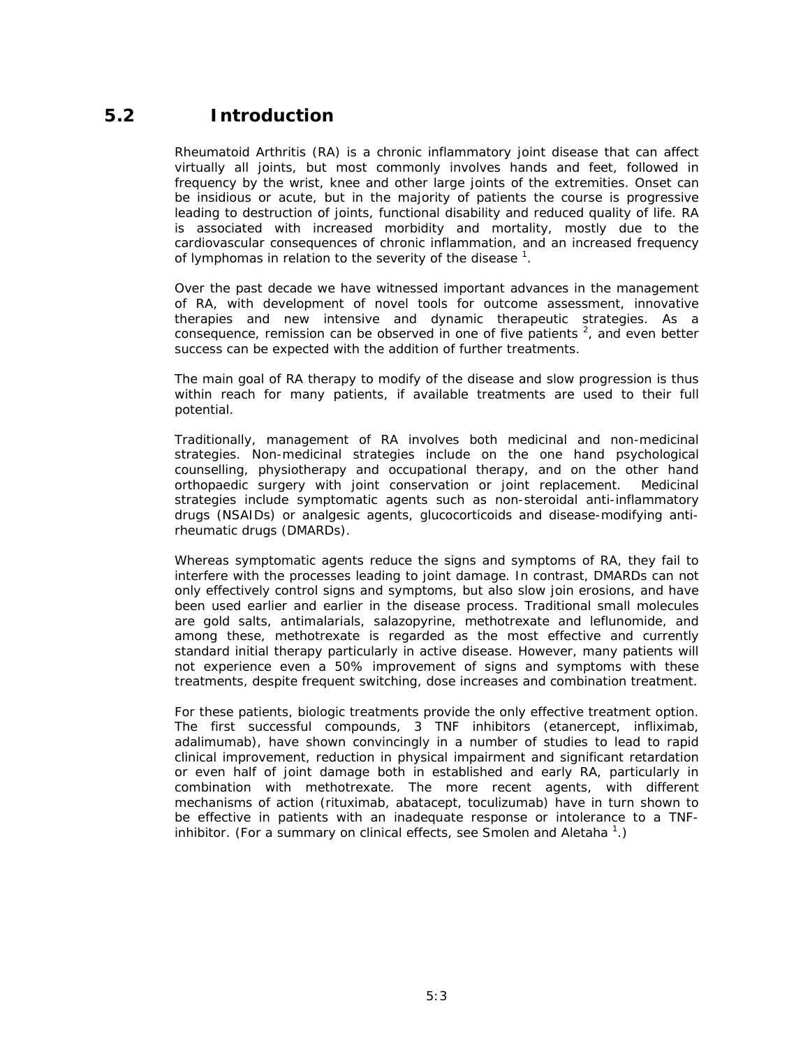## 5.2 Introduction

Rheumatoid Arthritis (RA) is a chronic inflammatory joint disease that can affect virtually all joints, but most commonly involves hands and feet, followed in frequency by the wrist, knee and other large joints of the extremities. Onset can be insidious or acute, but in the majority of patients the course is progressive leading to destruction of joints, functional disability and reduced quality of life. RA is associated with increased morbidity and mortality, mostly due to the cardiovascular consequences of chronic inflammation, and an increased frequency of lymphomas in relation to the severity of the disease [1].

Over the past decade we have witnessed important advances in the management of RA, with development of novel tools for outcome assessment, innovative therapies and new intensive and dynamic therapeutic strategies. As a consequence, remission can be observed in one of five patients [2], and even better success can be expected with the addition of further treatments.

The main goal of RA therapy to modify of the disease and slow progression is thus within reach for many patients, if available treatments are used to their full potential.

Traditionally, management of RA involves both medicinal and non-medicinal strategies. Non-medicinal strategies include on the one hand psychological counselling, physiotherapy and occupational therapy, and on the other hand orthopaedic surgery with joint conservation or joint replacement. Medicinal strategies include symptomatic agents such as non-steroidal anti-inflammatory drugs (NSAIDs) or analgesic agents, glucocorticoids and disease-modifying anti-rheumatic drugs (DMARDs).

Whereas symptomatic agents reduce the signs and symptoms of RA, they fail to interfere with the processes leading to joint damage. In contrast, DMARDs can not only effectively control signs and symptoms, but also slow join erosions, and have been used earlier and earlier in the disease process. Traditional small molecules are gold salts, antimalarials, salazopyrine, methotrexate and leflunomide, and among these, methotrexate is regarded as the most effective and currently standard initial therapy particularly in active disease. However, many patients will not experience even a 50% improvement of signs and symptoms with these treatments, despite frequent switching, dose increases and combination treatment.

For these patients, biologic treatments provide the only effective treatment option. The first successful compounds, 3 TNF inhibitors (etanercept, infliximab, adalimumab), have shown convincingly in a number of studies to lead to rapid clinical improvement, reduction in physical impairment and significant retardation or even half of joint damage both in established and early RA, particularly in combination with methotrexate. The more recent agents, with different mechanisms of action (rituximab, abatacept, toculizumab) have in turn shown to be effective in patients with an inadequate response or intolerance to a TNF-inhibitor. (For a summary on clinical effects, see Smolen and Aletaha [1].)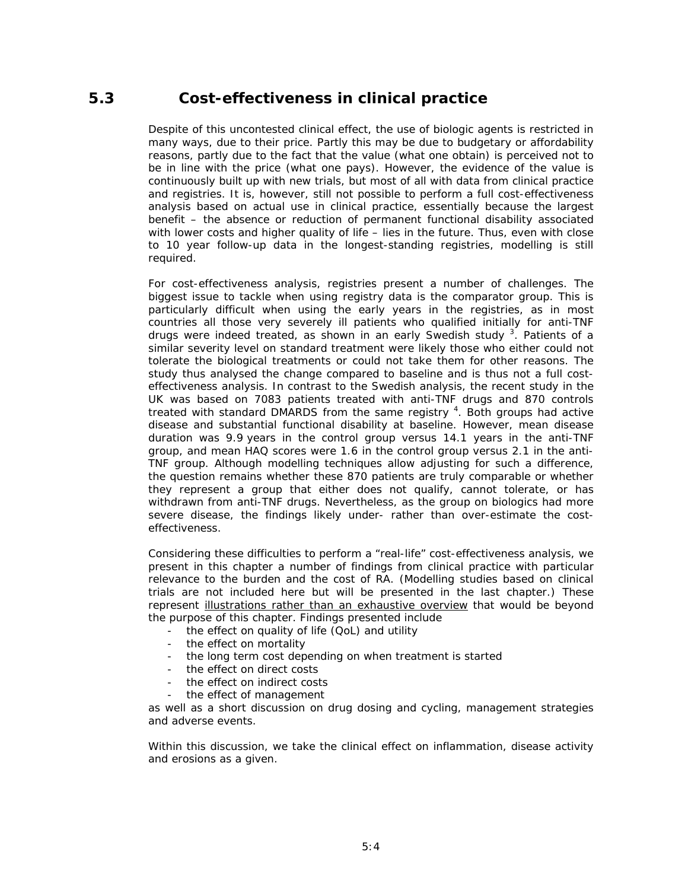## 5.3 Cost-effectiveness in clinical practice

Despite of this uncontested clinical effect, the use of biologic agents is restricted in many ways, due to their price. Partly this may be due to budgetary or affordability reasons, partly due to the fact that the value (what one obtain) is perceived not to be in line with the price (what one pays). However, the evidence of the value is continuously built up with new trials, but most of all with data from clinical practice and registries. It is, however, still not possible to perform a full cost-effectiveness analysis based on actual use in clinical practice, essentially because the largest benefit – the absence or reduction of permanent functional disability associated with lower costs and higher quality of life – lies in the future. Thus, even with close to 10 year follow-up data in the longest-standing registries, modelling is still required.

For cost-effectiveness analysis, registries present a number of challenges. The biggest issue to tackle when using registry data is the comparator group. This is particularly difficult when using the early years in the registries, as in most countries all those very severely ill patients who qualified initially for anti-TNF drugs were indeed treated, as shown in an early Swedish study [3]. Patients of a similar severity level on standard treatment were likely those who either could not tolerate the biological treatments or could not take them for other reasons. The study thus analysed the change compared to baseline and is thus not a full cost-effectiveness analysis. In contrast to the Swedish analysis, the recent study in the UK was based on 7083 patients treated with anti-TNF drugs and 870 controls treated with standard DMARDS from the same registry [4]. Both groups had active disease and substantial functional disability at baseline. However, mean disease duration was 9.9 years in the control group versus 14.1 years in the anti-TNF group, and mean HAQ scores were 1.6 in the control group versus 2.1 in the anti-TNF group. Although modelling techniques allow adjusting for such a difference, the question remains whether these 870 patients are truly comparable or whether they represent a group that either does not qualify, cannot tolerate, or has withdrawn from anti-TNF drugs. Nevertheless, as the group on biologics had more severe disease, the findings likely under- rather than over-estimate the cost-effectiveness.

Considering these difficulties to perform a "real-life" cost-effectiveness analysis, we present in this chapter a number of findings from clinical practice with particular relevance to the burden and the cost of RA. (Modelling studies based on clinical trials are not included here but will be presented in the last chapter.) These represent <u>illustrations rather than an exhaustive overview</u> that would be beyond the purpose of this chapter. Findings presented include

- the effect on quality of life (QoL) and utility
- the effect on mortality
- the long term cost depending on when treatment is started
- the effect on direct costs
- the effect on indirect costs
- the effect of management

as well as a short discussion on drug dosing and cycling, management strategies and adverse events.

Within this discussion, we take the clinical effect on inflammation, disease activity and erosions as a given.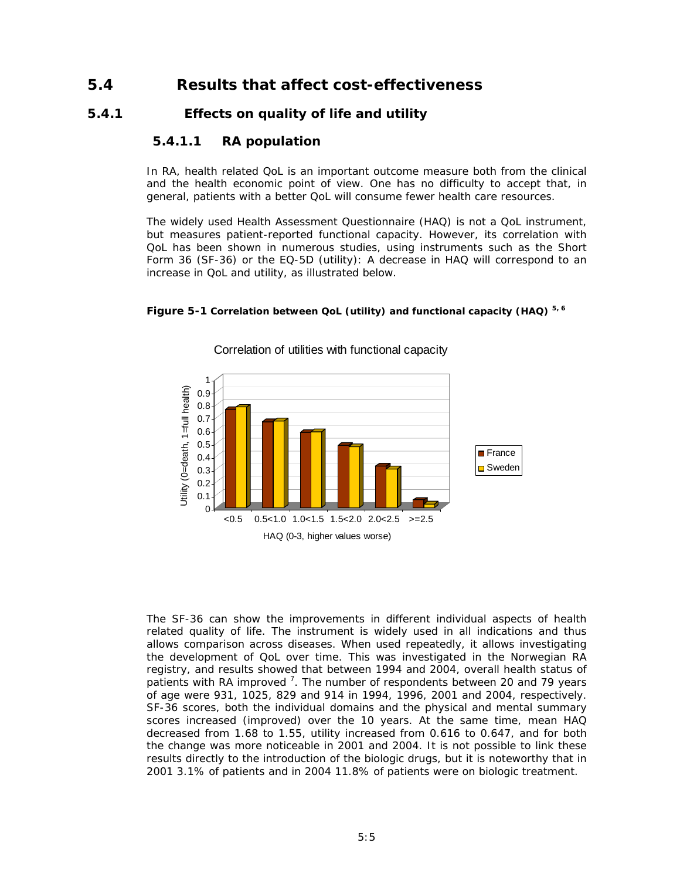## 5.4 Results that affect cost-effectiveness

### 5.4.1 Effects on quality of life and utility

#### 5.4.1.1 RA population

In RA, health related QoL is an important outcome measure both from the clinical and the health economic point of view. One has no difficulty to accept that, in general, patients with a better QoL will consume fewer health care resources.

The widely used Health Assessment Questionnaire (HAQ) is not a QoL instrument, but measures patient-reported functional capacity. However, its correlation with QoL has been shown in numerous studies, using instruments such as the Short Form 36 (SF-36) or the EQ-5D (utility): A decrease in HAQ will correspond to an increase in QoL and utility, as illustrated below.

**Figure 5-1 Correlation between QoL (utility) and functional capacity (HAQ)** [5, 6]

The SF-36 can show the improvements in different individual aspects of health related quality of life. The instrument is widely used in all indications and thus allows comparison across diseases. When used repeatedly, it allows investigating the development of QoL over time. This was investigated in the Norwegian RA registry, and results showed that between 1994 and 2004, overall health status of patients with RA improved [7]. The number of respondents between 20 and 79 years of age were 931, 1025, 829 and 914 in 1994, 1996, 2001 and 2004, respectively. SF-36 scores, both the individual domains and the physical and mental summary scores increased (improved) over the 10 years. At the same time, mean HAQ decreased from 1.68 to 1.55, utility increased from 0.616 to 0.647, and for both the change was more noticeable in 2001 and 2004. It is not possible to link these results directly to the introduction of the biologic drugs, but it is noteworthy that in 2001 3.1% of patients and in 2004 11.8% of patients were on biologic treatment.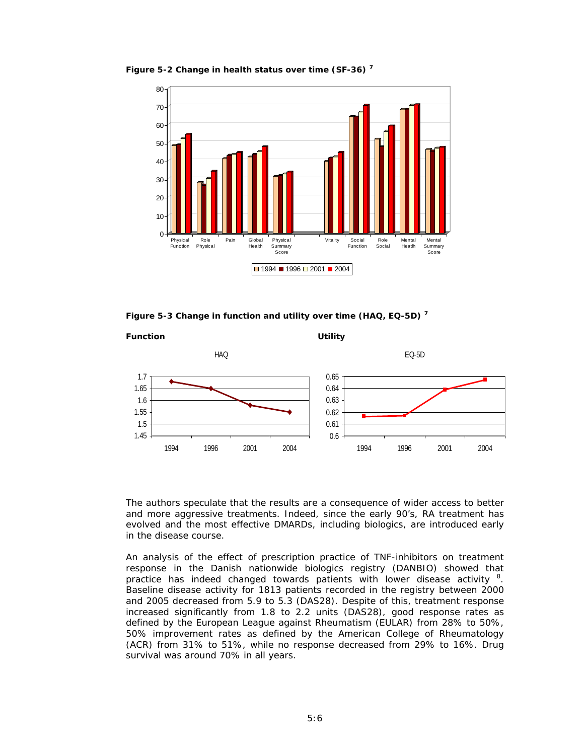**Figure 5-2 Change in health status over time (SF-36)** [7]

**Figure 5-3 Change in function and utility over time (HAQ, EQ-5D)** [7]

**Function** **Utility**

The authors speculate that the results are a consequence of wider access to better and more aggressive treatments. Indeed, since the early 90's, RA treatment has evolved and the most effective DMARDs, including biologics, are introduced early in the disease course.

An analysis of the effect of prescription practice of TNF-inhibitors on treatment response in the Danish nationwide biologics registry (DANBIO) showed that practice has indeed changed towards patients with lower disease activity [8]. Baseline disease activity for 1813 patients recorded in the registry between 2000 and 2005 decreased from 5.9 to 5.3 (DAS28). Despite of this, treatment response increased significantly from 1.8 to 2.2 units (DAS28), good response rates as defined by the European League against Rheumatism (EULAR) from 28% to 50%, 50% improvement rates as defined by the American College of Rheumatology (ACR) from 31% to 51%, while no response decreased from 29% to 16%. Drug survival was around 70% in all years.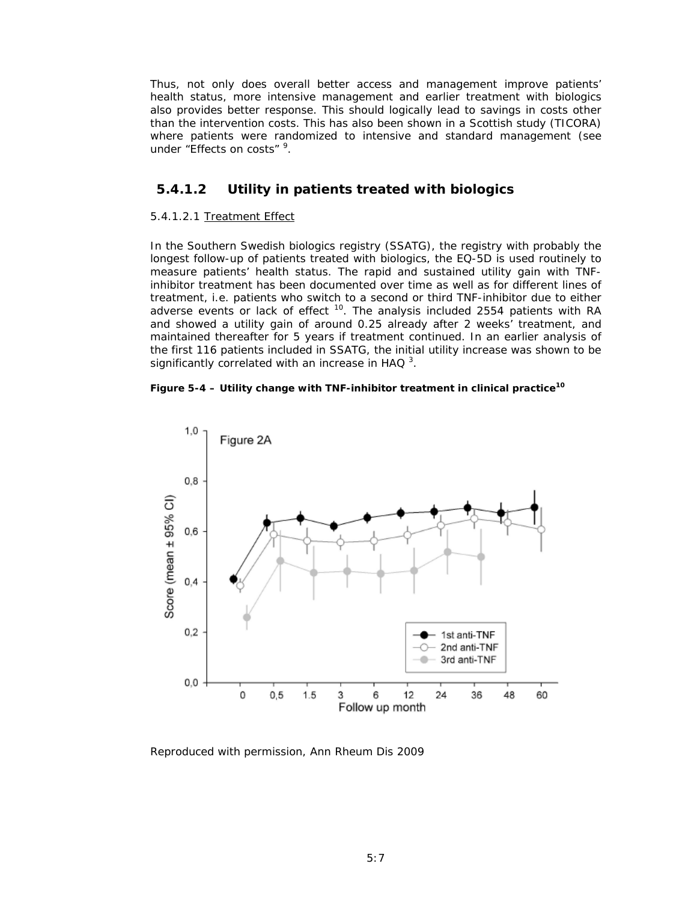Thus, not only does overall better access and management improve patients' health status, more intensive management and earlier treatment with biologics also provides better response. This should logically lead to savings in costs other than the intervention costs. This has also been shown in a Scottish study (TICORA) where patients were randomized to intensive and standard management (see under "Effects on costs" [9].

### 5.4.1.2 Utility in patients treated with biologics

5.4.1.2.1 Treatment Effect

In the Southern Swedish biologics registry (SSATG), the registry with probably the longest follow-up of patients treated with biologics, the EQ-5D is used routinely to measure patients' health status. The rapid and sustained utility gain with TNF-inhibitor treatment has been documented over time as well as for different lines of treatment, i.e. patients who switch to a second or third TNF-inhibitor due to either adverse events or lack of effect [10]. The analysis included 2554 patients with RA and showed a utility gain of around 0.25 already after 2 weeks' treatment, and maintained thereafter for 5 years if treatment continued. In an earlier analysis of the first 116 patients included in SSATG, the initial utility increase was shown to be significantly correlated with an increase in HAQ [3].

**Figure 5-4 – Utility change with TNF-inhibitor treatment in clinical practice[10]**

Reproduced with permission, Ann Rheum Dis 2009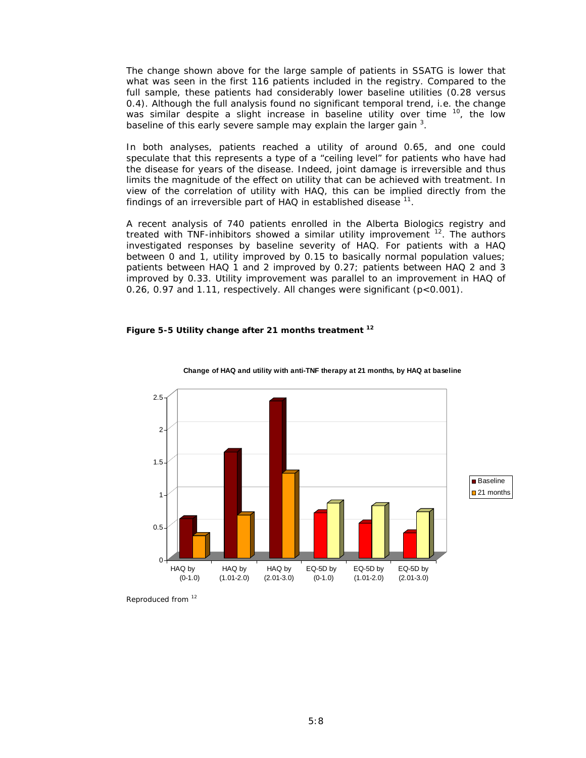The change shown above for the large sample of patients in SSATG is lower that what was seen in the first 116 patients included in the registry. Compared to the full sample, these patients had considerably lower baseline utilities (0.28 versus 0.4). Although the full analysis found no significant temporal trend, i.e. the change was similar despite a slight increase in baseline utility over time [10], the low baseline of this early severe sample may explain the larger gain [3].

In both analyses, patients reached a utility of around 0.65, and one could speculate that this represents a type of a "ceiling level" for patients who have had the disease for years of the disease. Indeed, joint damage is irreversible and thus limits the magnitude of the effect on utility that can be achieved with treatment. In view of the correlation of utility with HAQ, this can be implied directly from the findings of an irreversible part of HAQ in established disease [11].

A recent analysis of 740 patients enrolled in the Alberta Biologics registry and treated with TNF-inhibitors showed a similar utility improvement [12]. The authors investigated responses by baseline severity of HAQ. For patients with a HAQ between 0 and 1, utility improved by 0.15 to basically normal population values; patients between HAQ 1 and 2 improved by 0.27; patients between HAQ 2 and 3 improved by 0.33. Utility improvement was parallel to an improvement in HAQ of 0.26, 0.97 and 1.11, respectively. All changes were significant ($p<0.001$).

**Figure 5-5 Utility change after 21 months treatment [12]**

Change of HAQ and utility with anti-TNF therapy at 21 months, by HAQ at baseline

Reproduced from [12]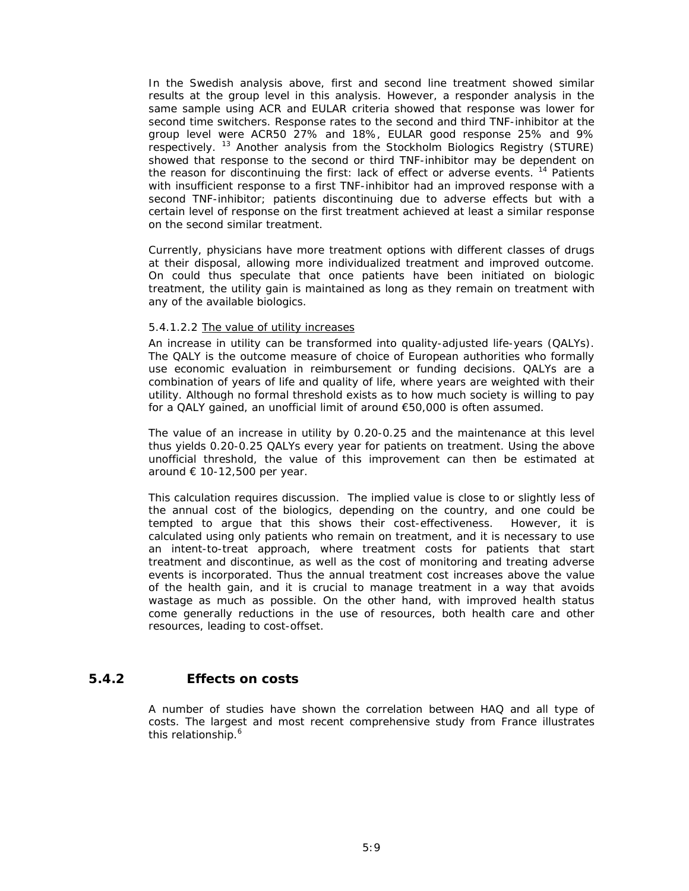In the Swedish analysis above, first and second line treatment showed similar results at the group level in this analysis. However, a responder analysis in the same sample using ACR and EULAR criteria showed that response was lower for second time switchers. Response rates to the second and third TNF-inhibitor at the group level were ACR50 27% and 18%, EULAR good response 25% and 9% respectively. [13] Another analysis from the Stockholm Biologics Registry (STURE) showed that response to the second or third TNF-inhibitor may be dependent on the reason for discontinuing the first: lack of effect or adverse events. [14] Patients with insufficient response to a first TNF-inhibitor had an improved response with a second TNF-inhibitor; patients discontinuing due to adverse effects but with a certain level of response on the first treatment achieved at least a similar response on the second similar treatment.

Currently, physicians have more treatment options with different classes of drugs at their disposal, allowing more individualized treatment and improved outcome. On could thus speculate that once patients have been initiated on biologic treatment, the utility gain is maintained as long as they remain on treatment with any of the available biologics.

5.4.1.2.2 The value of utility increases

An increase in utility can be transformed into quality-adjusted life-years (QALYs). The QALY is the outcome measure of choice of European authorities who formally use economic evaluation in reimbursement or funding decisions. QALYs are a combination of years of life and quality of life, where years are weighted with their utility. Although no formal threshold exists as to how much society is willing to pay for a QALY gained, an unofficial limit of around €50,000 is often assumed.

The value of an increase in utility by 0.20-0.25 and the maintenance at this level thus yields 0.20-0.25 QALYs every year for patients on treatment. Using the above unofficial threshold, the value of this improvement can then be estimated at around € 10-12,500 per year.

This calculation requires discussion. The implied value is close to or slightly less of the annual cost of the biologics, depending on the country, and one could be tempted to argue that this shows their cost-effectiveness. However, it is calculated using only patients who remain on treatment, and it is necessary to use an intent-to-treat approach, where treatment costs for patients that start treatment and discontinue, as well as the cost of monitoring and treating adverse events is incorporated. Thus the annual treatment cost increases above the value of the health gain, and it is crucial to manage treatment in a way that avoids wastage as much as possible. On the other hand, with improved health status come generally reductions in the use of resources, both health care and other resources, leading to cost-offset.

### 5.4.2 Effects on costs

A number of studies have shown the correlation between HAQ and all type of costs. The largest and most recent comprehensive study from France illustrates this relationship.[6]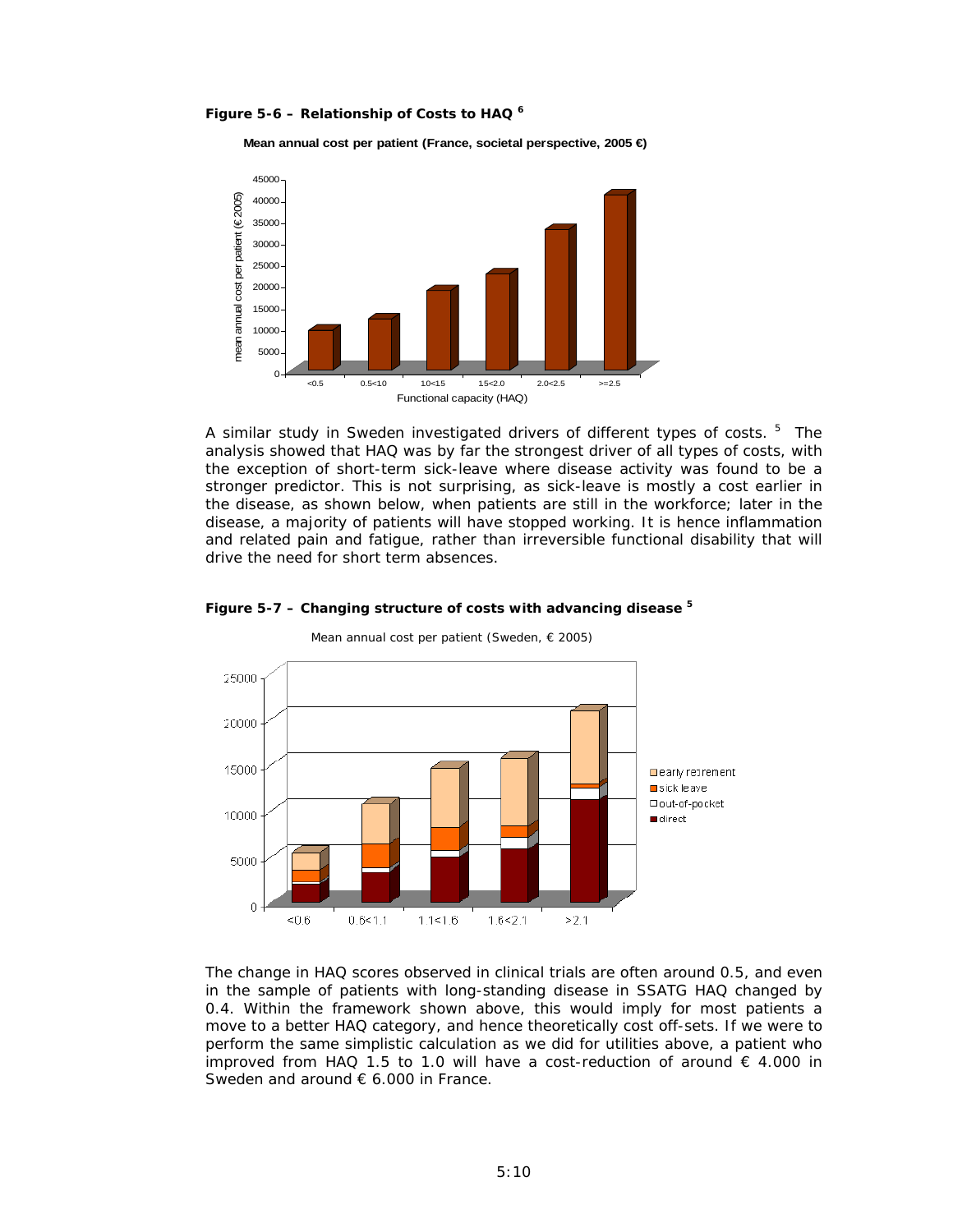**Figure 5-6 – Relationship of Costs to HAQ [6]**

A similar study in Sweden investigated drivers of different types of costs. [5] The analysis showed that HAQ was by far the strongest driver of all types of costs, with the exception of short-term sick-leave where disease activity was found to be a stronger predictor. This is not surprising, as sick-leave is mostly a cost earlier in the disease, as shown below, when patients are still in the workforce; later in the disease, a majority of patients will have stopped working. It is hence inflammation and related pain and fatigue, rather than irreversible functional disability that will drive the need for short term absences.

**Figure 5-7 – Changing structure of costs with advancing disease [5]**

The change in HAQ scores observed in clinical trials are often around 0.5, and even in the sample of patients with long-standing disease in SSATG HAQ changed by 0.4. Within the framework shown above, this would imply for most patients a move to a better HAQ category, and hence theoretically cost off-sets. If we were to perform the same simplistic calculation as we did for utilities above, a patient who improved from HAQ 1.5 to 1.0 will have a cost-reduction of around € 4.000 in Sweden and around € 6.000 in France.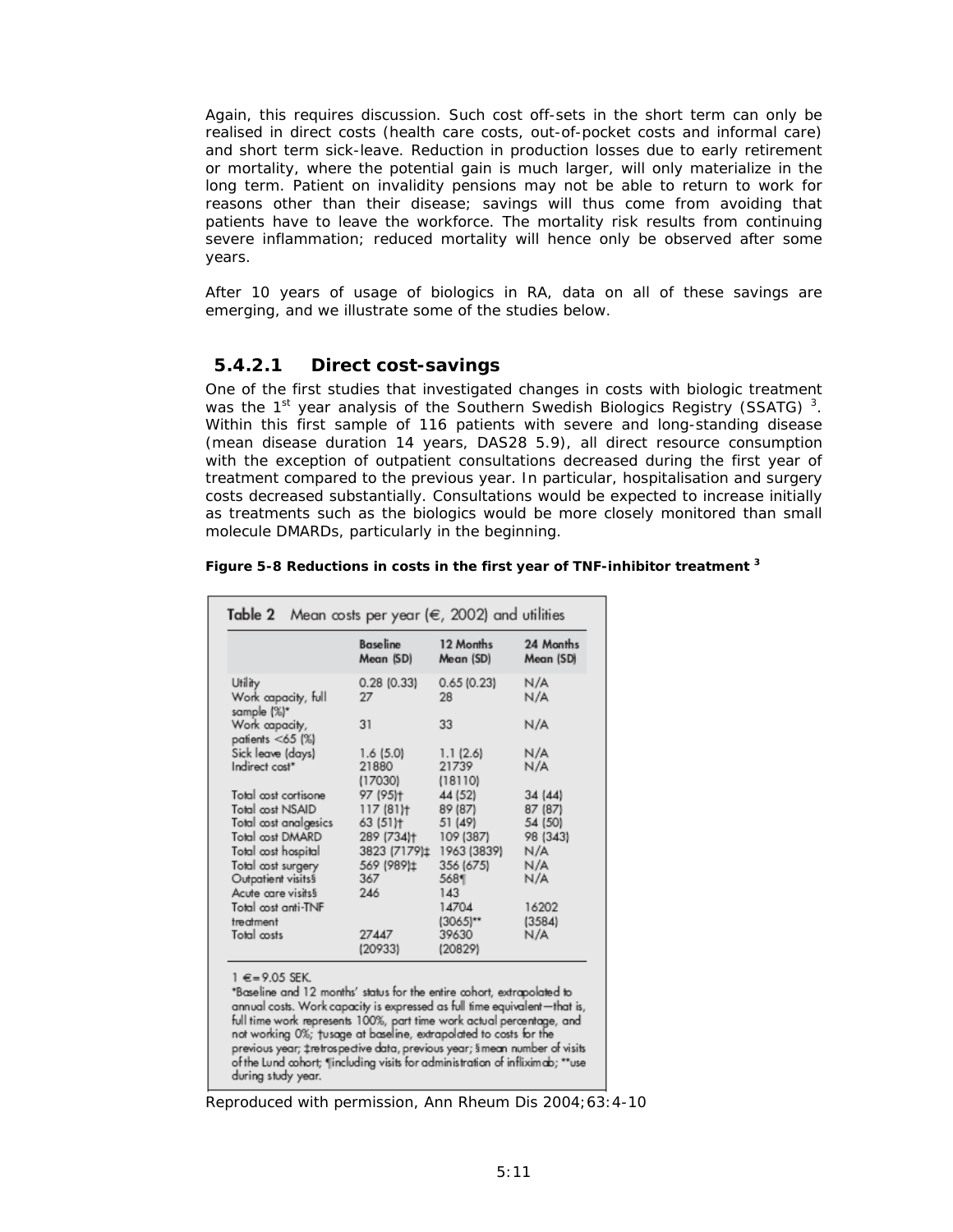Again, this requires discussion. Such cost off-sets in the short term can only be realised in direct costs (health care costs, out-of-pocket costs and informal care) and short term sick-leave. Reduction in production losses due to early retirement or mortality, where the potential gain is much larger, will only materialize in the long term. Patient on invalidity pensions may not be able to return to work for reasons other than their disease; savings will thus come from avoiding that patients have to leave the workforce. The mortality risk results from continuing severe inflammation; reduced mortality will hence only be observed after some years.

After 10 years of usage of biologics in RA, data on all of these savings are emerging, and we illustrate some of the studies below.

### 5.4.2.1 Direct cost-savings

One of the first studies that investigated changes in costs with biologic treatment was the 1st year analysis of the Southern Swedish Biologics Registry (SSATG) [3]. Within this first sample of 116 patients with severe and long-standing disease (mean disease duration 14 years, DAS28 5.9), all direct resource consumption with the exception of outpatient consultations decreased during the first year of treatment compared to the previous year. In particular, hospitalisation and surgery costs decreased substantially. Consultations would be expected to increase initially as treatments such as the biologics would be more closely monitored than small molecule DMARDs, particularly in the beginning.

**Figure 5-8 Reductions in costs in the first year of TNF-inhibitor treatment [3]**

**Table 2** Mean costs per year (€, 2002) and utilities

| | Baseline Mean (SD) | 12 Months Mean (SD) | 24 Months Mean (SD) |
|---|---|---|---|
| Utility | 0.28 (0.33) | 0.65 (0.23) | N/A |
| Work capacity, full sample (%)* | 27 | 28 | N/A |
| Work capacity, patients <65 (%) | 31 | 33 | N/A |
| Sick leave (days) | 1.6 (5.0) | 1.1 (2.6) | N/A |
| Indirect cost* | 21880 (17030) | 21739 (18110) | N/A |
| Total cost cortisone | 97 (95)† | 44 (52) | 34 (44) |
| Total cost NSAID | 117 (81)† | 89 (87) | 87 (87) |
| Total cost analgesics | 63 (51)† | 51 (49) | 54 (50) |
| Total cost DMARD | 289 (734)† | 109 (387) | 98 (343) |
| Total cost hospital | 3823 (7179)‡ | 1963 (3839) | N/A |
| Total cost surgery | 569 (989)‡ | 356 (675) | N/A |
| Outpatient visits§ | 367 | 568¶ | N/A |
| Acute care visits§ | 246 | 143 | |
| Total cost anti-TNF treatment | | 14704 (3065)** | 16202 (3584) |
| Total costs | 27447 (20933) | 39630 (20829) | N/A |

1 € = 9.05 SEK.
*Baseline and 12 months' status for the entire cohort, extrapolated to annual costs. Work capacity is expressed as full time equivalent—that is, full time work represents 100%, part time work actual percentage, and not working 0%; †usage at baseline, extrapolated to costs for the previous year; ‡retrospective data, previous year; §mean number of visits of the Lund cohort; ¶including visits for administration of infliximab; **use during study year.

Reproduced with permission, Ann Rheum Dis 2004;63:4-10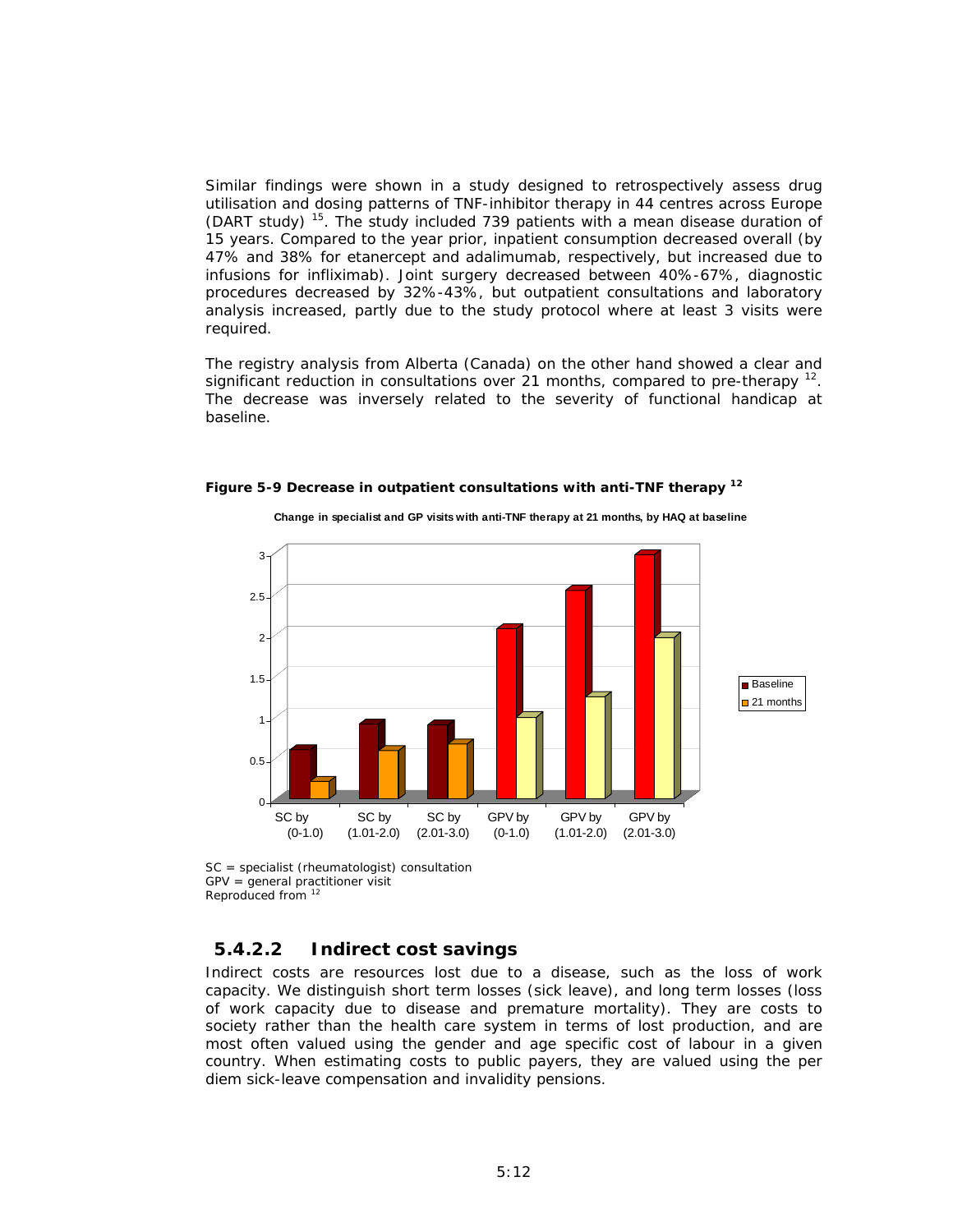Similar findings were shown in a study designed to retrospectively assess drug utilisation and dosing patterns of TNF-inhibitor therapy in 44 centres across Europe (DART study) [15]. The study included 739 patients with a mean disease duration of 15 years. Compared to the year prior, inpatient consumption decreased overall (by 47% and 38% for etanercept and adalimumab, respectively, but increased due to infusions for infliximab). Joint surgery decreased between 40%-67%, diagnostic procedures decreased by 32%-43%, but outpatient consultations and laboratory analysis increased, partly due to the study protocol where at least 3 visits were required.

The registry analysis from Alberta (Canada) on the other hand showed a clear and significant reduction in consultations over 21 months, compared to pre-therapy [12]. The decrease was inversely related to the severity of functional handicap at baseline.

**Figure 5-9 Decrease in outpatient consultations with anti-TNF therapy [12]**

**Change in specialist and GP visits with anti-TNF therapy at 21 months, by HAQ at baseline**

| | SC by (0-1.0) | SC by (1.01-2.0) | SC by (2.01-3.0) | GPV by (0-1.0) | GPV by (1.01-2.0) | GPV by (2.01-3.0) |
|---|---|---|---|---|---|---|
| Baseline | ~0.6 | ~0.9 | ~0.9 | ~2.05 | ~2.5 | ~2.95 |
| 21 months | ~0.2 | ~0.6 | ~0.65 | ~1.0 | ~1.2 | ~1.95 |

SC = specialist (rheumatologist) consultation
GPV = general practitioner visit
Reproduced from [12]

### 5.4.2.2 Indirect cost savings

Indirect costs are resources lost due to a disease, such as the loss of work capacity. We distinguish short term losses (sick leave), and long term losses (loss of work capacity due to disease and premature mortality). They are costs to society rather than the health care system in terms of lost production, and are most often valued using the gender and age specific cost of labour in a given country. When estimating costs to public payers, they are valued using the per diem sick-leave compensation and invalidity pensions.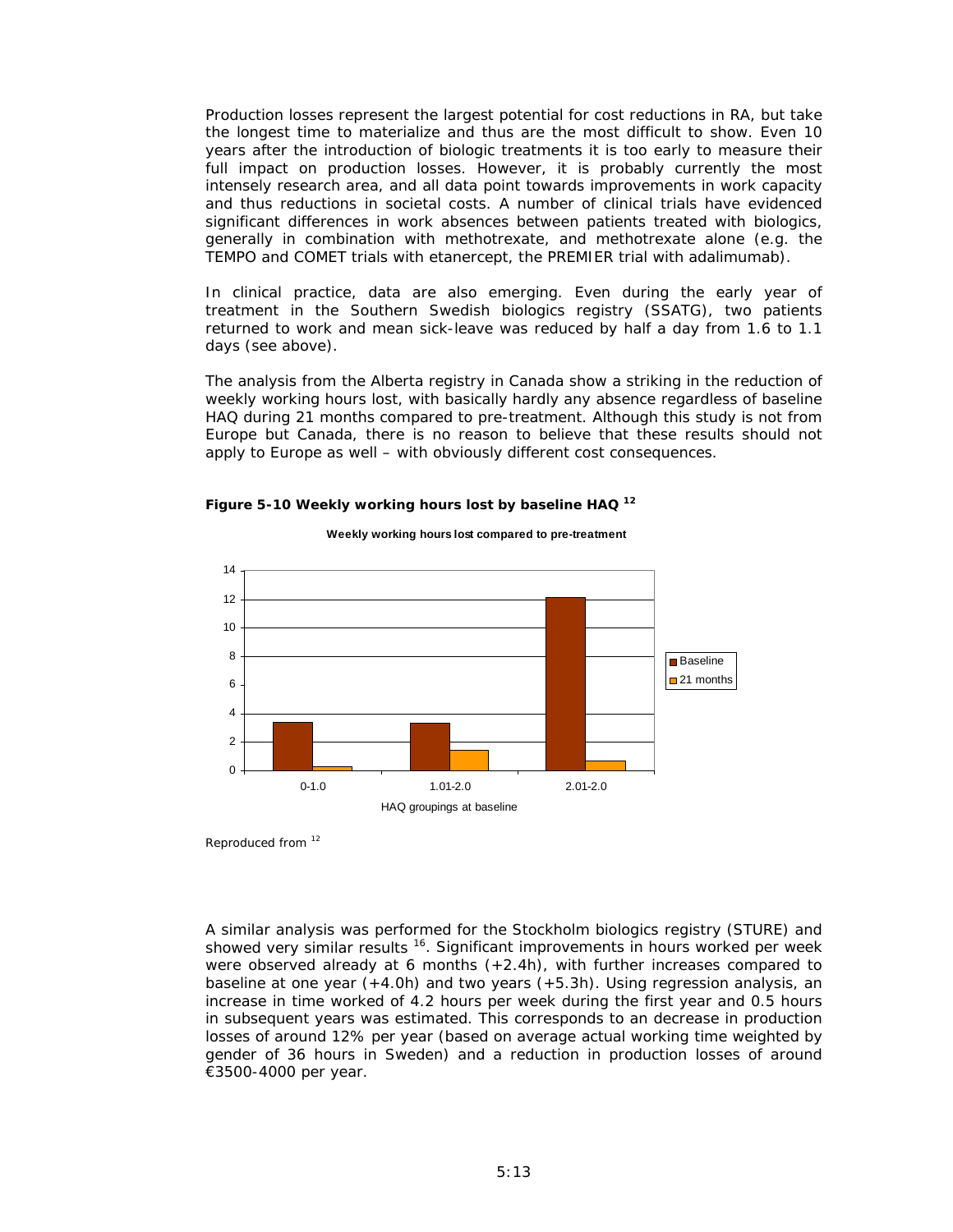Production losses represent the largest potential for cost reductions in RA, but take the longest time to materialize and thus are the most difficult to show. Even 10 years after the introduction of biologic treatments it is too early to measure their full impact on production losses. However, it is probably currently the most intensely research area, and all data point towards improvements in work capacity and thus reductions in societal costs. A number of clinical trials have evidenced significant differences in work absences between patients treated with biologics, generally in combination with methotrexate, and methotrexate alone (e.g. the TEMPO and COMET trials with etanercept, the PREMIER trial with adalimumab).

In clinical practice, data are also emerging. Even during the early year of treatment in the Southern Swedish biologics registry (SSATG), two patients returned to work and mean sick-leave was reduced by half a day from 1.6 to 1.1 days (see above).

The analysis from the Alberta registry in Canada show a striking in the reduction of weekly working hours lost, with basically hardly any absence regardless of baseline HAQ during 21 months compared to pre-treatment. Although this study is not from Europe but Canada, there is no reason to believe that these results should not apply to Europe as well – with obviously different cost consequences.

**Figure 5-10 Weekly working hours lost by baseline HAQ [12]**

Reproduced from [12]

A similar analysis was performed for the Stockholm biologics registry (STURE) and showed very similar results [16]. Significant improvements in hours worked per week were observed already at 6 months (+2.4h), with further increases compared to baseline at one year (+4.0h) and two years (+5.3h). Using regression analysis, an increase in time worked of 4.2 hours per week during the first year and 0.5 hours in subsequent years was estimated. This corresponds to an decrease in production losses of around 12% per year (based on average actual working time weighted by gender of 36 hours in Sweden) and a reduction in production losses of around €3500-4000 per year.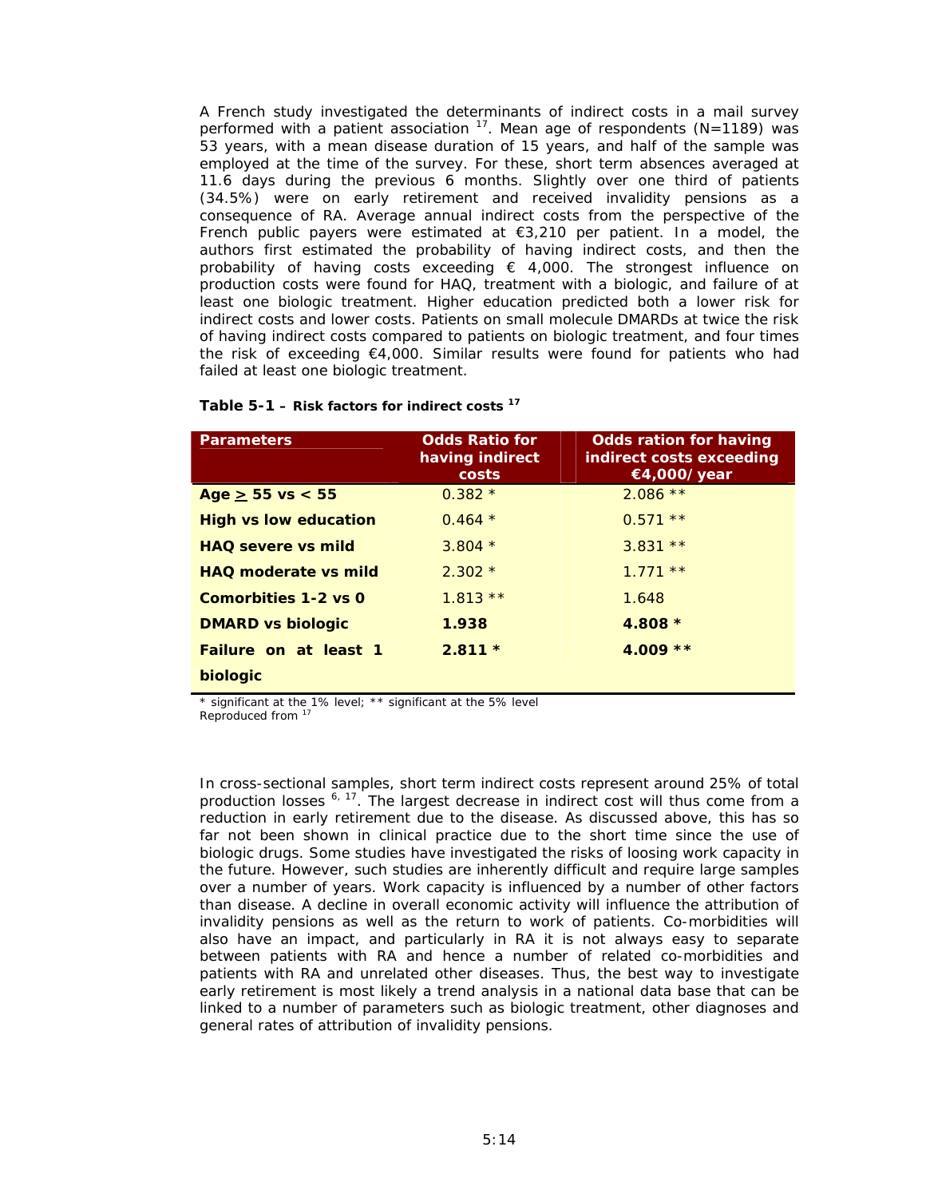A French study investigated the determinants of indirect costs in a mail survey performed with a patient association [17]. Mean age of respondents (N=1189) was 53 years, with a mean disease duration of 15 years, and half of the sample was employed at the time of the survey. For these, short term absences averaged at 11.6 days during the previous 6 months. Slightly over one third of patients (34.5%) were on early retirement and received invalidity pensions as a consequence of RA. Average annual indirect costs from the perspective of the French public payers were estimated at €3,210 per patient. In a model, the authors first estimated the probability of having indirect costs, and then the probability of having costs exceeding € 4,000. The strongest influence on production costs were found for HAQ, treatment with a biologic, and failure of at least one biologic treatment. Higher education predicted both a lower risk for indirect costs and lower costs. Patients on small molecule DMARDs at twice the risk of having indirect costs compared to patients on biologic treatment, and four times the risk of exceeding €4,000. Similar results were found for patients who had failed at least one biologic treatment.

**Table 5-1 – Risk factors for indirect costs [17]**

| Parameters | Odds Ratio for having indirect costs | Odds ration for having indirect costs exceeding €4,000/year |
|---|---|---|
| **Age ≥ 55 vs < 55** | 0.382 * | 2.086 ** |
| **High vs low education** | 0.464 * | 0.571 ** |
| **HAQ severe vs mild** | 3.804 * | 3.831 ** |
| **HAQ moderate vs mild** | 2.302 * | 1.771 ** |
| **Comorbities 1-2 vs 0** | 1.813 ** | 1.648 |
| **DMARD vs biologic** | **1.938** | **4.808 *** |
| **Failure on at least 1 biologic** | **2.811 *** | **4.009 **** |

\* significant at the 1% level; ** significant at the 5% level
Reproduced from [17]

In cross-sectional samples, short term indirect costs represent around 25% of total production losses [6, 17]. The largest decrease in indirect cost will thus come from a reduction in early retirement due to the disease. As discussed above, this has so far not been shown in clinical practice due to the short time since the use of biologic drugs. Some studies have investigated the risks of loosing work capacity in the future. However, such studies are inherently difficult and require large samples over a number of years. Work capacity is influenced by a number of other factors than disease. A decline in overall economic activity will influence the attribution of invalidity pensions as well as the return to work of patients. Co-morbidities will also have an impact, and particularly in RA it is not always easy to separate between patients with RA and hence a number of related co-morbidities and patients with RA and unrelated other diseases. Thus, the best way to investigate early retirement is most likely a trend analysis in a national data base that can be linked to a number of parameters such as biologic treatment, other diagnoses and general rates of attribution of invalidity pensions.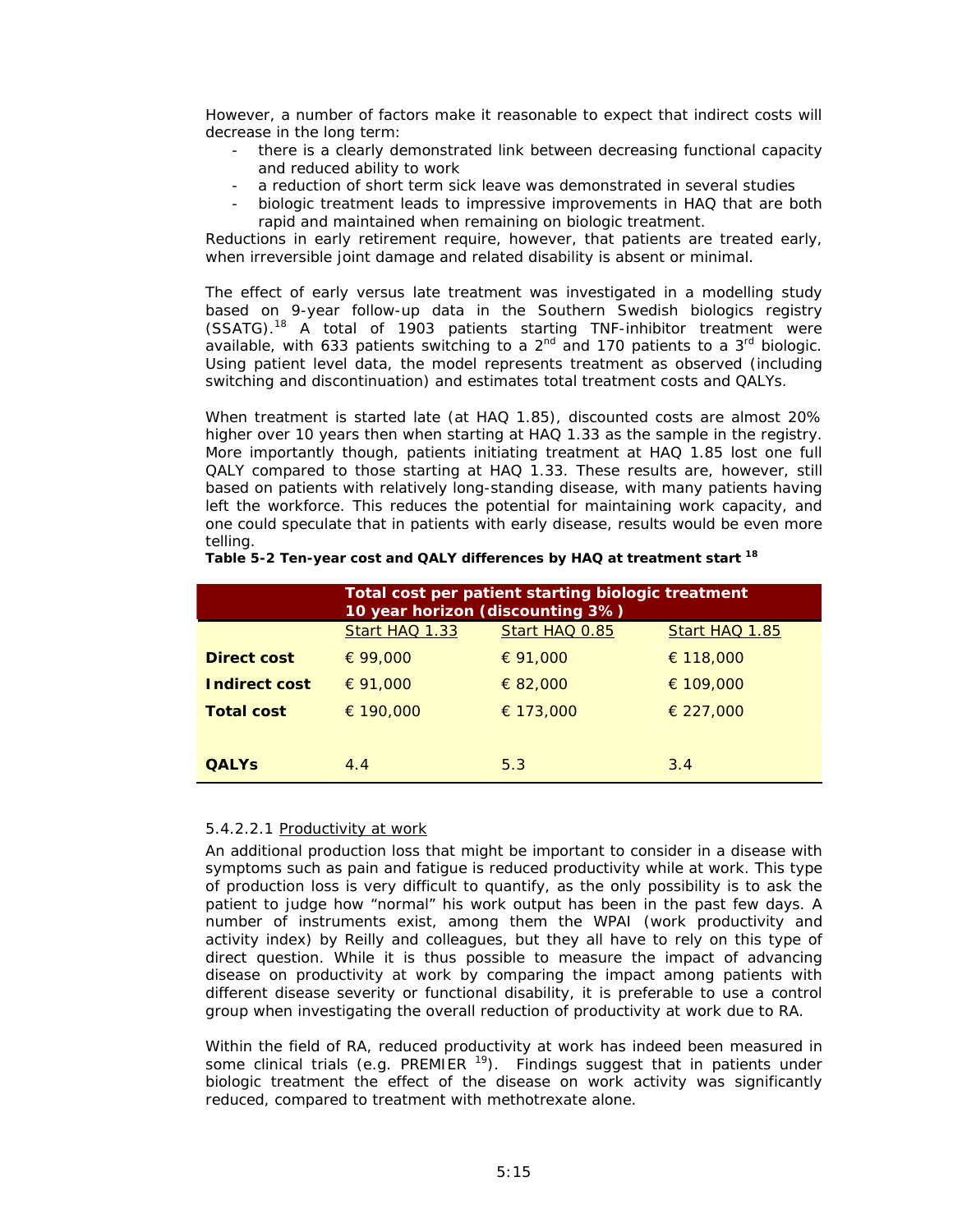However, a number of factors make it reasonable to expect that indirect costs will decrease in the long term:

- there is a clearly demonstrated link between decreasing functional capacity and reduced ability to work
- a reduction of short term sick leave was demonstrated in several studies
- biologic treatment leads to impressive improvements in HAQ that are both rapid and maintained when remaining on biologic treatment.

Reductions in early retirement require, however, that patients are treated early, when irreversible joint damage and related disability is absent or minimal.

The effect of early versus late treatment was investigated in a modelling study based on 9-year follow-up data in the Southern Swedish biologics registry (SSATG).[18] A total of 1903 patients starting TNF-inhibitor treatment were available, with 633 patients switching to a 2nd and 170 patients to a 3rd biologic. Using patient level data, the model represents treatment as observed (including switching and discontinuation) and estimates total treatment costs and QALYs.

When treatment is started late (at HAQ 1.85), discounted costs are almost 20% higher over 10 years then when starting at HAQ 1.33 as the sample in the registry. More importantly though, patients initiating treatment at HAQ 1.85 lost one full QALY compared to those starting at HAQ 1.33. These results are, however, still based on patients with relatively long-standing disease, with many patients having left the workforce. This reduces the potential for maintaining work capacity, and one could speculate that in patients with early disease, results would be even more telling.

**Table 5-2 Ten-year cost and QALY differences by HAQ at treatment start [18]**

| | Total cost per patient starting biologic treatment 10 year horizon (discounting 3%) | | |
|---|---|---|---|
| | Start HAQ 1.33 | Start HAQ 0.85 | Start HAQ 1.85 |
| **Direct cost** | € 99,000 | € 91,000 | € 118,000 |
| **Indirect cost** | € 91,000 | € 82,000 | € 109,000 |
| **Total cost** | € 190,000 | € 173,000 | € 227,000 |
| **QALYs** | 4.4 | 5.3 | 3.4 |

5.4.2.2.1 Productivity at work

An additional production loss that might be important to consider in a disease with symptoms such as pain and fatigue is reduced productivity while at work. This type of production loss is very difficult to quantify, as the only possibility is to ask the patient to judge how "normal" his work output has been in the past few days. A number of instruments exist, among them the WPAI (work productivity and activity index) by Reilly and colleagues, but they all have to rely on this type of direct question. While it is thus possible to measure the impact of advancing disease on productivity at work by comparing the impact among patients with different disease severity or functional disability, it is preferable to use a control group when investigating the overall reduction of productivity at work due to RA.

Within the field of RA, reduced productivity at work has indeed been measured in some clinical trials (e.g. PREMIER [19]). Findings suggest that in patients under biologic treatment the effect of the disease on work activity was significantly reduced, compared to treatment with methotrexate alone.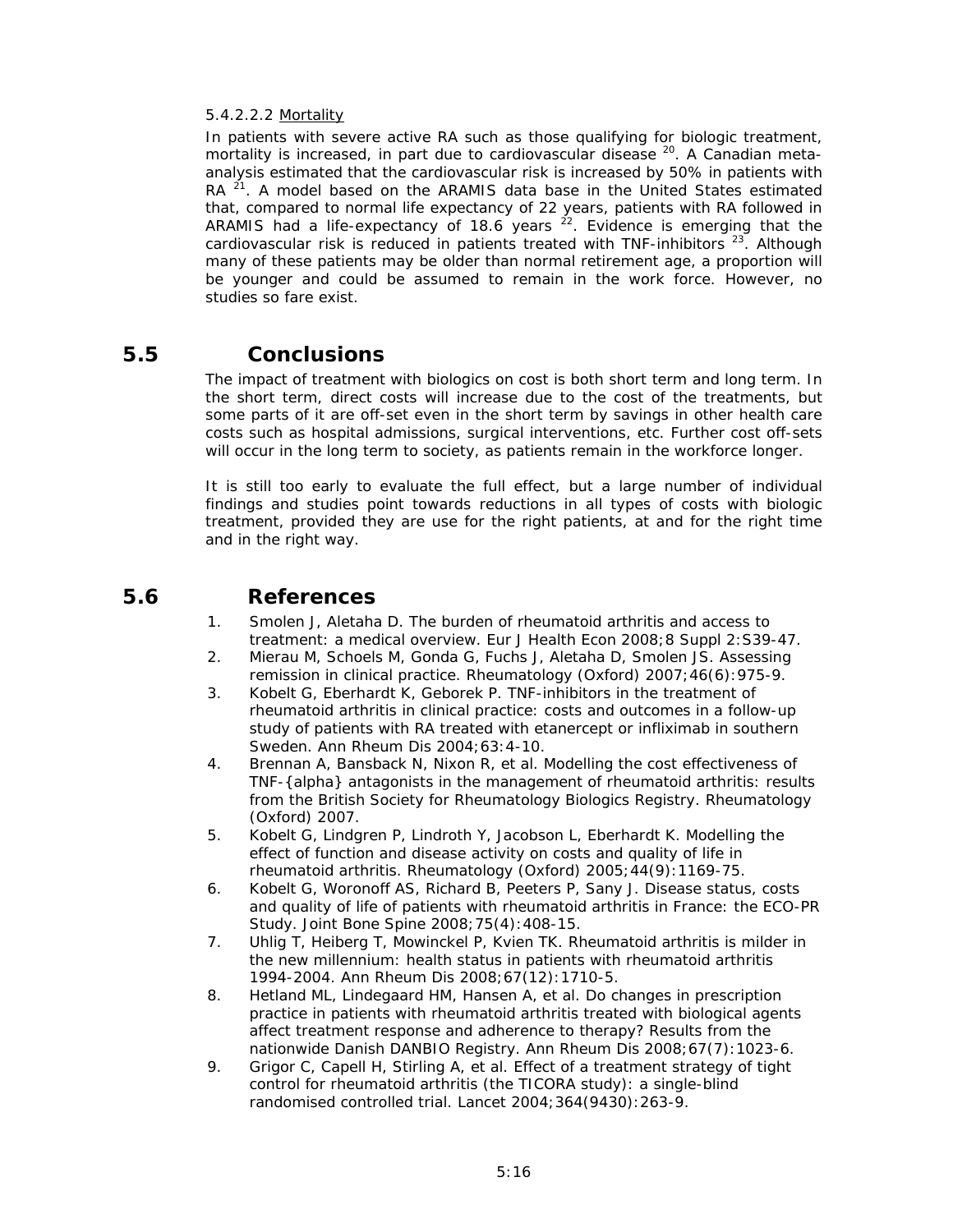5.4.2.2.2 Mortality

In patients with severe active RA such as those qualifying for biologic treatment, mortality is increased, in part due to cardiovascular disease [20]. A Canadian meta-analysis estimated that the cardiovascular risk is increased by 50% in patients with RA [21]. A model based on the ARAMIS data base in the United States estimated that, compared to normal life expectancy of 22 years, patients with RA followed in ARAMIS had a life-expectancy of 18.6 years [22]. Evidence is emerging that the cardiovascular risk is reduced in patients treated with TNF-inhibitors [23]. Although many of these patients may be older than normal retirement age, a proportion will be younger and could be assumed to remain in the work force. However, no studies so fare exist.

## 5.5 Conclusions

The impact of treatment with biologics on cost is both short term and long term. In the short term, direct costs will increase due to the cost of the treatments, but some parts of it are off-set even in the short term by savings in other health care costs such as hospital admissions, surgical interventions, etc. Further cost off-sets will occur in the long term to society, as patients remain in the workforce longer.

It is still too early to evaluate the full effect, but a large number of individual findings and studies point towards reductions in all types of costs with biologic treatment, provided they are use for the right patients, at and for the right time and in the right way.

## 5.6 References

1. Smolen J, Aletaha D. The burden of rheumatoid arthritis and access to treatment: a medical overview. Eur J Health Econ 2008;8 Suppl 2:S39-47.
2. Mierau M, Schoels M, Gonda G, Fuchs J, Aletaha D, Smolen JS. Assessing remission in clinical practice. Rheumatology (Oxford) 2007;46(6):975-9.
3. Kobelt G, Eberhardt K, Geborek P. TNF-inhibitors in the treatment of rheumatoid arthritis in clinical practice: costs and outcomes in a follow-up study of patients with RA treated with etanercept or infliximab in southern Sweden. Ann Rheum Dis 2004;63:4-10.
4. Brennan A, Bansback N, Nixon R, et al. Modelling the cost effectiveness of TNF-{alpha} antagonists in the management of rheumatoid arthritis: results from the British Society for Rheumatology Biologics Registry. Rheumatology (Oxford) 2007.
5. Kobelt G, Lindgren P, Lindroth Y, Jacobson L, Eberhardt K. Modelling the effect of function and disease activity on costs and quality of life in rheumatoid arthritis. Rheumatology (Oxford) 2005;44(9):1169-75.
6. Kobelt G, Woronoff AS, Richard B, Peeters P, Sany J. Disease status, costs and quality of life of patients with rheumatoid arthritis in France: the ECO-PR Study. Joint Bone Spine 2008;75(4):408-15.
7. Uhlig T, Heiberg T, Mowinckel P, Kvien TK. Rheumatoid arthritis is milder in the new millennium: health status in patients with rheumatoid arthritis 1994-2004. Ann Rheum Dis 2008;67(12):1710-5.
8. Hetland ML, Lindegaard HM, Hansen A, et al. Do changes in prescription practice in patients with rheumatoid arthritis treated with biological agents affect treatment response and adherence to therapy? Results from the nationwide Danish DANBIO Registry. Ann Rheum Dis 2008;67(7):1023-6.
9. Grigor C, Capell H, Stirling A, et al. Effect of a treatment strategy of tight control for rheumatoid arthritis (the TICORA study): a single-blind randomised controlled trial. Lancet 2004;364(9430):263-9.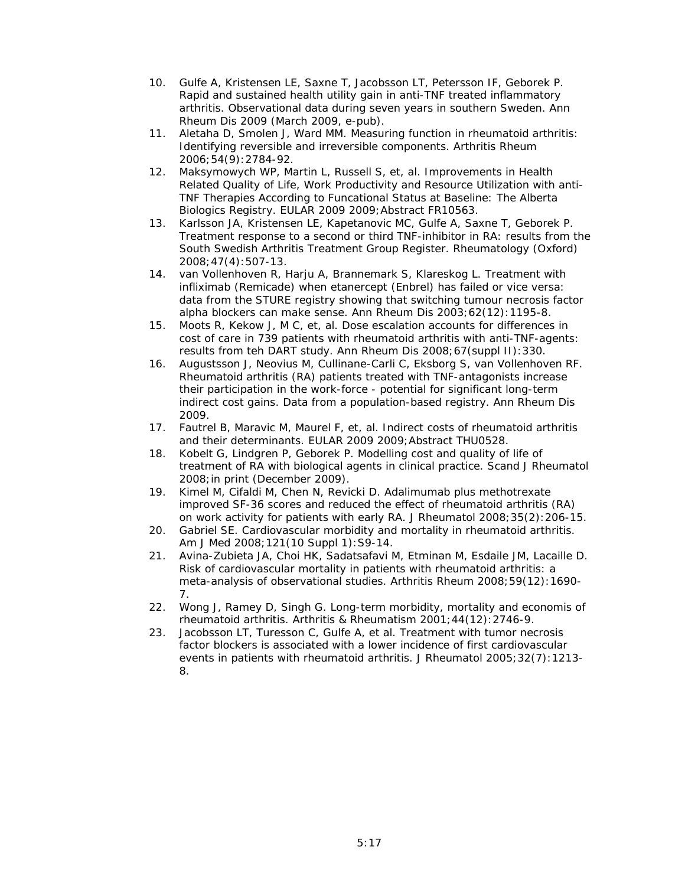10. Gulfe A, Kristensen LE, Saxne T, Jacobsson LT, Petersson IF, Geborek P. Rapid and sustained health utility gain in anti-TNF treated inflammatory arthritis. Observational data during seven years in southern Sweden. Ann Rheum Dis 2009 (March 2009, e-pub).
11. Aletaha D, Smolen J, Ward MM. Measuring function in rheumatoid arthritis: Identifying reversible and irreversible components. Arthritis Rheum 2006;54(9):2784-92.
12. Maksymowych WP, Martin L, Russell S, et, al. Improvements in Health Related Quality of Life, Work Productivity and Resource Utilization with anti-TNF Therapies According to Funcational Status at Baseline: The Alberta Biologics Registry. EULAR 2009 2009;Abstract FR10563.
13. Karlsson JA, Kristensen LE, Kapetanovic MC, Gulfe A, Saxne T, Geborek P. Treatment response to a second or third TNF-inhibitor in RA: results from the South Swedish Arthritis Treatment Group Register. Rheumatology (Oxford) 2008;47(4):507-13.
14. van Vollenhoven R, Harju A, Brannemark S, Klareskog L. Treatment with infliximab (Remicade) when etanercept (Enbrel) has failed or vice versa: data from the STURE registry showing that switching tumour necrosis factor alpha blockers can make sense. Ann Rheum Dis 2003;62(12):1195-8.
15. Moots R, Kekow J, M C, et, al. Dose escalation accounts for differences in cost of care in 739 patients with rheumatoid arthritis with anti-TNF-agents: results from teh DART study. Ann Rheum Dis 2008;67(suppl II):330.
16. Augustsson J, Neovius M, Cullinane-Carli C, Eksborg S, van Vollenhoven RF. Rheumatoid arthritis (RA) patients treated with TNF-antagonists increase their participation in the work-force - potential for significant long-term indirect cost gains. Data from a population-based registry. Ann Rheum Dis 2009.
17. Fautrel B, Maravic M, Maurel F, et, al. Indirect costs of rheumatoid arthritis and their determinants. EULAR 2009 2009;Abstract THU0528.
18. Kobelt G, Lindgren P, Geborek P. Modelling cost and quality of life of treatment of RA with biological agents in clinical practice. Scand J Rheumatol 2008;in print (December 2009).
19. Kimel M, Cifaldi M, Chen N, Revicki D. Adalimumab plus methotrexate improved SF-36 scores and reduced the effect of rheumatoid arthritis (RA) on work activity for patients with early RA. J Rheumatol 2008;35(2):206-15.
20. Gabriel SE. Cardiovascular morbidity and mortality in rheumatoid arthritis. Am J Med 2008;121(10 Suppl 1):S9-14.
21. Avina-Zubieta JA, Choi HK, Sadatsafavi M, Etminan M, Esdaile JM, Lacaille D. Risk of cardiovascular mortality in patients with rheumatoid arthritis: a meta-analysis of observational studies. Arthritis Rheum 2008;59(12):1690-7.
22. Wong J, Ramey D, Singh G. Long-term morbidity, mortality and economis of rheumatoid arthritis. Arthritis & Rheumatism 2001;44(12):2746-9.
23. Jacobsson LT, Turesson C, Gulfe A, et al. Treatment with tumor necrosis factor blockers is associated with a lower incidence of first cardiovascular events in patients with rheumatoid arthritis. J Rheumatol 2005;32(7):1213-8.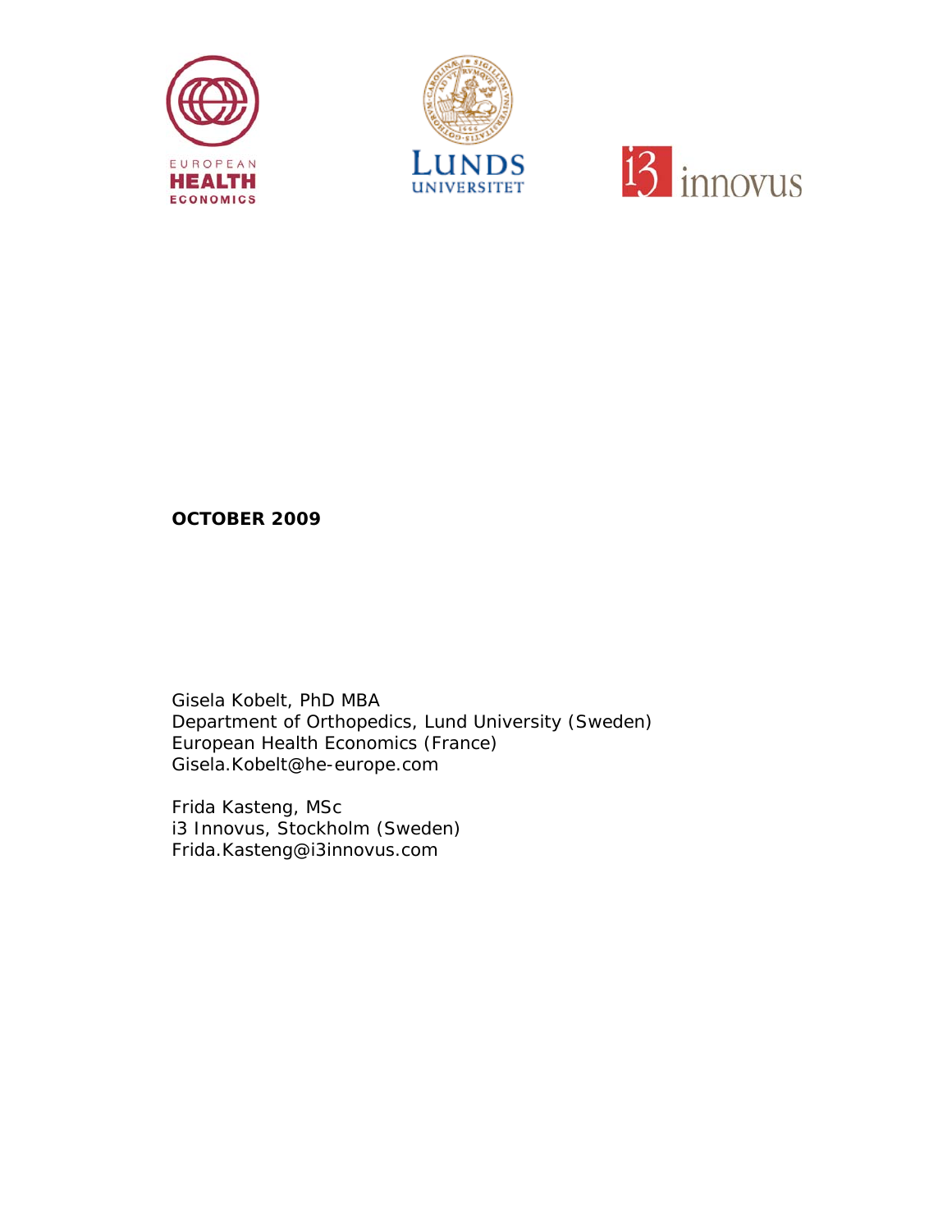EUROPEAN
HEALTH
ECONOMICS

LUNDS
UNIVERSITET

i3 innovus

**OCTOBER 2009**

Gisela Kobelt, PhD MBA
Department of Orthopedics, Lund University (Sweden)
European Health Economics (France)
Gisela.Kobelt@he-europe.com

Frida Kasteng, MSc
i3 Innovus, Stockholm (Sweden)
Frida.Kasteng@i3innovus.com